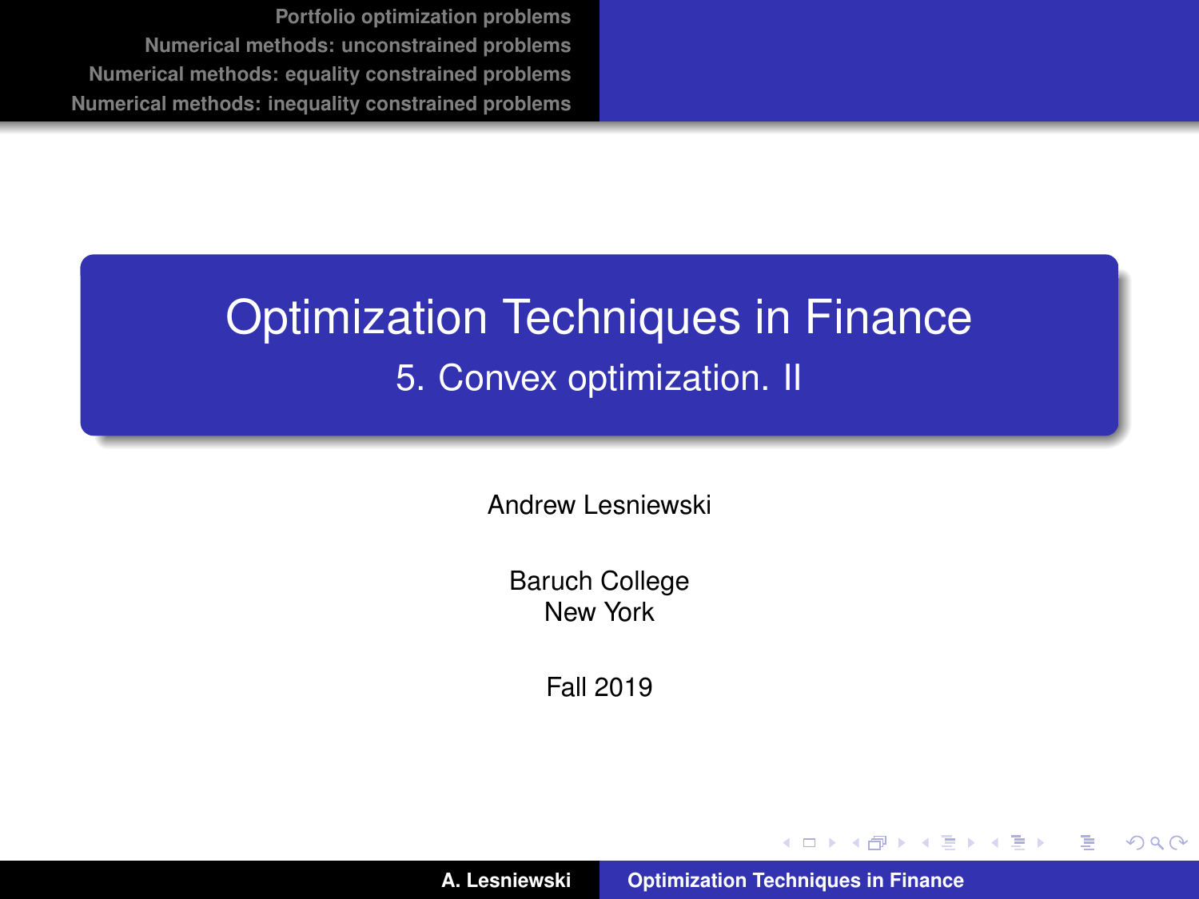# Optimization Techniques in Finance

## 5. Convex optimization. II

Andrew Lesniewski

Baruch College
New York

Fall 2019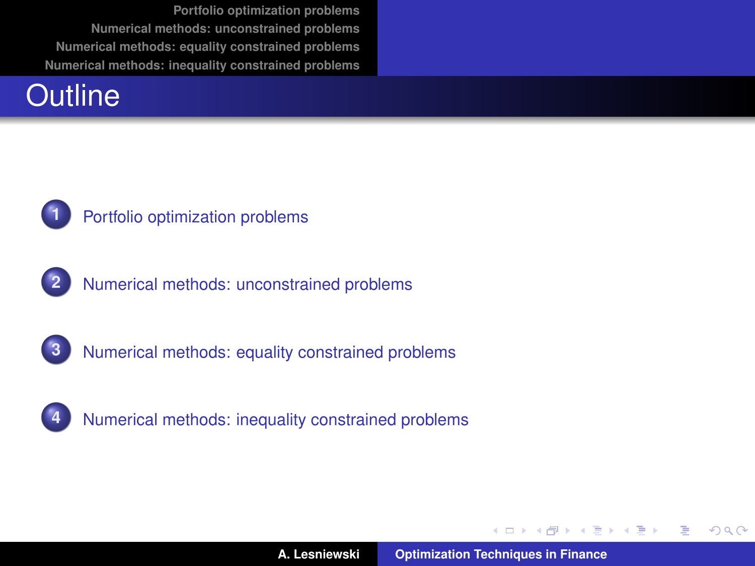# Outline

1. Portfolio optimization problems
2. Numerical methods: unconstrained problems
3. Numerical methods: equality constrained problems
4. Numerical methods: inequality constrained problems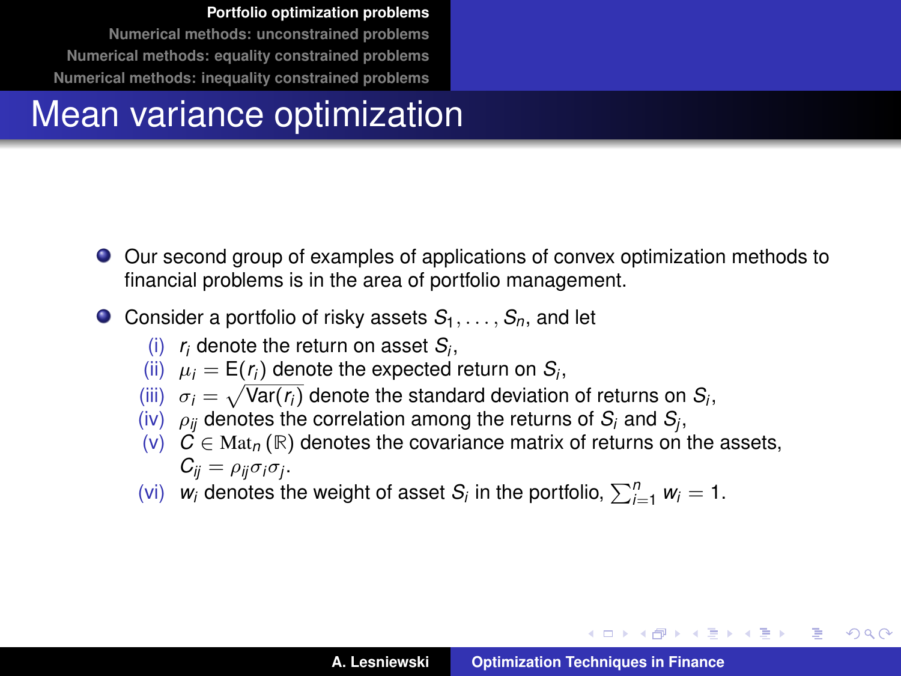# Mean variance optimization

- Our second group of examples of applications of convex optimization methods to financial problems is in the area of portfolio management.
- Consider a portfolio of risky assets $S_1, \ldots, S_n$, and let
  - (i) $r_i$ denote the return on asset $S_i$,
  - (ii) $\mu_i = \mathrm{E}(r_i)$ denote the expected return on $S_i$,
  - (iii) $\sigma_i = \sqrt{\mathrm{Var}(r_i)}$ denote the standard deviation of returns on $S_i$,
  - (iv) $\rho_{ij}$ denotes the correlation among the returns of $S_i$ and $S_j$,
  - (v) $C \in \mathrm{Mat}_n(\mathbb{R})$ denotes the covariance matrix of returns on the assets, $C_{ij} = \rho_{ij}\sigma_i\sigma_j$.
  - (vi) $w_i$ denotes the weight of asset $S_i$ in the portfolio, $\sum_{i=1}^{n} w_i = 1$.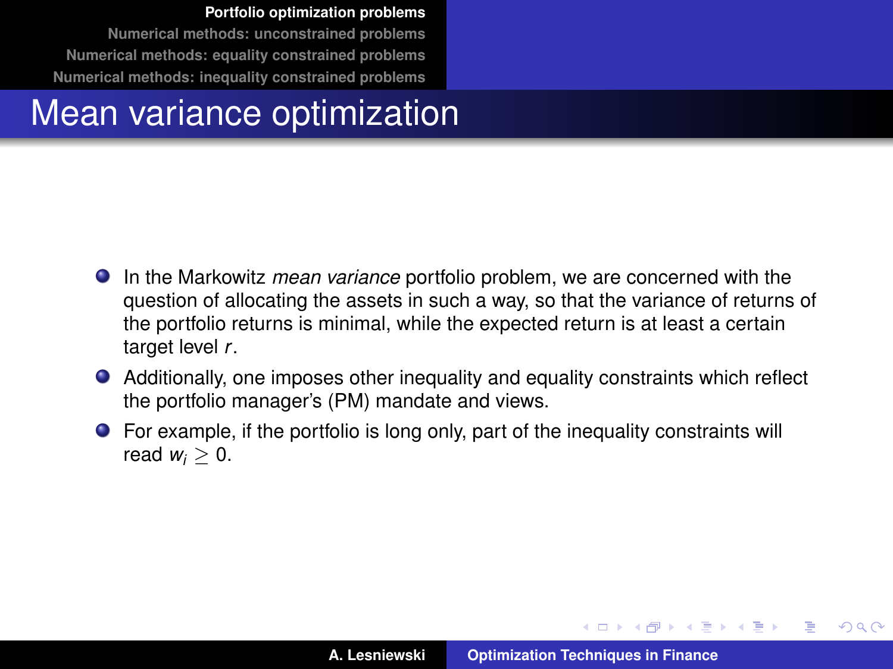# Mean variance optimization

- In the Markowitz *mean variance* portfolio problem, we are concerned with the question of allocating the assets in such a way, so that the variance of returns of the portfolio returns is minimal, while the expected return is at least a certain target level $r$.
- Additionally, one imposes other inequality and equality constraints which reflect the portfolio manager's (PM) mandate and views.
- For example, if the portfolio is long only, part of the inequality constraints will read $w_i \geq 0$.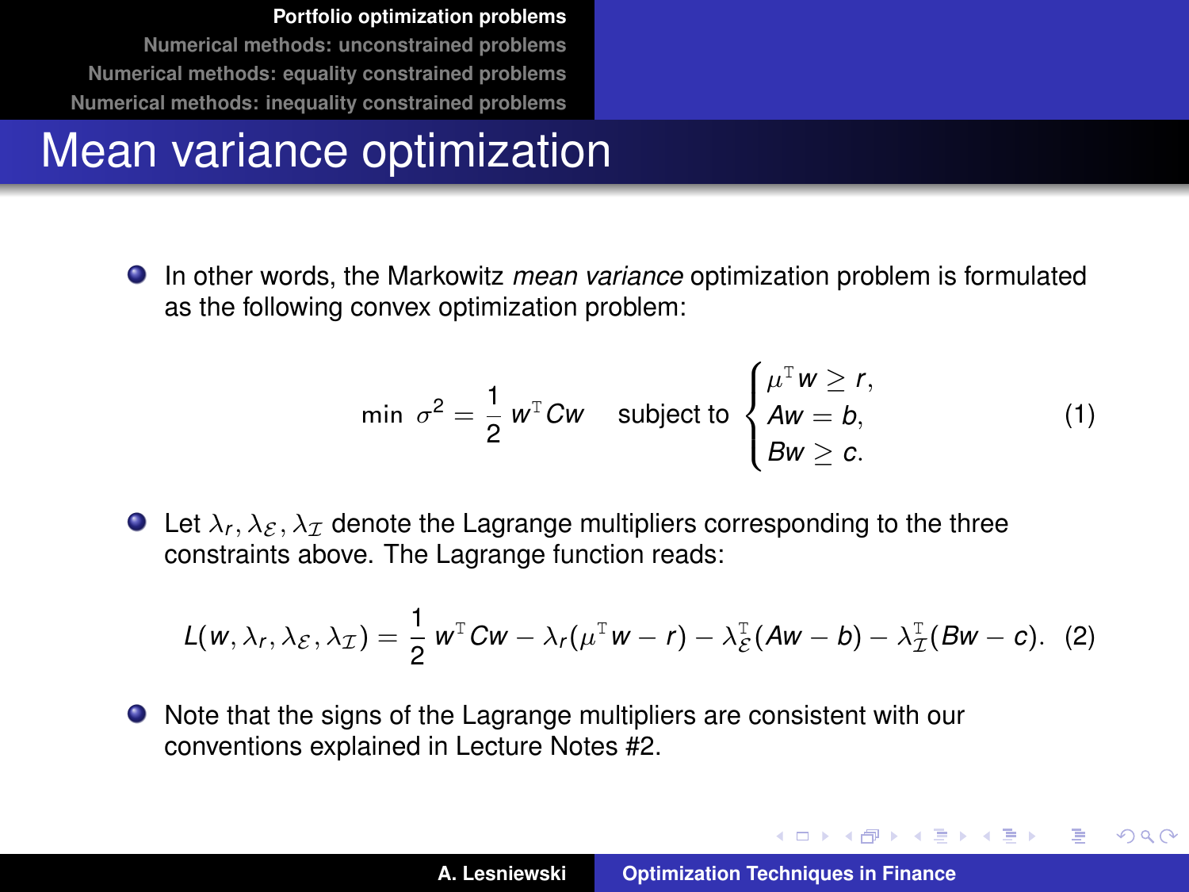# Mean variance optimization

- In other words, the Markowitz *mean variance* optimization problem is formulated as the following convex optimization problem:

$$\min \ \sigma^2 = \frac{1}{2}\, w^{\mathrm{T}} C w \quad \text{subject to} \begin{cases} \mu^{\mathrm{T}} w \geq r, \\ Aw = b, \\ Bw \geq c. \end{cases} \tag{1}$$

- Let $\lambda_r, \lambda_{\mathcal{E}}, \lambda_{\mathcal{I}}$ denote the Lagrange multipliers corresponding to the three constraints above. The Lagrange function reads:

$$L(w, \lambda_r, \lambda_{\mathcal{E}}, \lambda_{\mathcal{I}}) = \frac{1}{2}\, w^{\mathrm{T}} C w - \lambda_r(\mu^{\mathrm{T}} w - r) - \lambda_{\mathcal{E}}^{\mathrm{T}}(Aw - b) - \lambda_{\mathcal{I}}^{\mathrm{T}}(Bw - c). \tag{2}$$

- Note that the signs of the Lagrange multipliers are consistent with our conventions explained in Lecture Notes #2.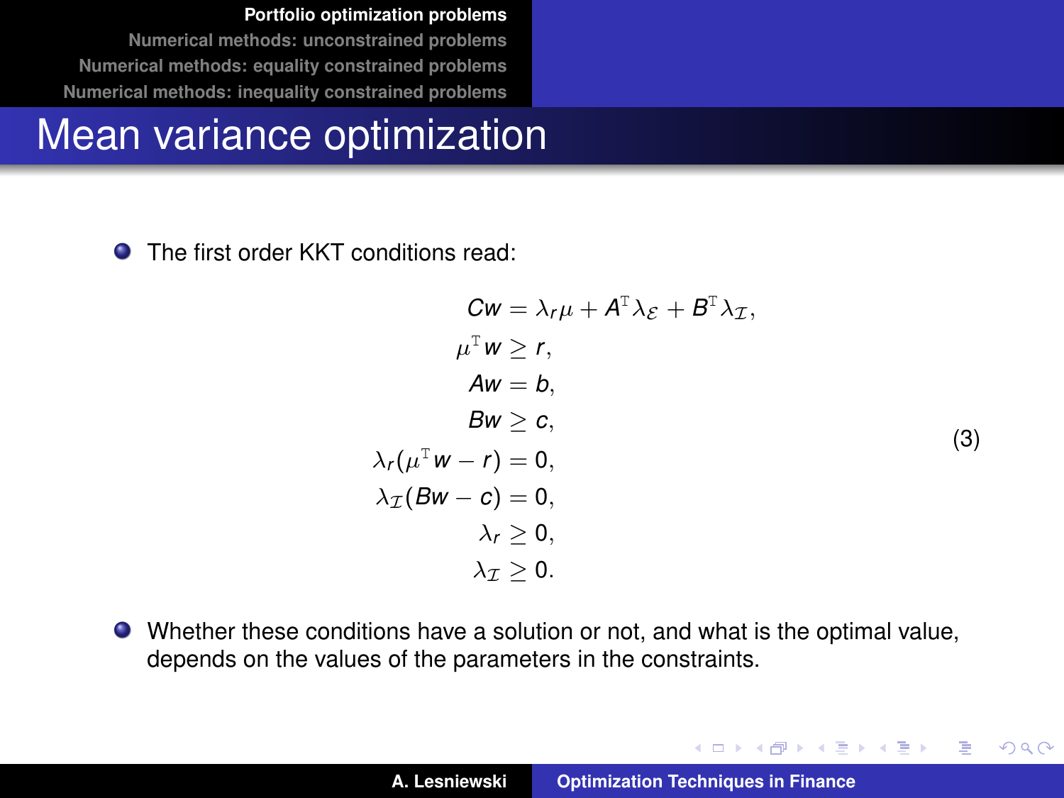# Mean variance optimization

- The first order KKT conditions read:

$$
\begin{aligned}
Cw &= \lambda_r \mu + A^{\mathrm{T}} \lambda_{\mathcal{E}} + B^{\mathrm{T}} \lambda_{\mathcal{I}}, \\
\mu^{\mathrm{T}} w &\geq r, \\
Aw &= b, \\
Bw &\geq c, \\
\lambda_r (\mu^{\mathrm{T}} w - r) &= 0, \\
\lambda_{\mathcal{I}} (Bw - c) &= 0, \\
\lambda_r &\geq 0, \\
\lambda_{\mathcal{I}} &\geq 0.
\end{aligned}
\tag{3}
$$

- Whether these conditions have a solution or not, and what is the optimal value, depends on the values of the parameters in the constraints.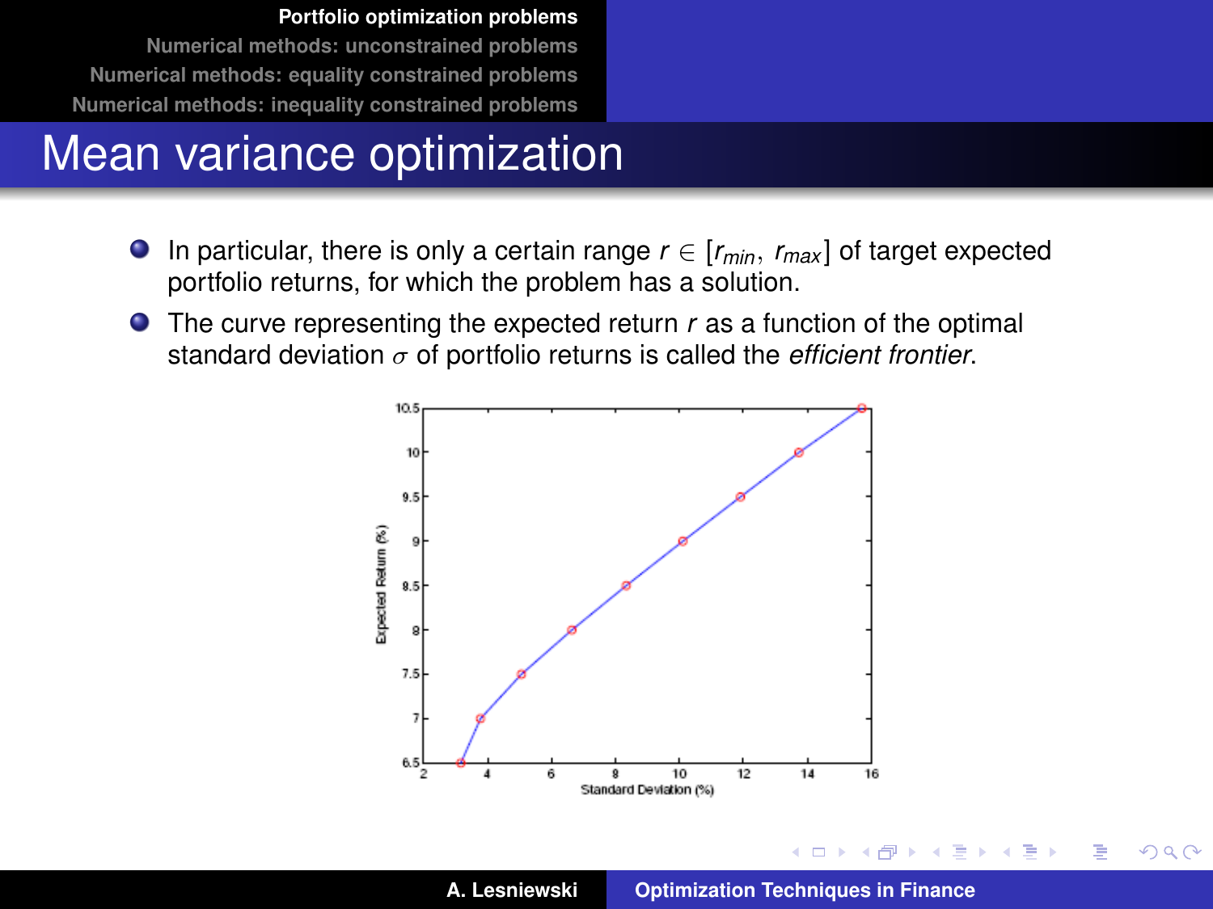# Mean variance optimization

- In particular, there is only a certain range $r \in [r_{min}, r_{max}]$ of target expected portfolio returns, for which the problem has a solution.
- The curve representing the expected return $r$ as a function of the optimal standard deviation $\sigma$ of portfolio returns is called the *efficient frontier*.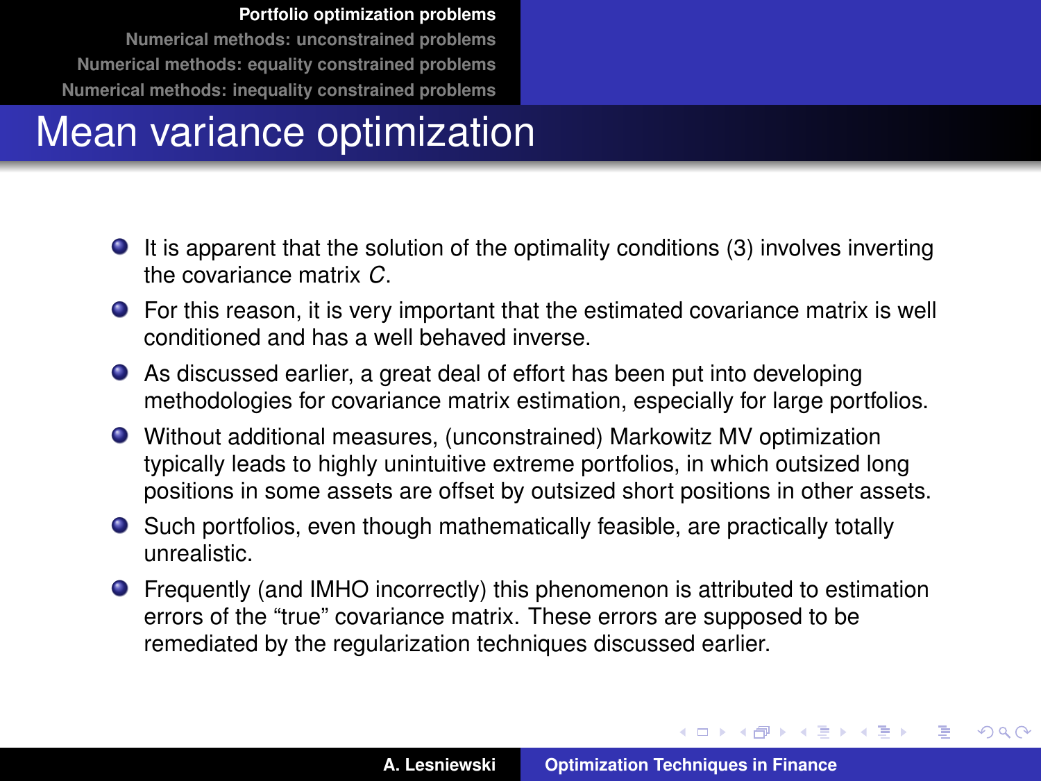# Mean variance optimization

- It is apparent that the solution of the optimality conditions (3) involves inverting the covariance matrix $C$.
- For this reason, it is very important that the estimated covariance matrix is well conditioned and has a well behaved inverse.
- As discussed earlier, a great deal of effort has been put into developing methodologies for covariance matrix estimation, especially for large portfolios.
- Without additional measures, (unconstrained) Markowitz MV optimization typically leads to highly unintuitive extreme portfolios, in which outsized long positions in some assets are offset by outsized short positions in other assets.
- Such portfolios, even though mathematically feasible, are practically totally unrealistic.
- Frequently (and IMHO incorrectly) this phenomenon is attributed to estimation errors of the "true" covariance matrix. These errors are supposed to be remediated by the regularization techniques discussed earlier.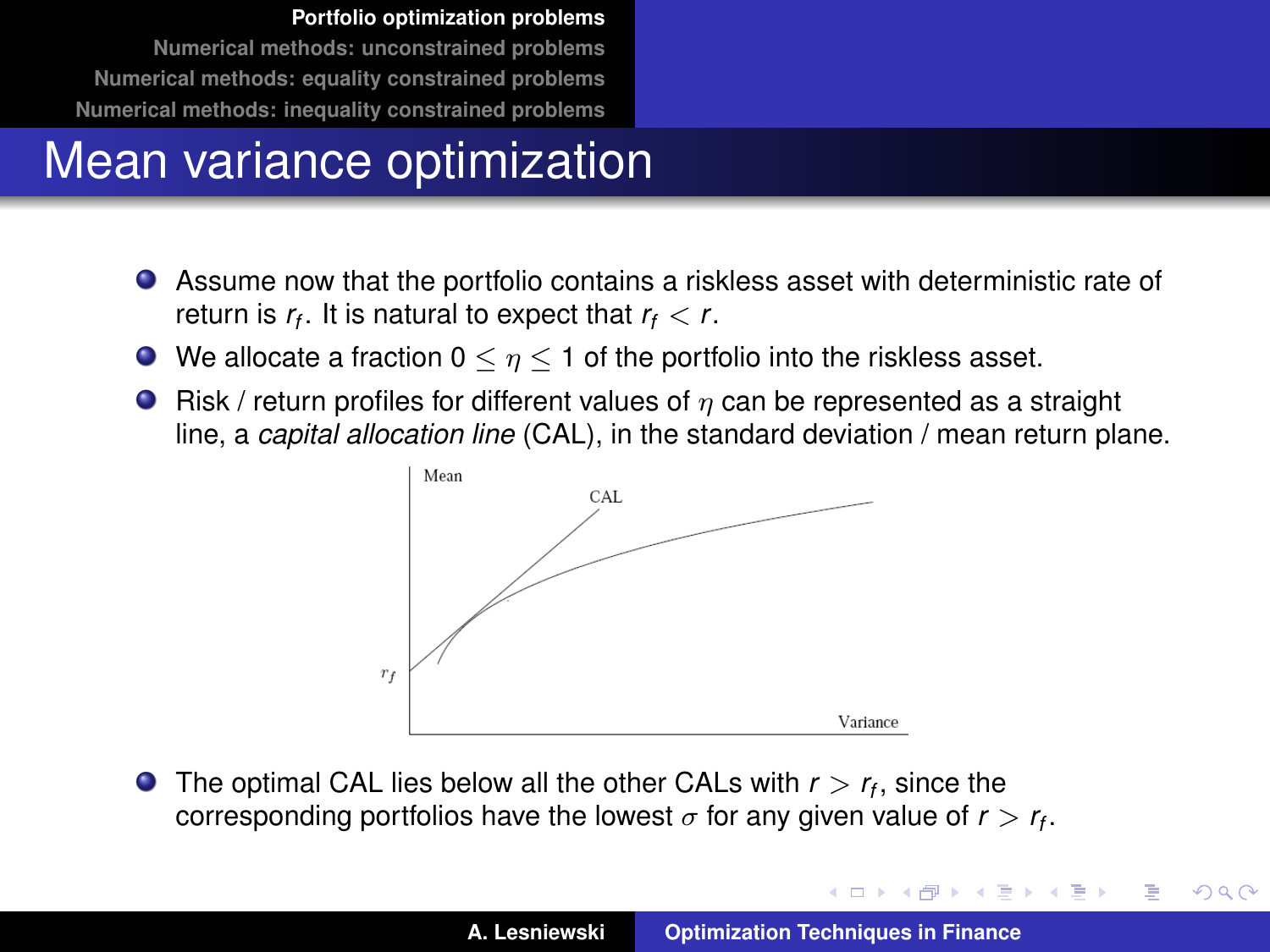# Mean variance optimization

- Assume now that the portfolio contains a riskless asset with deterministic rate of return is $r_f$. It is natural to expect that $r_f < r$.
- We allocate a fraction $0 \leq \eta \leq 1$ of the portfolio into the riskless asset.
- Risk / return profiles for different values of $\eta$ can be represented as a straight line, a *capital allocation line* (CAL), in the standard deviation / mean return plane.

- The optimal CAL lies below all the other CALs with $r > r_f$, since the corresponding portfolios have the lowest $\sigma$ for any given value of $r > r_f$.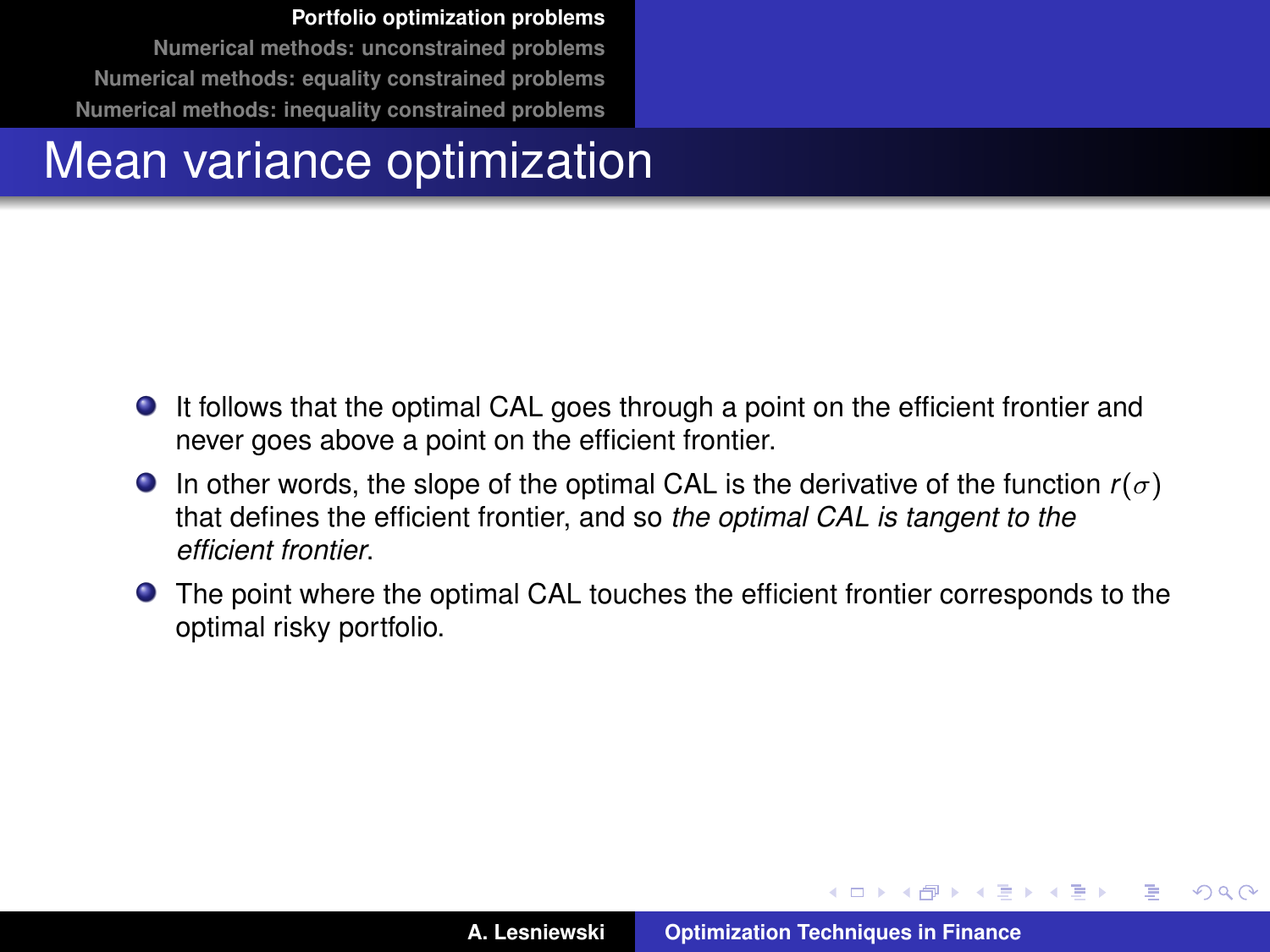# Mean variance optimization

- It follows that the optimal CAL goes through a point on the efficient frontier and never goes above a point on the efficient frontier.
- In other words, the slope of the optimal CAL is the derivative of the function $r(\sigma)$ that defines the efficient frontier, and so *the optimal CAL is tangent to the efficient frontier*.
- The point where the optimal CAL touches the efficient frontier corresponds to the optimal risky portfolio.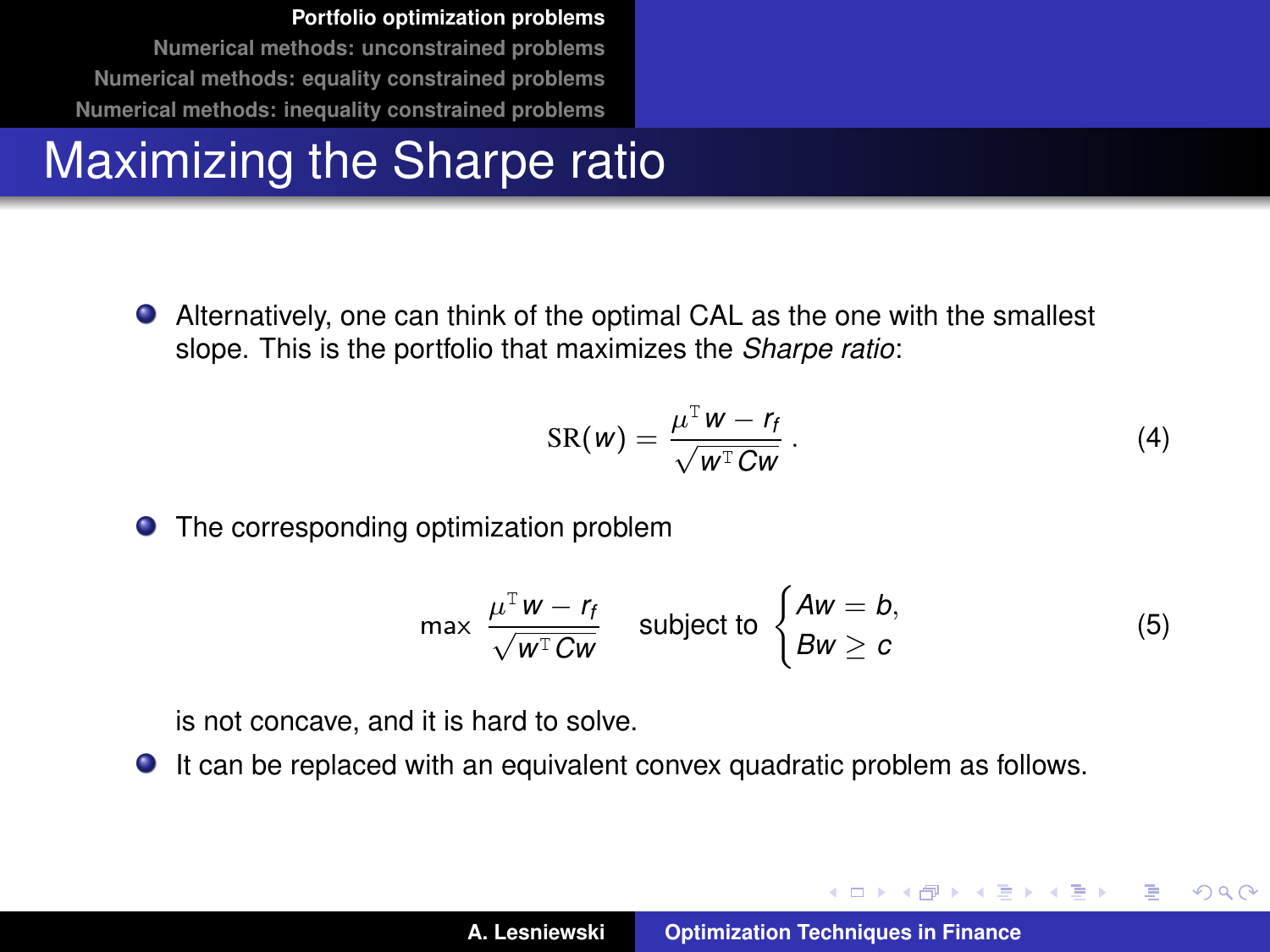# Maximizing the Sharpe ratio

- Alternatively, one can think of the optimal CAL as the one with the smallest slope. This is the portfolio that maximizes the *Sharpe ratio*:

$$\mathrm{SR}(w) = \frac{\mu^{\mathrm{T}} w - r_f}{\sqrt{w^{\mathrm{T}} C w}} \,. \tag{4}$$

- The corresponding optimization problem

$$\max \frac{\mu^{\mathrm{T}} w - r_f}{\sqrt{w^{\mathrm{T}} C w}} \quad \text{subject to} \begin{cases} Aw = b, \\ Bw \geq c \end{cases} \tag{5}$$

  is not concave, and it is hard to solve.

- It can be replaced with an equivalent convex quadratic problem as follows.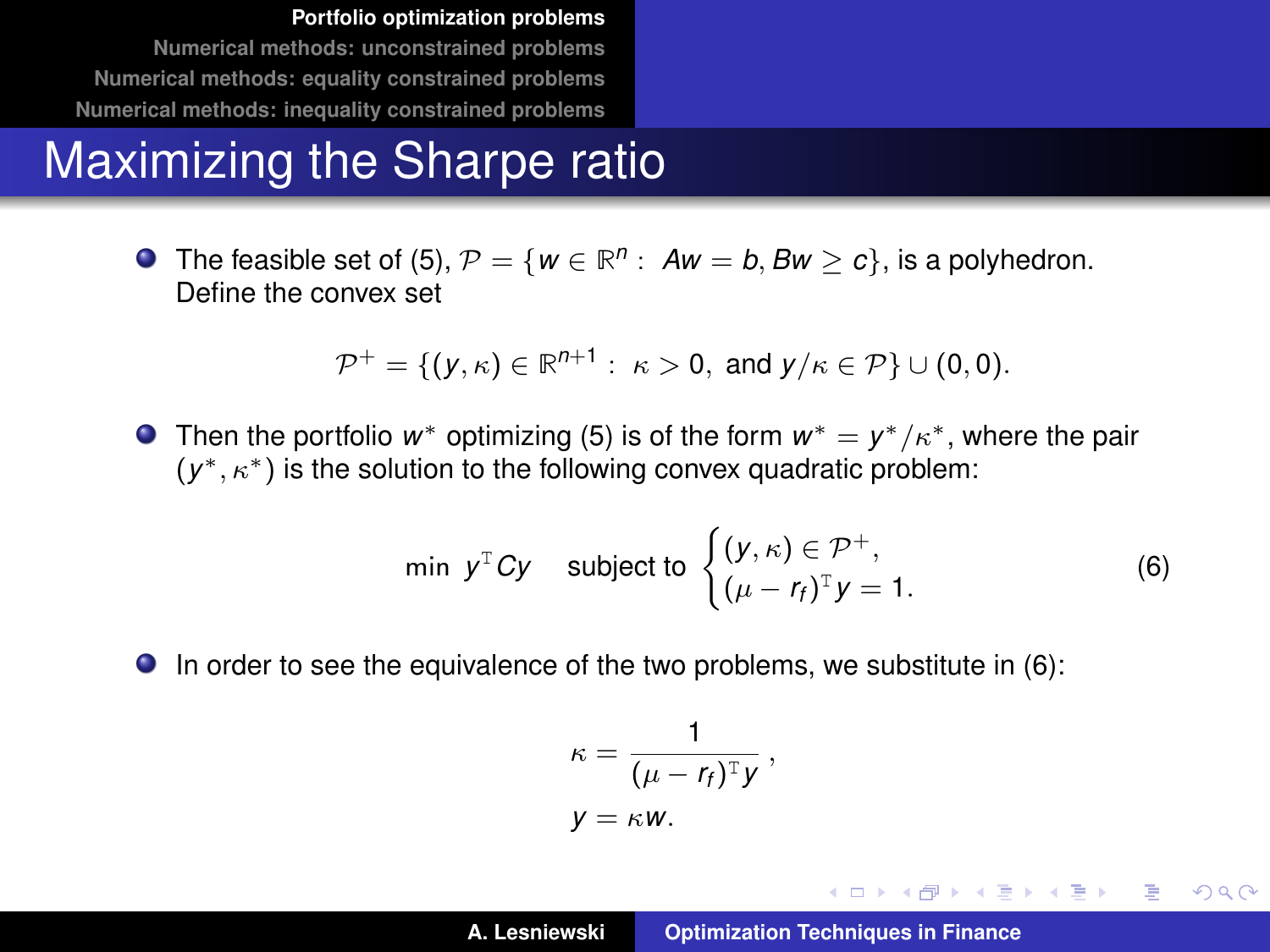# Maximizing the Sharpe ratio

- The feasible set of (5), $\mathcal{P} = \{w \in \mathbb{R}^n : \ Aw = b, Bw \geq c\}$, is a polyhedron. Define the convex set

$$\mathcal{P}^+ = \{(y, \kappa) \in \mathbb{R}^{n+1} : \ \kappa > 0, \text{ and } y/\kappa \in \mathcal{P}\} \cup (0, 0).$$

- Then the portfolio $w^*$ optimizing (5) is of the form $w^* = y^*/\kappa^*$, where the pair $(y^*, \kappa^*)$ is the solution to the following convex quadratic problem:

$$\min \ y^{\mathrm{T}} C y \quad \text{subject to} \begin{cases} (y, \kappa) \in \mathcal{P}^+, \\ (\mu - r_f)^{\mathrm{T}} y = 1. \end{cases} \tag{6}$$

- In order to see the equivalence of the two problems, we substitute in (6):

$$\kappa = \frac{1}{(\mu - r_f)^{\mathrm{T}} y},$$
$$y = \kappa w.$$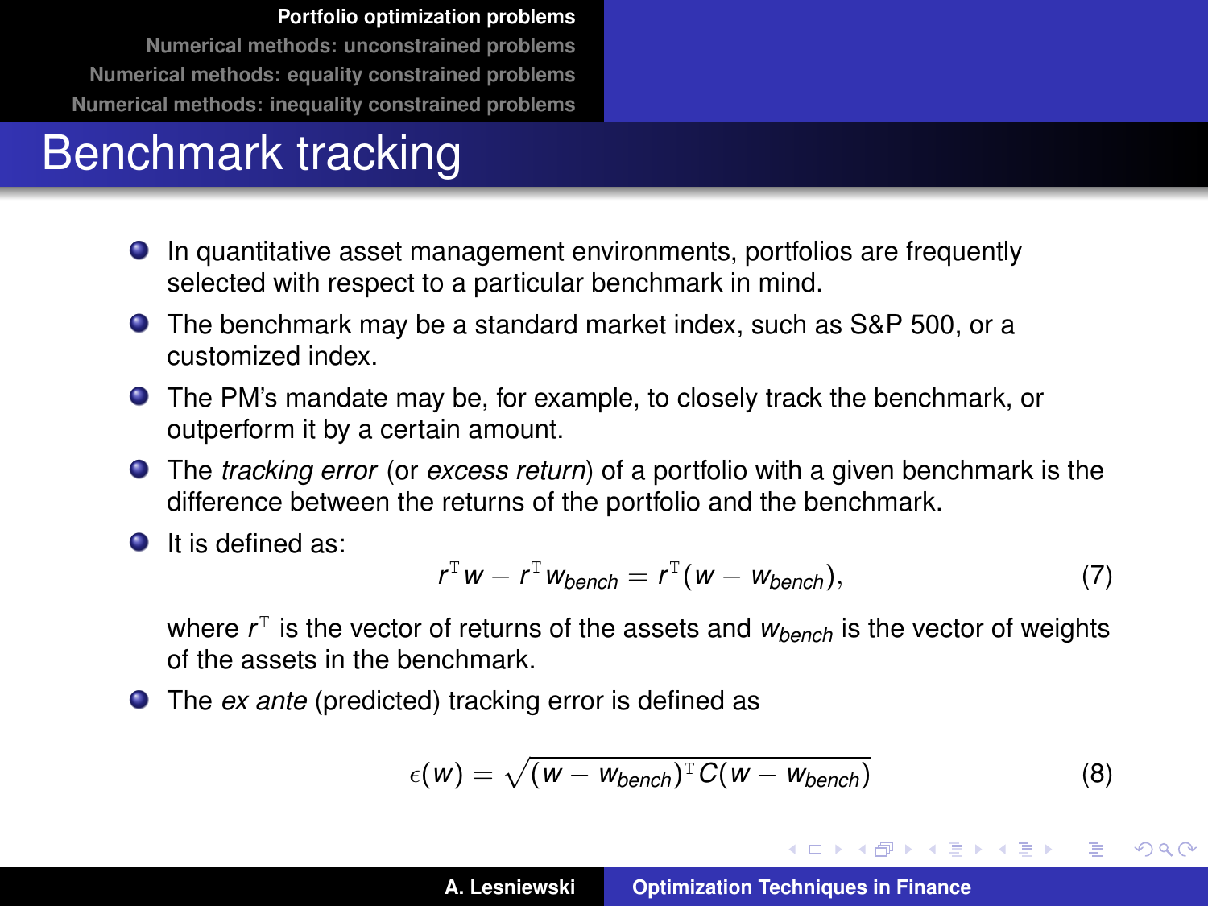# Benchmark tracking

- In quantitative asset management environments, portfolios are frequently selected with respect to a particular benchmark in mind.
- The benchmark may be a standard market index, such as S&P 500, or a customized index.
- The PM's mandate may be, for example, to closely track the benchmark, or outperform it by a certain amount.
- The *tracking error* (or *excess return*) of a portfolio with a given benchmark is the difference between the returns of the portfolio and the benchmark.
- It is defined as:

$$r^{\mathrm{T}} w - r^{\mathrm{T}} w_{bench} = r^{\mathrm{T}} (w - w_{bench}), \tag{7}$$

  where $r^{\mathrm{T}}$ is the vector of returns of the assets and $w_{bench}$ is the vector of weights of the assets in the benchmark.
- The *ex ante* (predicted) tracking error is defined as

$$\epsilon(w) = \sqrt{(w - w_{bench})^{\mathrm{T}} C (w - w_{bench})} \tag{8}$$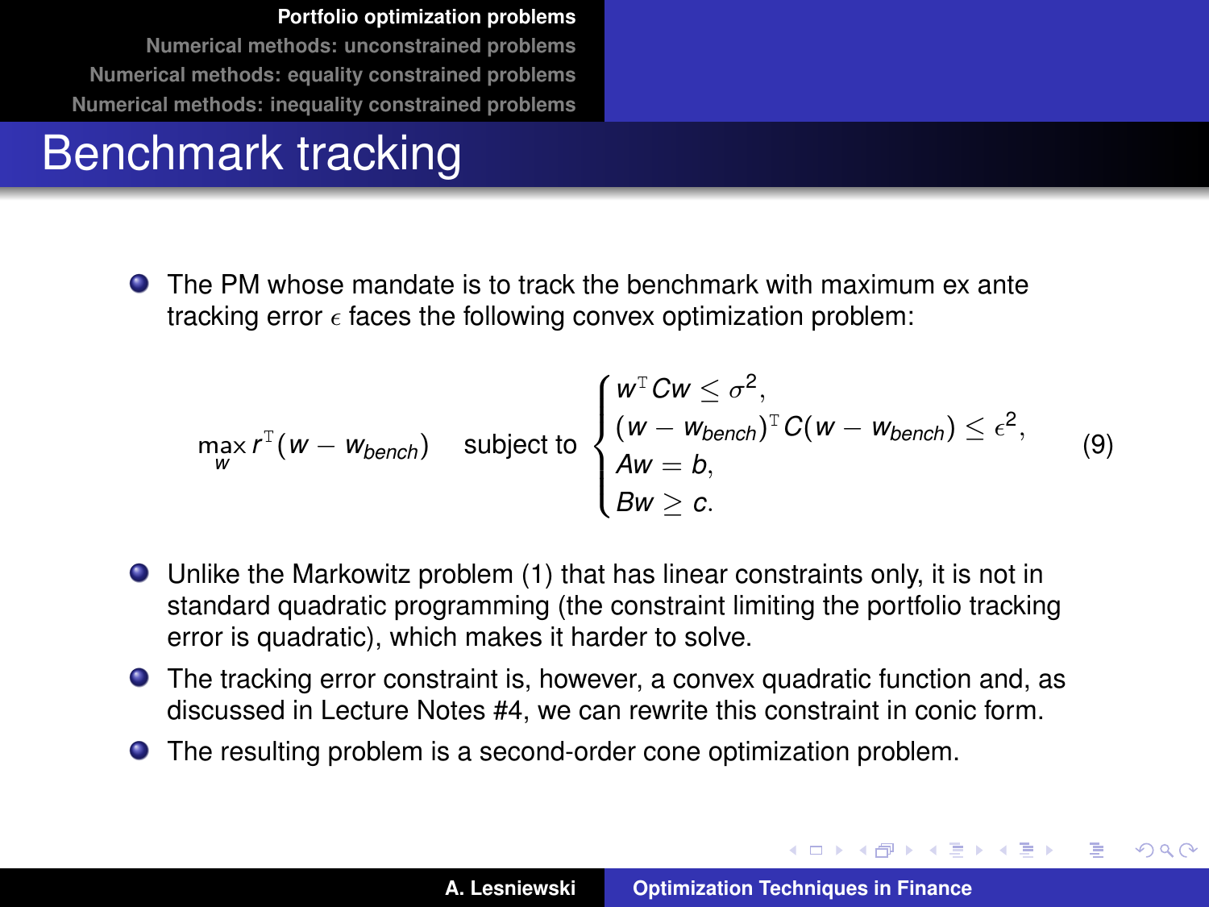# Benchmark tracking

- The PM whose mandate is to track the benchmark with maximum ex ante tracking error $\epsilon$ faces the following convex optimization problem:

$$\max_{w} r^{\mathrm{T}}(w - w_{bench}) \quad \text{subject to} \begin{cases} w^{\mathrm{T}} C w \leq \sigma^2, \\ (w - w_{bench})^{\mathrm{T}} C (w - w_{bench}) \leq \epsilon^2, \\ Aw = b, \\ Bw \geq c. \end{cases} \tag{9}$$

- Unlike the Markowitz problem (1) that has linear constraints only, it is not in standard quadratic programming (the constraint limiting the portfolio tracking error is quadratic), which makes it harder to solve.
- The tracking error constraint is, however, a convex quadratic function and, as discussed in Lecture Notes #4, we can rewrite this constraint in conic form.
- The resulting problem is a second-order cone optimization problem.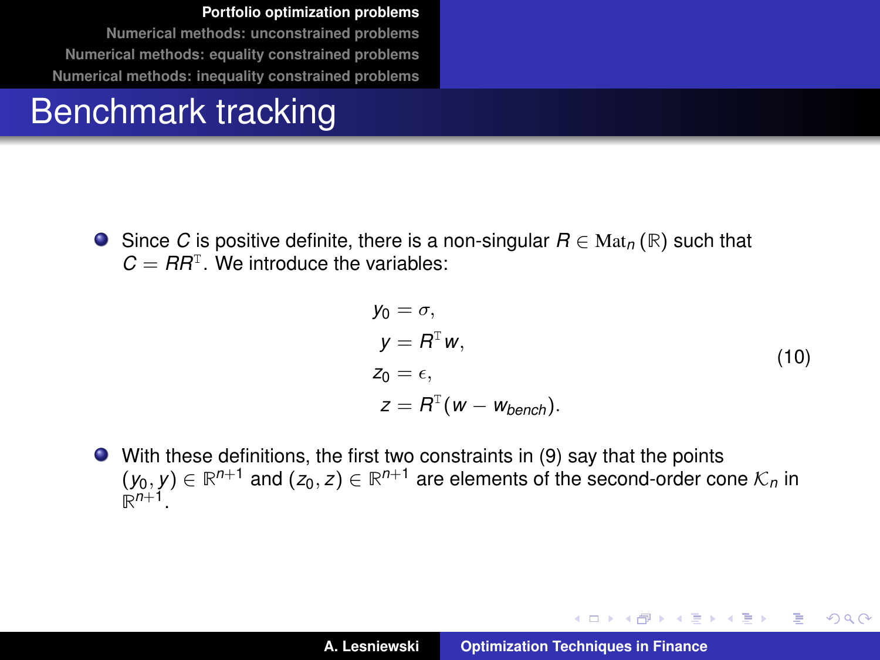# Benchmark tracking

- Since $C$ is positive definite, there is a non-singular $R \in \mathrm{Mat}_n(\mathbb{R})$ such that $C = RR^{\mathrm{T}}$. We introduce the variables:

$$
\begin{aligned}
y_0 &= \sigma, \\
y &= R^{\mathrm{T}} w, \\
z_0 &= \epsilon, \\
z &= R^{\mathrm{T}}(w - w_{bench}).
\end{aligned}
\tag{10}
$$

- With these definitions, the first two constraints in (9) say that the points $(y_0, y) \in \mathbb{R}^{n+1}$ and $(z_0, z) \in \mathbb{R}^{n+1}$ are elements of the second-order cone $\mathcal{K}_n$ in $\mathbb{R}^{n+1}$.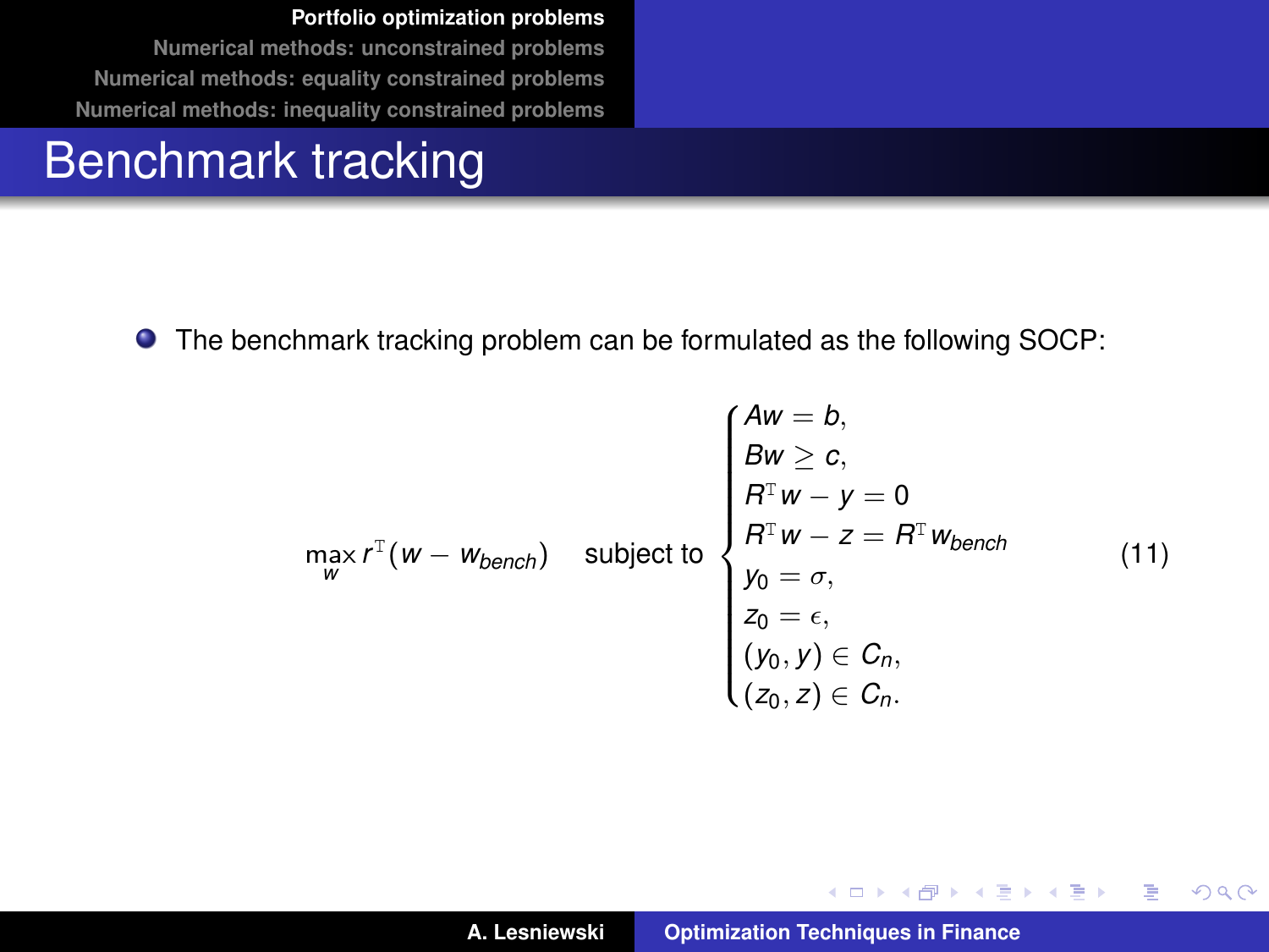# Benchmark tracking

- The benchmark tracking problem can be formulated as the following SOCP:

$$
\max_{w} r^{\mathrm{T}}(w - w_{bench}) \quad \text{subject to} \quad
\begin{cases}
Aw = b, \\
Bw \geq c, \\
R^{\mathrm{T}} w - y = 0 \\
R^{\mathrm{T}} w - z = R^{\mathrm{T}} w_{bench} \\
y_0 = \sigma, \\
z_0 = \epsilon, \\
(y_0, y) \in C_n, \\
(z_0, z) \in C_n.
\end{cases}
\tag{11}
$$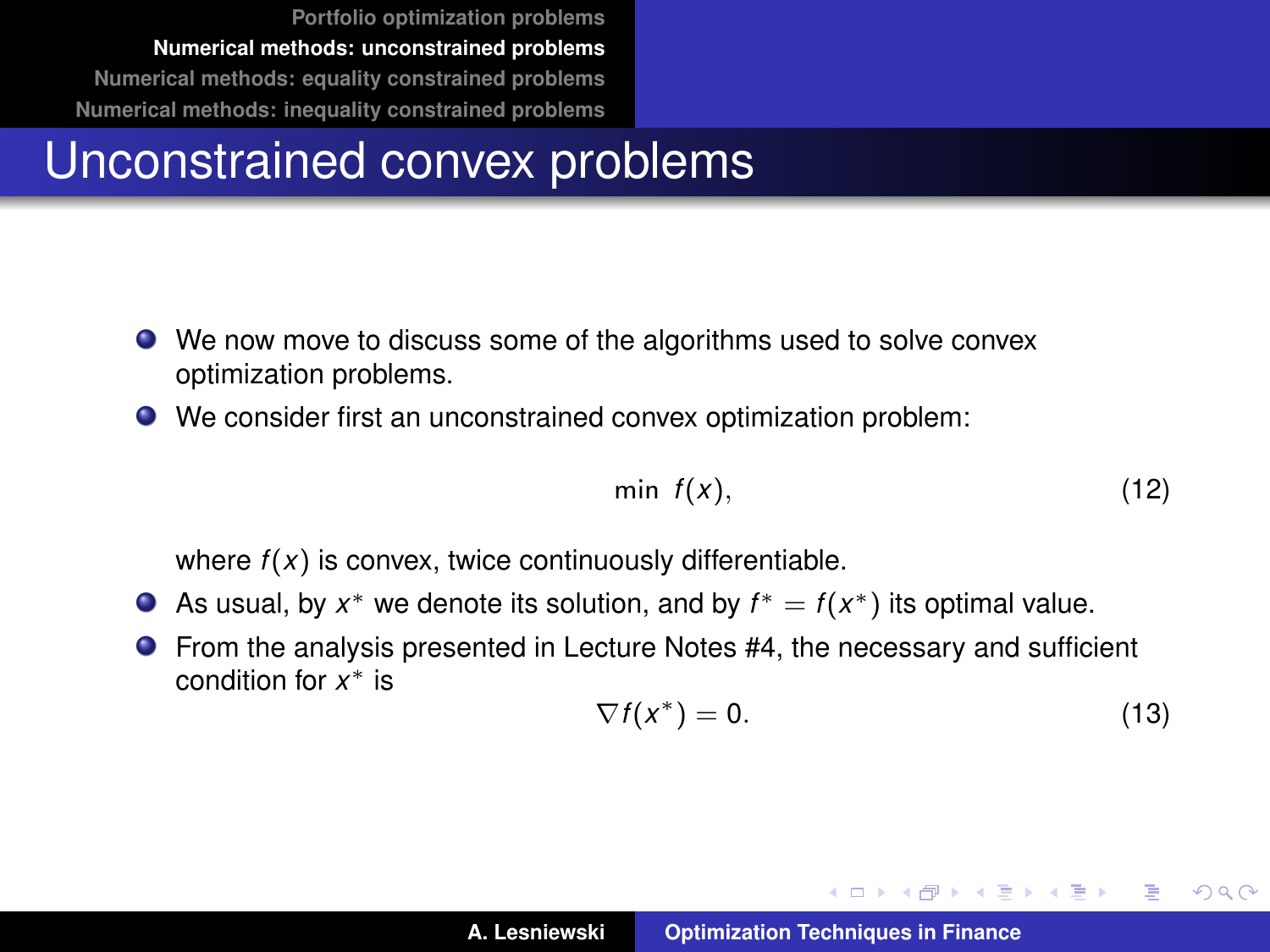# Unconstrained convex problems

- We now move to discuss some of the algorithms used to solve convex optimization problems.
- We consider first an unconstrained convex optimization problem:

$$\min \; f(x), \tag{12}$$

  where $f(x)$ is convex, twice continuously differentiable.
- As usual, by $x^*$ we denote its solution, and by $f^* = f(x^*)$ its optimal value.
- From the analysis presented in Lecture Notes #4, the necessary and sufficient condition for $x^*$ is

$$\nabla f(x^*) = 0. \tag{13}$$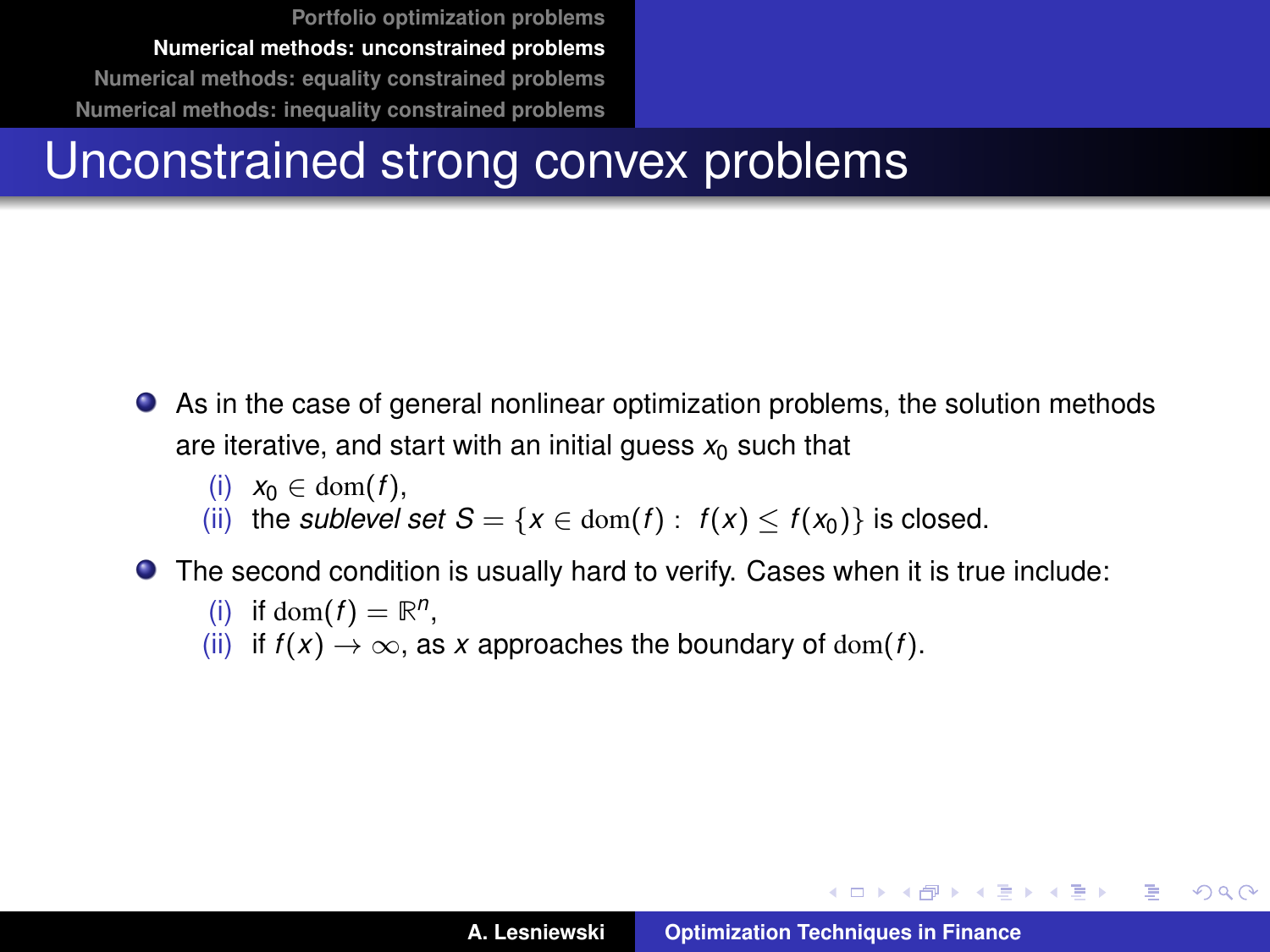# Unconstrained strong convex problems

- As in the case of general nonlinear optimization problems, the solution methods are iterative, and start with an initial guess $x_0$ such that
  - (i) $x_0 \in \mathrm{dom}(f)$,
  - (ii) the *sublevel set* $S = \{x \in \mathrm{dom}(f) : \ f(x) \leq f(x_0)\}$ is closed.
- The second condition is usually hard to verify. Cases when it is true include:
  - (i) if $\mathrm{dom}(f) = \mathbb{R}^n$,
  - (ii) if $f(x) \to \infty$, as $x$ approaches the boundary of $\mathrm{dom}(f)$.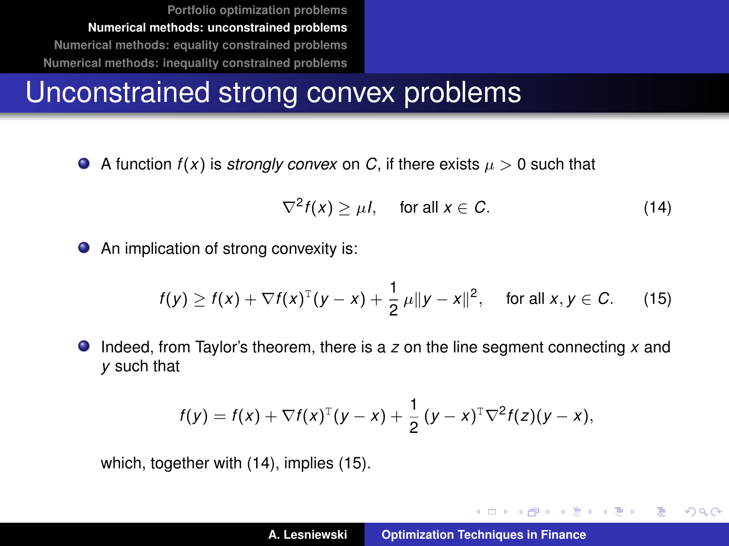# Unconstrained strong convex problems

- A function $f(x)$ is *strongly convex* on $C$, if there exists $\mu > 0$ such that

$$\nabla^2 f(x) \geq \mu I, \quad \text{for all } x \in C. \tag{14}$$

- An implication of strong convexity is:

$$f(y) \geq f(x) + \nabla f(x)^{\mathrm{T}}(y - x) + \frac{1}{2}\mu \|y - x\|^2, \quad \text{for all } x, y \in C. \tag{15}$$

- Indeed, from Taylor's theorem, there is a $z$ on the line segment connecting $x$ and $y$ such that

$$f(y) = f(x) + \nabla f(x)^{\mathrm{T}}(y - x) + \frac{1}{2}(y - x)^{\mathrm{T}} \nabla^2 f(z)(y - x),$$

which, together with (14), implies (15).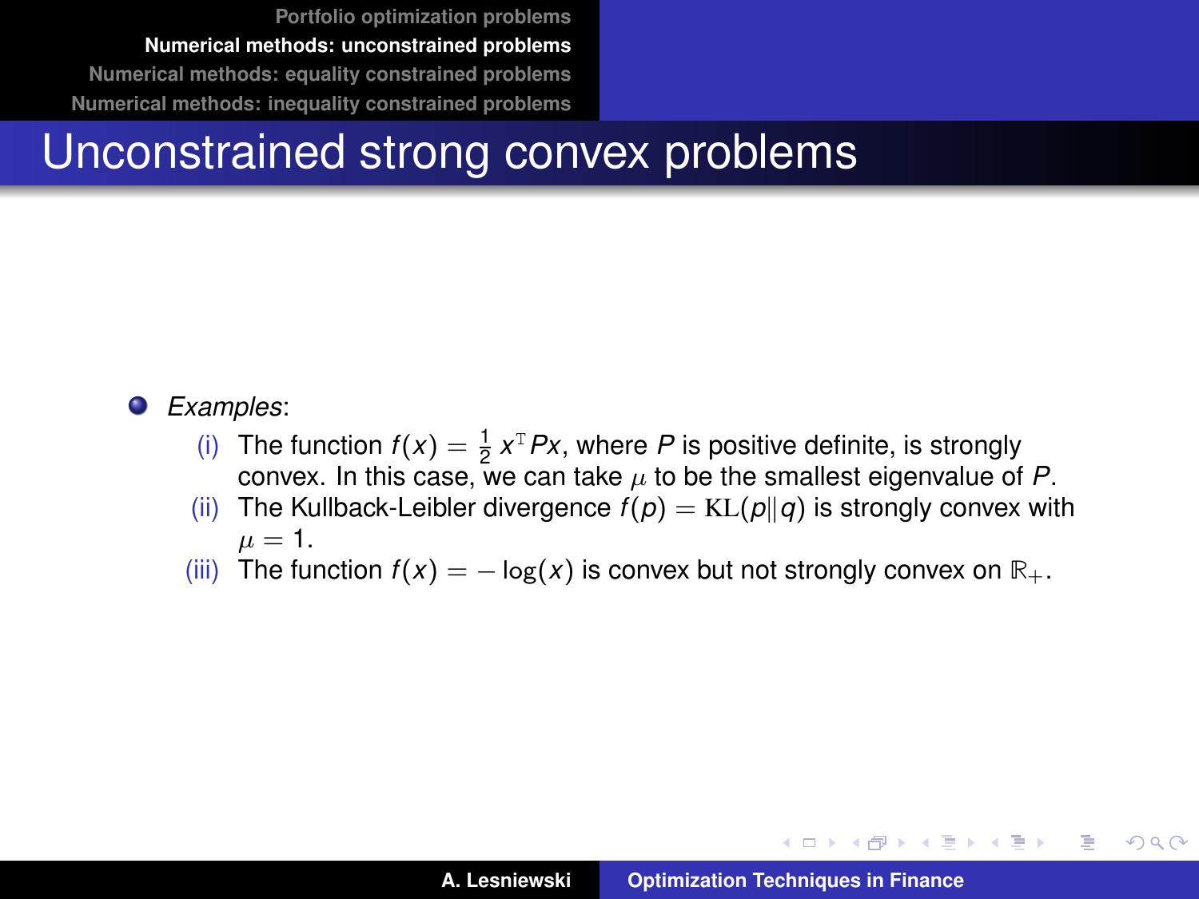# Unconstrained strong convex problems

- *Examples*:
  - (i) The function $f(x) = \frac{1}{2}\, x^{\mathrm{T}} P x$, where $P$ is positive definite, is strongly convex. In this case, we can take $\mu$ to be the smallest eigenvalue of $P$.
  - (ii) The Kullback-Leibler divergence $f(p) = \mathrm{KL}(p\|q)$ is strongly convex with $\mu = 1$.
  - (iii) The function $f(x) = -\log(x)$ is convex but not strongly convex on $\mathbb{R}_+$.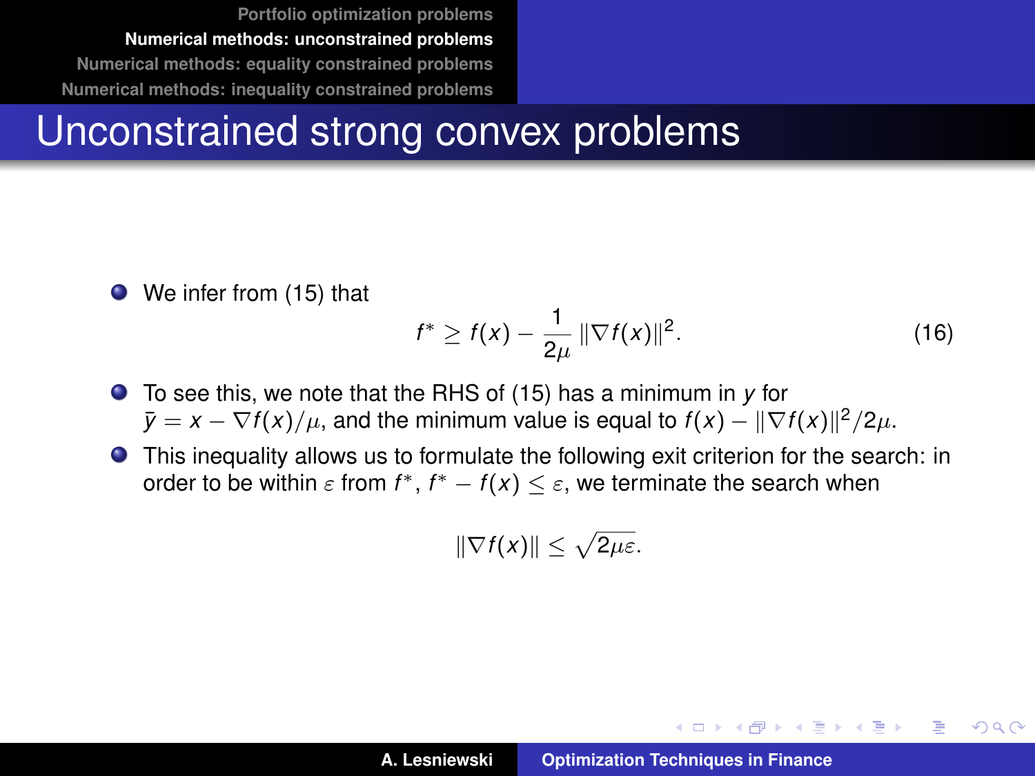# Unconstrained strong convex problems

- We infer from (15) that

$$f^* \geq f(x) - \frac{1}{2\mu} \|\nabla f(x)\|^2. \tag{16}$$

- To see this, we note that the RHS of (15) has a minimum in $y$ for $\bar{y} = x - \nabla f(x)/\mu$, and the minimum value is equal to $f(x) - \|\nabla f(x)\|^2/2\mu$.
- This inequality allows us to formulate the following exit criterion for the search: in order to be within $\varepsilon$ from $f^*$, $f^* - f(x) \leq \varepsilon$, we terminate the search when

$$\|\nabla f(x)\| \leq \sqrt{2\mu\varepsilon}.$$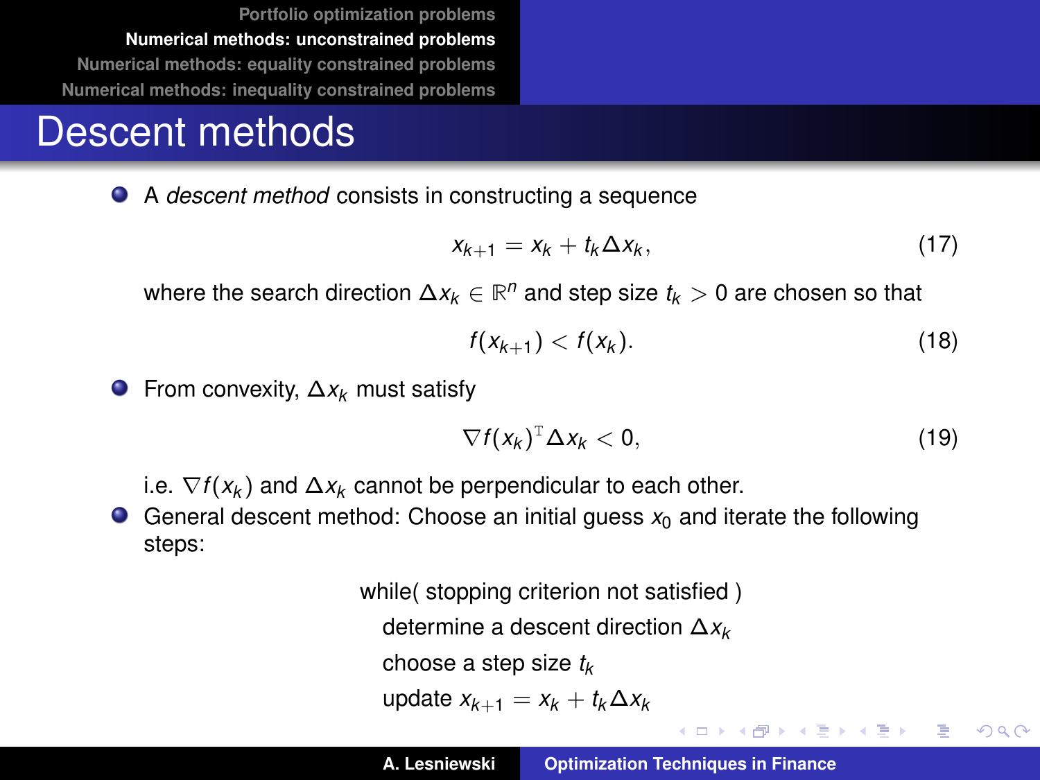# Descent methods

- A *descent method* consists in constructing a sequence

$$x_{k+1} = x_k + t_k \Delta x_k, \tag{17}$$

where the search direction $\Delta x_k \in \mathbb{R}^n$ and step size $t_k > 0$ are chosen so that

$$f(x_{k+1}) < f(x_k). \tag{18}$$

- From convexity, $\Delta x_k$ must satisfy

$$\nabla f(x_k)^{\mathrm{T}} \Delta x_k < 0, \tag{19}$$

i.e. $\nabla f(x_k)$ and $\Delta x_k$ cannot be perpendicular to each other.

- General descent method: Choose an initial guess $x_0$ and iterate the following steps:

while( stopping criterion not satisfied )
  determine a descent direction $\Delta x_k$
  choose a step size $t_k$
  update $x_{k+1} = x_k + t_k \Delta x_k$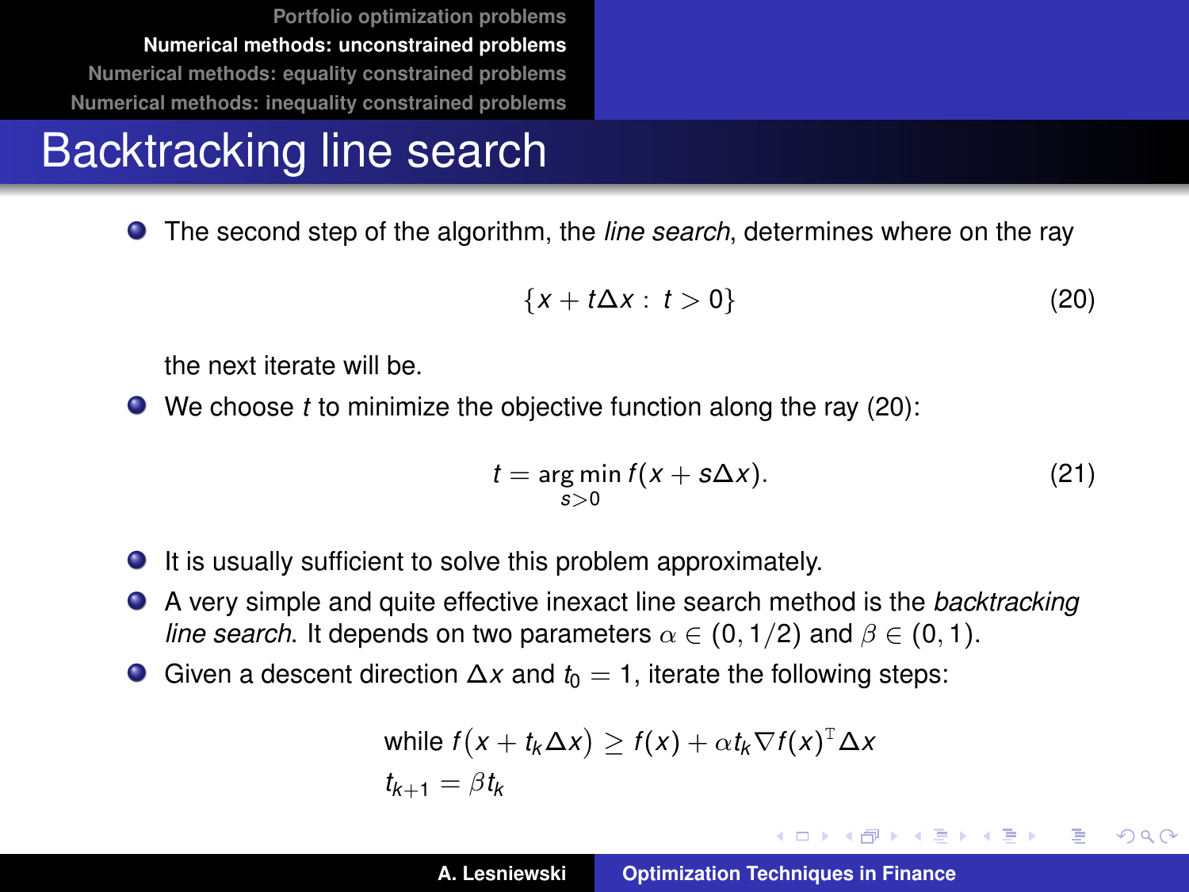# Backtracking line search

- The second step of the algorithm, the *line search*, determines where on the ray

$$\{x + t\Delta x : t > 0\} \tag{20}$$

the next iterate will be.

- We choose $t$ to minimize the objective function along the ray (20):

$$t = \arg\min_{s>0} f(x + s\Delta x). \tag{21}$$

- It is usually sufficient to solve this problem approximately.
- A very simple and quite effective inexact line search method is the *backtracking line search*. It depends on two parameters $\alpha \in (0, 1/2)$ and $\beta \in (0, 1)$.
- Given a descent direction $\Delta x$ and $t_0 = 1$, iterate the following steps:

$$\begin{aligned}
&\text{while } f\big(x + t_k \Delta x\big) \geq f(x) + \alpha t_k \nabla f(x)^{\mathrm{T}} \Delta x \\
&t_{k+1} = \beta t_k
\end{aligned}$$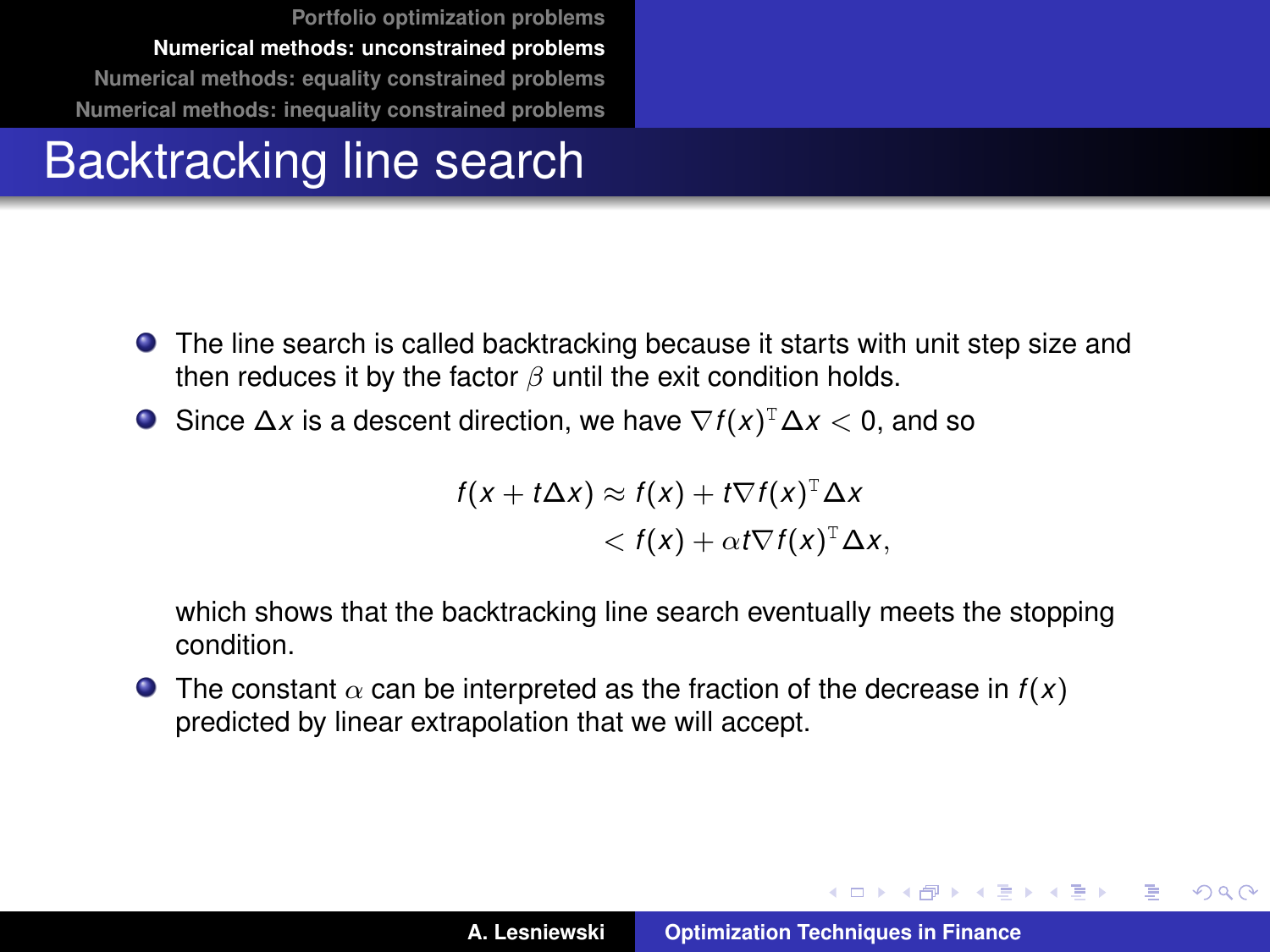# Backtracking line search

- The line search is called backtracking because it starts with unit step size and then reduces it by the factor $\beta$ until the exit condition holds.
- Since $\Delta x$ is a descent direction, we have $\nabla f(x)^{\mathrm{T}} \Delta x < 0$, and so

$$
\begin{aligned}
f(x + t\Delta x) &\approx f(x) + t\nabla f(x)^{\mathrm{T}} \Delta x \\
&< f(x) + \alpha t \nabla f(x)^{\mathrm{T}} \Delta x,
\end{aligned}
$$

  which shows that the backtracking line search eventually meets the stopping condition.
- The constant $\alpha$ can be interpreted as the fraction of the decrease in $f(x)$ predicted by linear extrapolation that we will accept.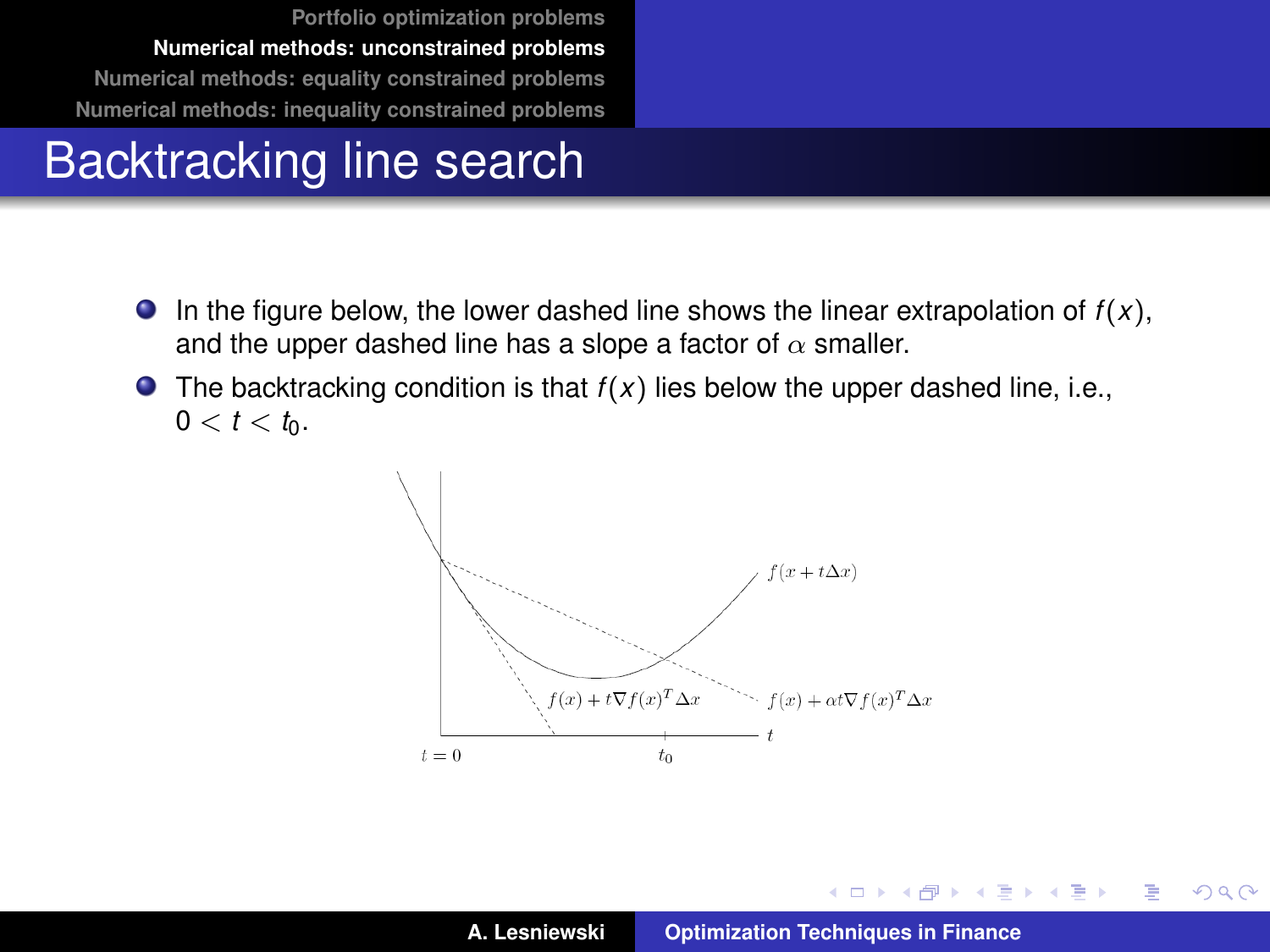# Backtracking line search

- In the figure below, the lower dashed line shows the linear extrapolation of $f(x)$, and the upper dashed line has a slope a factor of $\alpha$ smaller.
- The backtracking condition is that $f(x)$ lies below the upper dashed line, i.e., $0 < t < t_0$.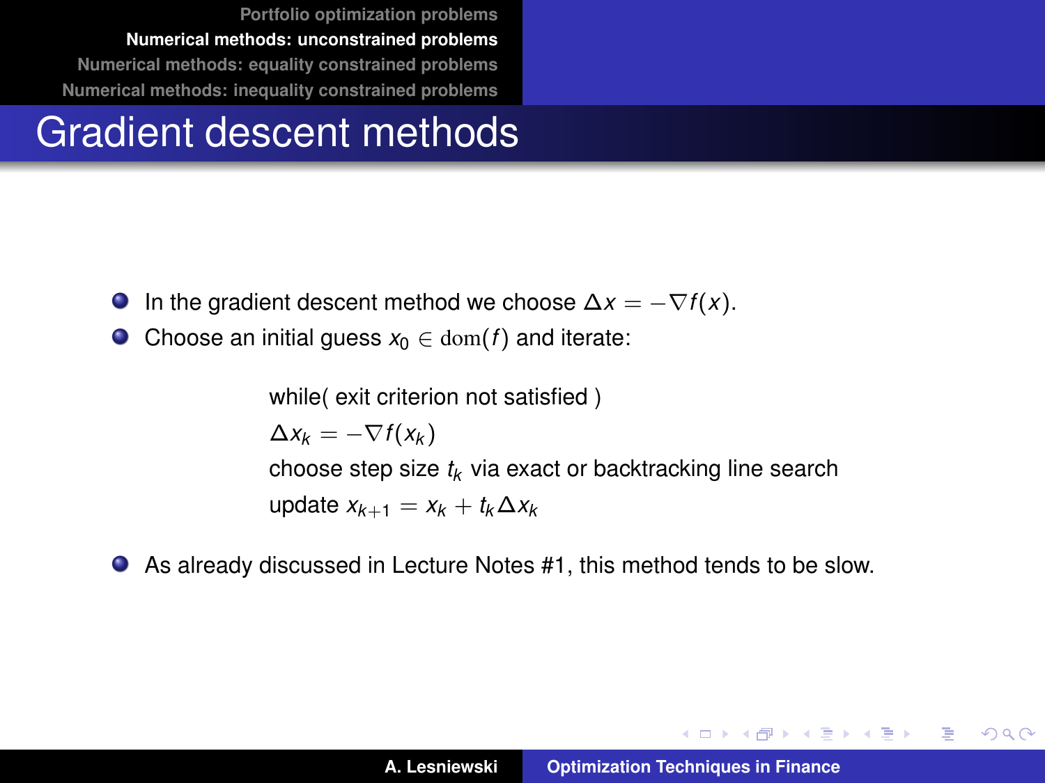# Gradient descent methods

- In the gradient descent method we choose $\Delta x = -\nabla f(x)$.
- Choose an initial guess $x_0 \in \mathrm{dom}(f)$ and iterate:

  while( exit criterion not satisfied )

  $\Delta x_k = -\nabla f(x_k)$

  choose step size $t_k$ via exact or backtracking line search

  update $x_{k+1} = x_k + t_k \Delta x_k$

- As already discussed in Lecture Notes #1, this method tends to be slow.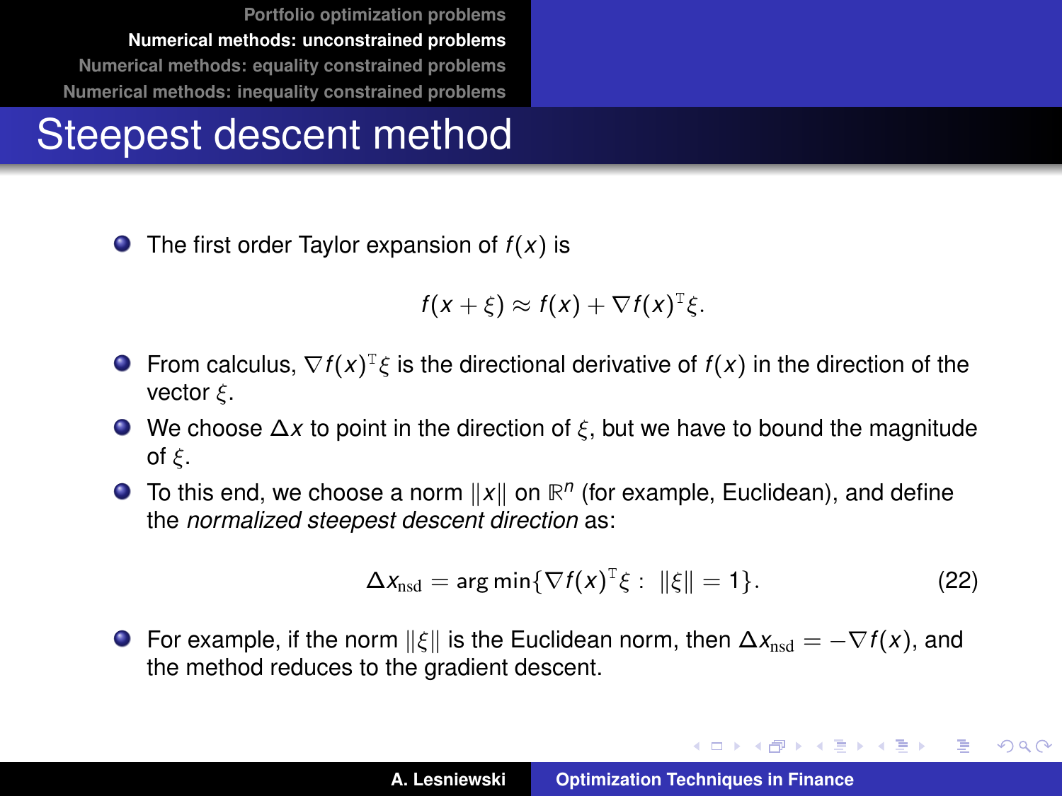# Steepest descent method

- The first order Taylor expansion of $f(x)$ is

$$f(x+\xi) \approx f(x) + \nabla f(x)^{\mathrm{T}} \xi.$$

- From calculus, $\nabla f(x)^{\mathrm{T}} \xi$ is the directional derivative of $f(x)$ in the direction of the vector $\xi$.
- We choose $\Delta x$ to point in the direction of $\xi$, but we have to bound the magnitude of $\xi$.
- To this end, we choose a norm $\|x\|$ on $\mathbb{R}^n$ (for example, Euclidean), and define the *normalized steepest descent direction* as:

$$\Delta x_{\mathrm{nsd}} = \arg\min\{\nabla f(x)^{\mathrm{T}} \xi : \ \|\xi\| = 1\}. \tag{22}$$

- For example, if the norm $\|\xi\|$ is the Euclidean norm, then $\Delta x_{\mathrm{nsd}} = -\nabla f(x)$, and the method reduces to the gradient descent.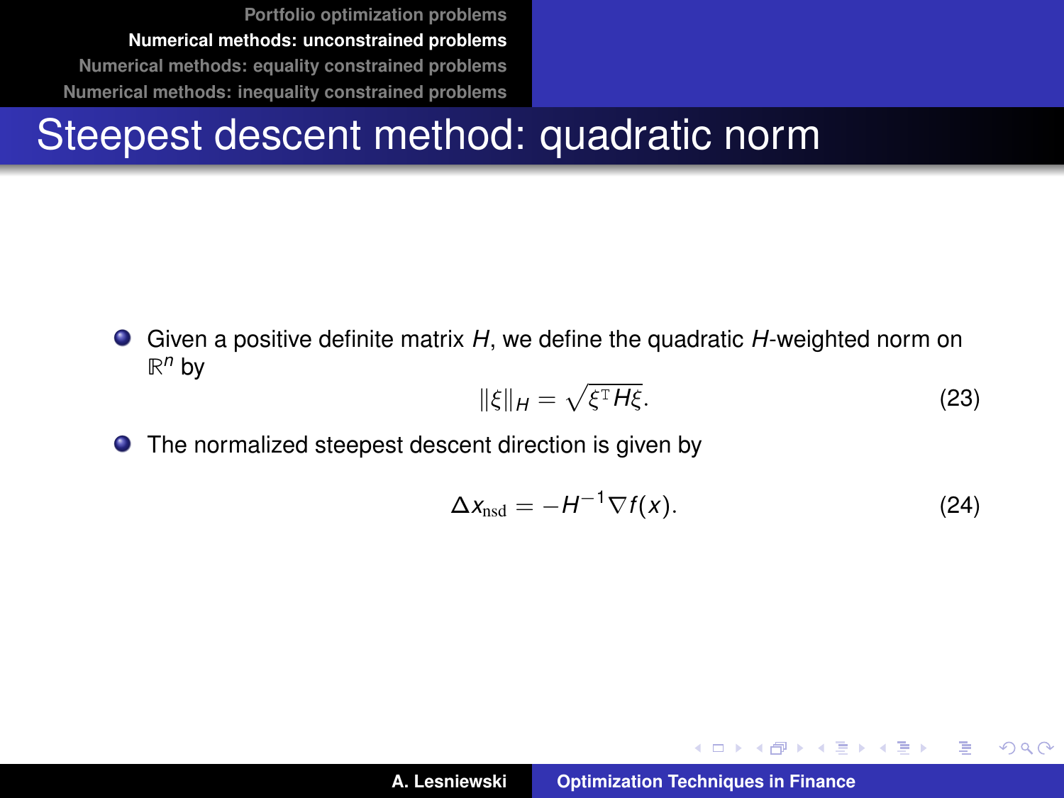# Steepest descent method: quadratic norm

- Given a positive definite matrix $H$, we define the quadratic $H$-weighted norm on $\mathbb{R}^n$ by

$$\|\xi\|_H = \sqrt{\xi^{\mathrm{T}} H \xi}. \tag{23}$$

- The normalized steepest descent direction is given by

$$\Delta x_{\mathrm{nsd}} = -H^{-1} \nabla f(x). \tag{24}$$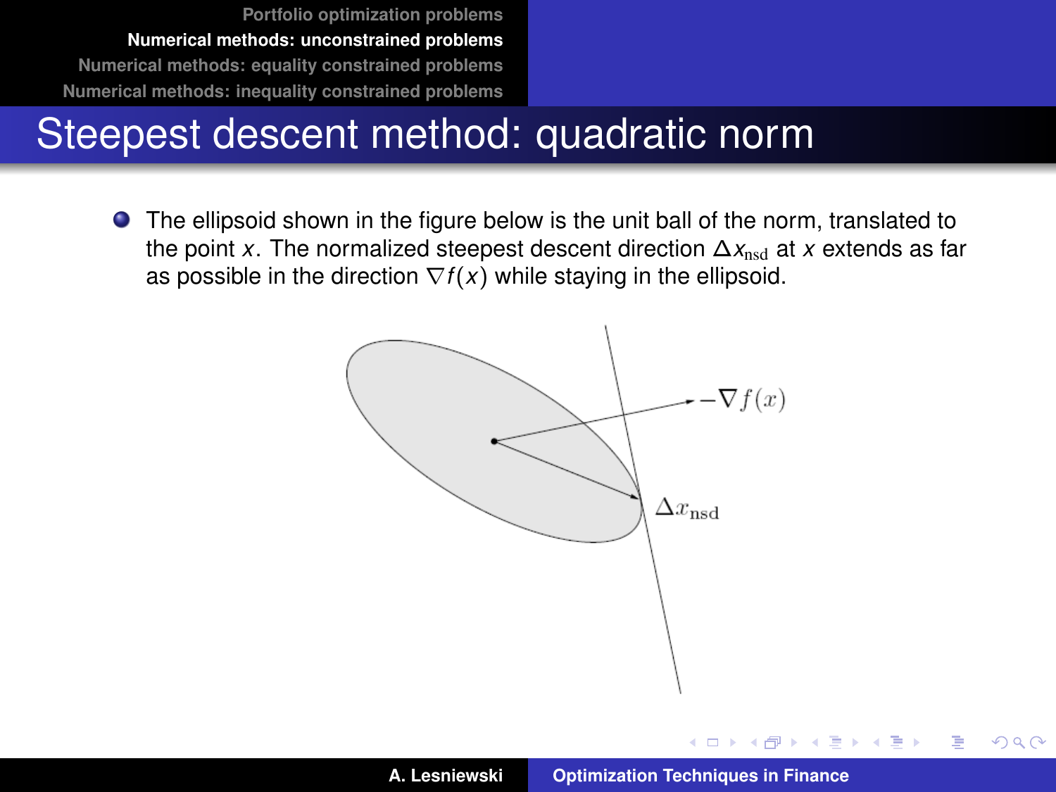# Steepest descent method: quadratic norm

- The ellipsoid shown in the figure below is the unit ball of the norm, translated to the point $x$. The normalized steepest descent direction $\Delta x_{\mathrm{nsd}}$ at $x$ extends as far as possible in the direction $\nabla f(x)$ while staying in the ellipsoid.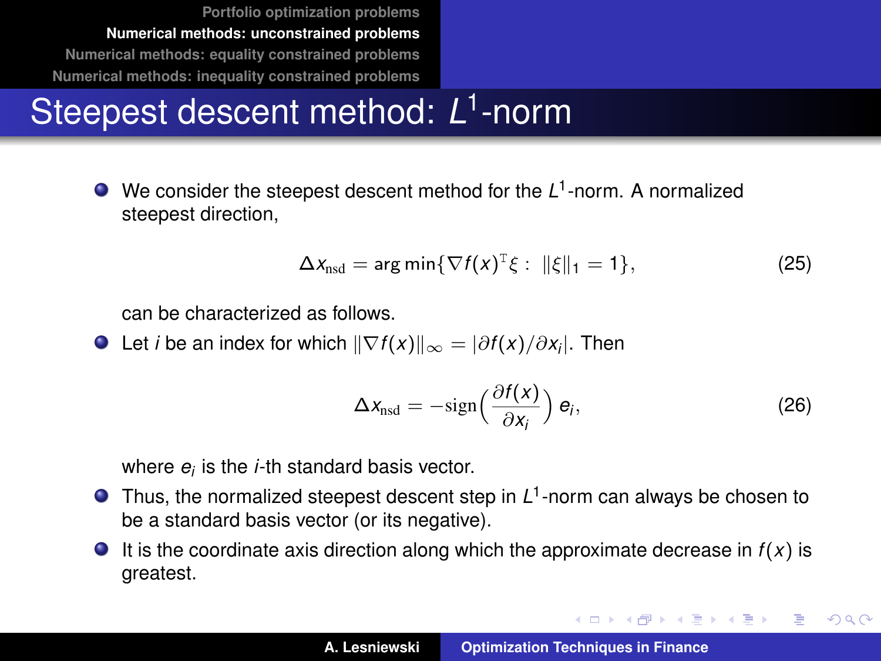# Steepest descent method: $L^1$-norm

- We consider the steepest descent method for the $L^1$-norm. A normalized steepest direction,

$$\Delta x_{\mathrm{nsd}} = \arg\min\{\nabla f(x)^{\mathrm{T}} \xi : \ \|\xi\|_1 = 1\}, \tag{25}$$

  can be characterized as follows.

- Let $i$ be an index for which $\|\nabla f(x)\|_\infty = |\partial f(x)/\partial x_i|$. Then

$$\Delta x_{\mathrm{nsd}} = -\mathrm{sign}\Big(\frac{\partial f(x)}{\partial x_i}\Big)\, e_i, \tag{26}$$

  where $e_i$ is the $i$-th standard basis vector.

- Thus, the normalized steepest descent step in $L^1$-norm can always be chosen to be a standard basis vector (or its negative).
- It is the coordinate axis direction along which the approximate decrease in $f(x)$ is greatest.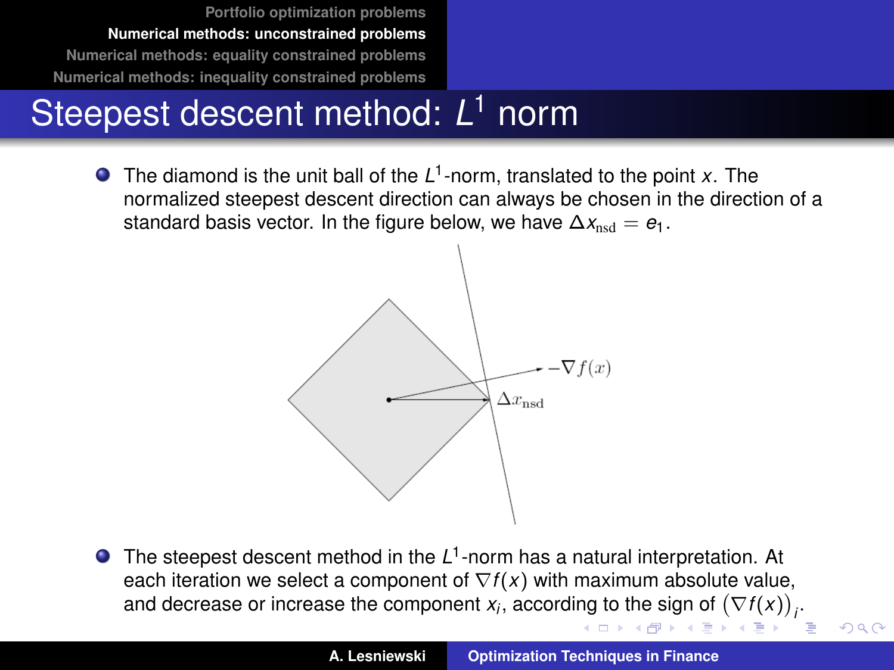# Steepest descent method: $L^1$ norm

- The diamond is the unit ball of the $L^1$-norm, translated to the point $x$. The normalized steepest descent direction can always be chosen in the direction of a standard basis vector. In the figure below, we have $\Delta x_{\text{nsd}} = e_1$.

- The steepest descent method in the $L^1$-norm has a natural interpretation. At each iteration we select a component of $\nabla f(x)$ with maximum absolute value, and decrease or increase the component $x_i$, according to the sign of $\big(\nabla f(x)\big)_i$.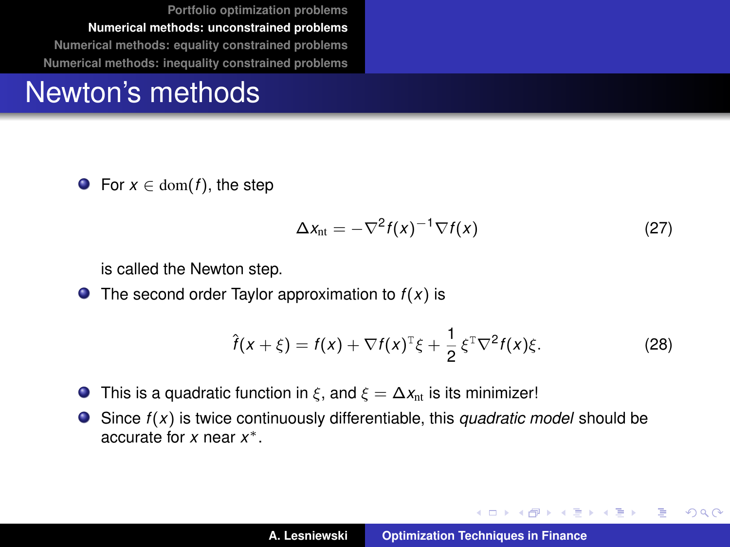# Newton's methods

- For $x \in \mathrm{dom}(f)$, the step

$$\Delta x_{\mathrm{nt}} = -\nabla^2 f(x)^{-1} \nabla f(x) \tag{27}$$

  is called the Newton step.

- The second order Taylor approximation to $f(x)$ is

$$\hat{f}(x+\xi) = f(x) + \nabla f(x)^{\mathrm{T}} \xi + \frac{1}{2} \xi^{\mathrm{T}} \nabla^2 f(x) \xi. \tag{28}$$

- This is a quadratic function in $\xi$, and $\xi = \Delta x_{\mathrm{nt}}$ is its minimizer!
- Since $f(x)$ is twice continuously differentiable, this *quadratic model* should be accurate for $x$ near $x^*$.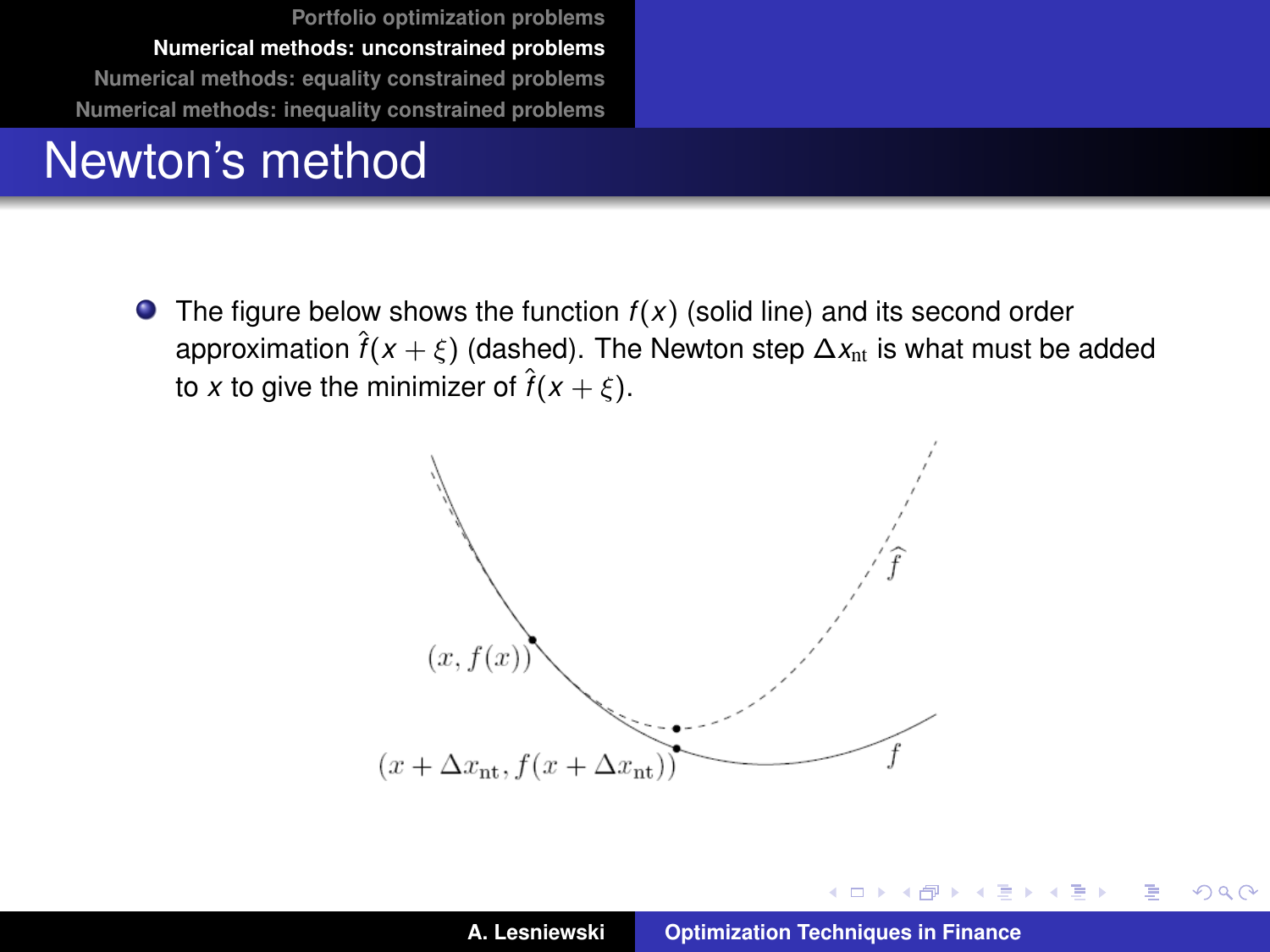# Newton's method

- The figure below shows the function $f(x)$ (solid line) and its second order approximation $\hat{f}(x+\xi)$ (dashed). The Newton step $\Delta x_{\mathrm{nt}}$ is what must be added to $x$ to give the minimizer of $\hat{f}(x+\xi)$.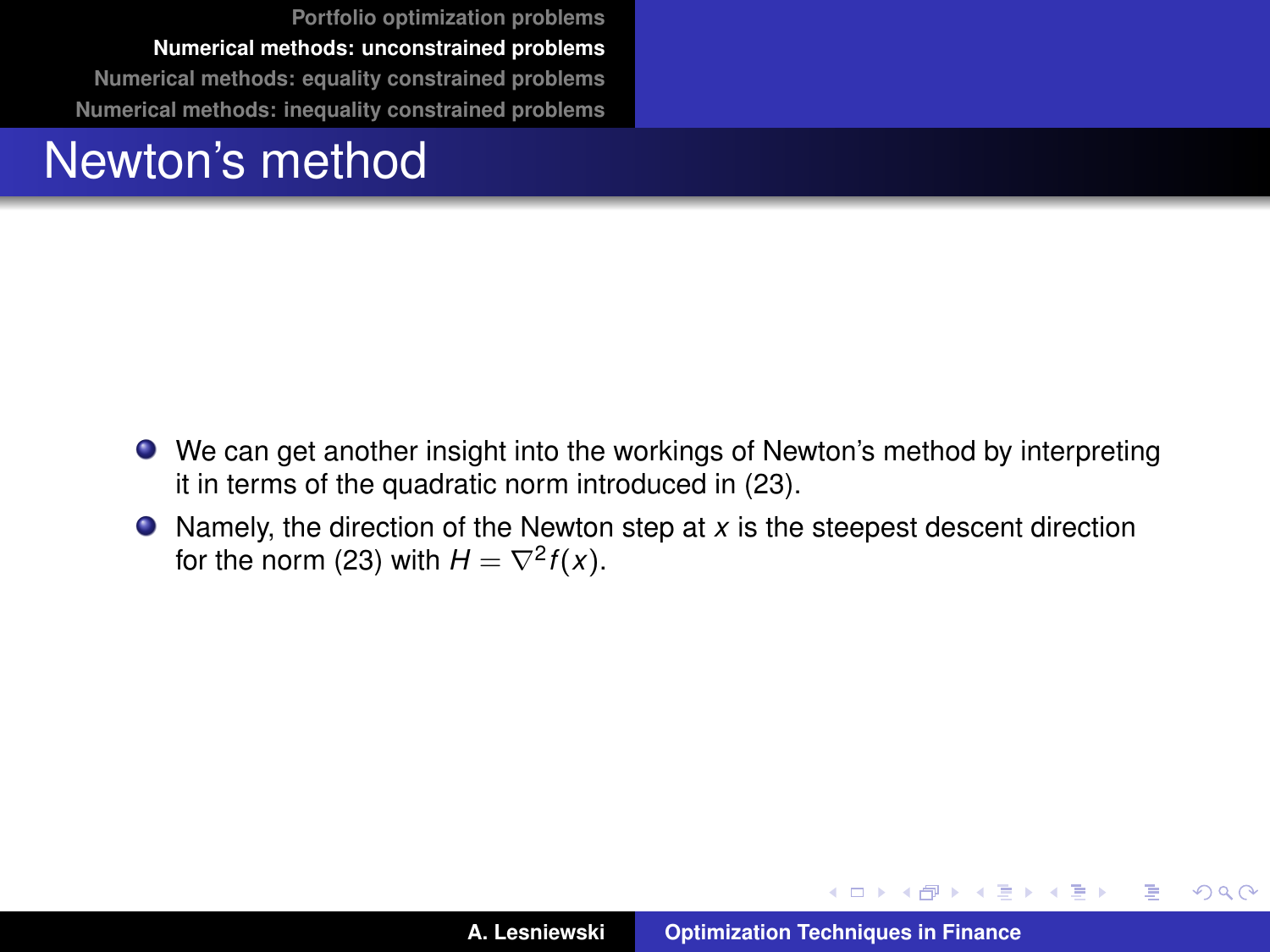# Newton's method

- We can get another insight into the workings of Newton's method by interpreting it in terms of the quadratic norm introduced in (23).
- Namely, the direction of the Newton step at $x$ is the steepest descent direction for the norm (23) with $H = \nabla^2 f(x)$.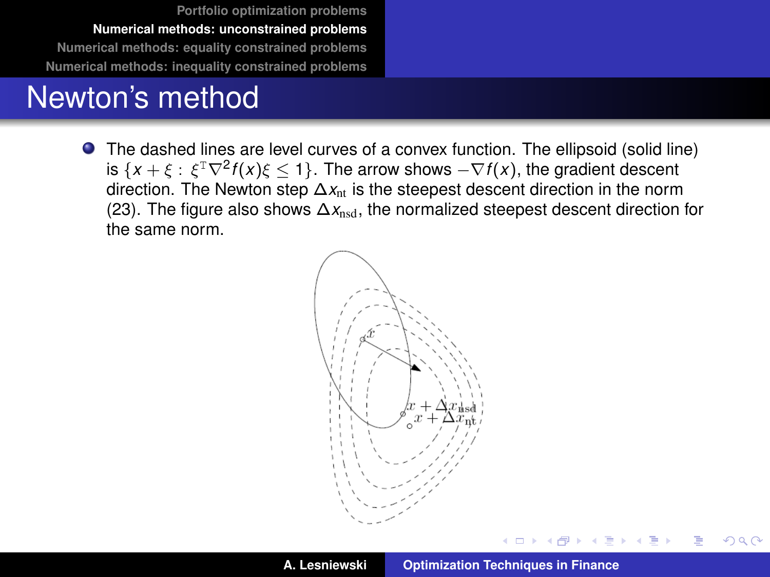# Newton's method

- The dashed lines are level curves of a convex function. The ellipsoid (solid line) is $\{x + \xi : \xi^{\mathrm{T}} \nabla^2 f(x) \xi \leq 1\}$. The arrow shows $-\nabla f(x)$, the gradient descent direction. The Newton step $\Delta x_{\mathrm{nt}}$ is the steepest descent direction in the norm (23). The figure also shows $\Delta x_{\mathrm{nsd}}$, the normalized steepest descent direction for the same norm.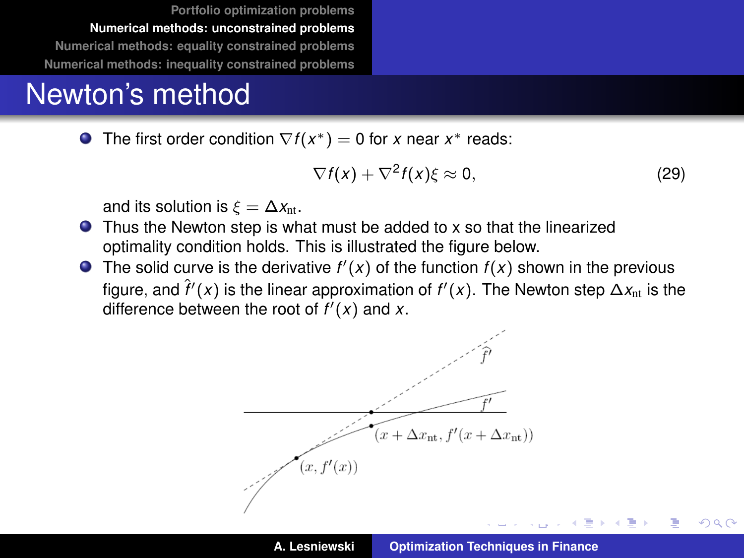# Newton's method

- The first order condition $\nabla f(x^*) = 0$ for $x$ near $x^*$ reads:

$$\nabla f(x) + \nabla^2 f(x)\xi \approx 0, \tag{29}$$

  and its solution is $\xi = \Delta x_{\rm nt}$.

- Thus the Newton step is what must be added to x so that the linearized optimality condition holds. This is illustrated the figure below.
- The solid curve is the derivative $f'(x)$ of the function $f(x)$ shown in the previous figure, and $\hat{f}'(x)$ is the linear approximation of $f'(x)$. The Newton step $\Delta x_{\rm nt}$ is the difference between the root of $f'(x)$ and $x$.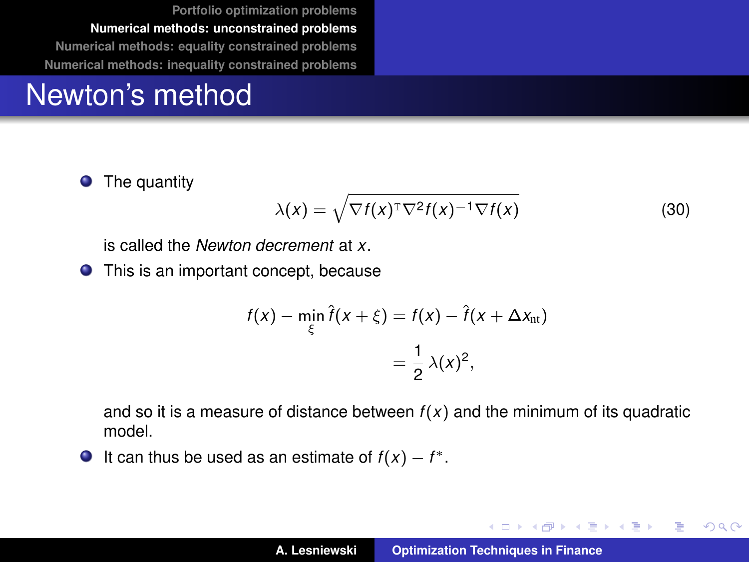# Newton's method

- The quantity

$$\lambda(x) = \sqrt{\nabla f(x)^{\mathrm{T}} \nabla^2 f(x)^{-1} \nabla f(x)} \tag{30}$$

  is called the *Newton decrement* at $x$.

- This is an important concept, because

$$\begin{aligned} f(x) - \min_{\xi} \hat{f}(x+\xi) &= f(x) - \hat{f}(x + \Delta x_{\mathrm{nt}}) \\ &= \frac{1}{2}\,\lambda(x)^2, \end{aligned}$$

  and so it is a measure of distance between $f(x)$ and the minimum of its quadratic model.

- It can thus be used as an estimate of $f(x) - f^*$.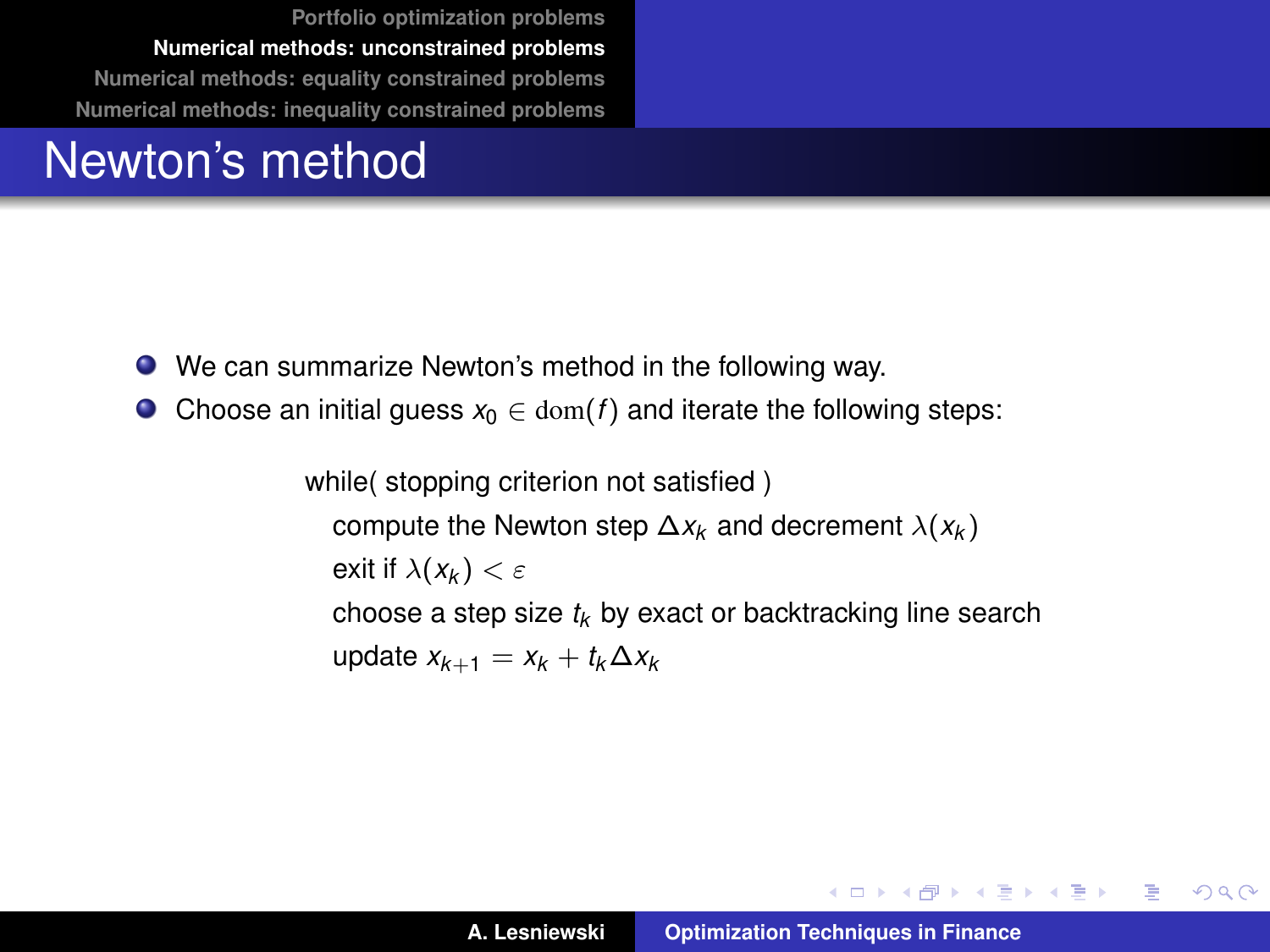# Newton's method

- We can summarize Newton's method in the following way.
- Choose an initial guess $x_0 \in \mathrm{dom}(f)$ and iterate the following steps:

while( stopping criterion not satisfied )

  compute the Newton step $\Delta x_k$ and decrement $\lambda(x_k)$

  exit if $\lambda(x_k) < \varepsilon$

  choose a step size $t_k$ by exact or backtracking line search

  update $x_{k+1} = x_k + t_k \Delta x_k$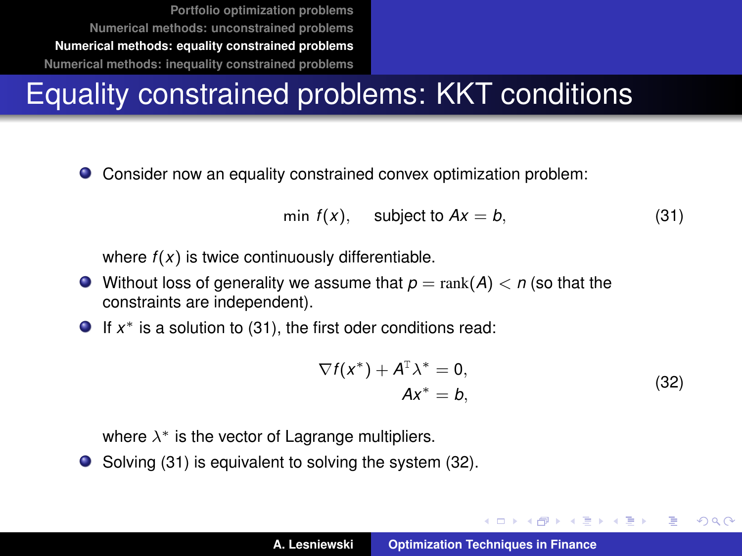# Equality constrained problems: KKT conditions

- Consider now an equality constrained convex optimization problem:

$$\min\ f(x), \quad \text{subject to } Ax = b, \tag{31}$$

  where $f(x)$ is twice continuously differentiable.

- Without loss of generality we assume that $p = \operatorname{rank}(A) < n$ (so that the constraints are independent).
- If $x^*$ is a solution to (31), the first oder conditions read:

$$\begin{aligned} \nabla f(x^*) + A^{\mathrm{T}} \lambda^* &= 0, \\ Ax^* &= b, \end{aligned} \tag{32}$$

  where $\lambda^*$ is the vector of Lagrange multipliers.

- Solving (31) is equivalent to solving the system (32).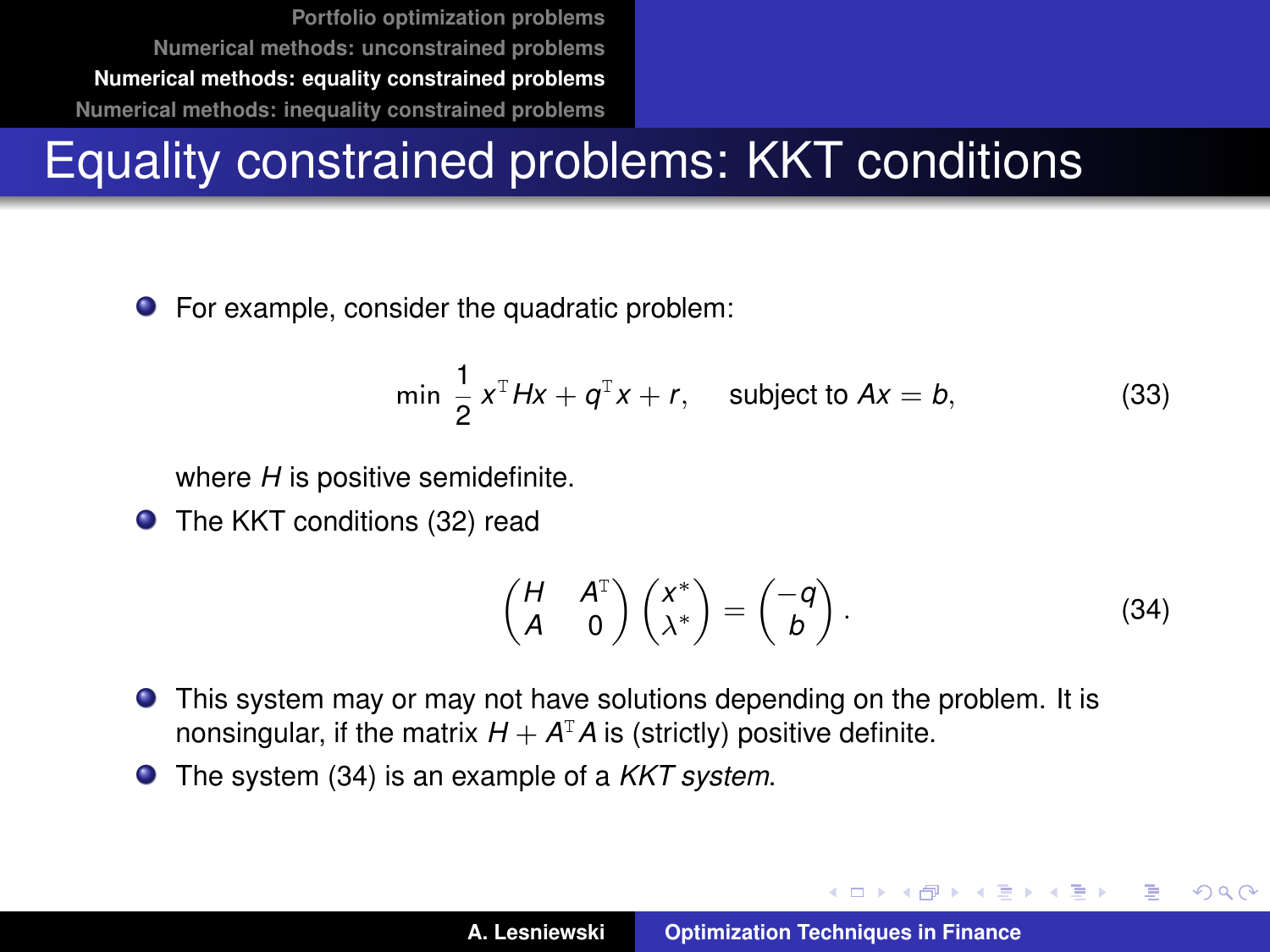# Equality constrained problems: KKT conditions

- For example, consider the quadratic problem:

$$\min \frac{1}{2} x^{\mathrm{T}} H x + q^{\mathrm{T}} x + r, \quad \text{subject to } Ax = b, \tag{33}$$

  where $H$ is positive semidefinite.

- The KKT conditions (32) read

$$\begin{pmatrix} H & A^{\mathrm{T}} \\ A & 0 \end{pmatrix} \begin{pmatrix} x^* \\ \lambda^* \end{pmatrix} = \begin{pmatrix} -q \\ b \end{pmatrix}. \tag{34}$$

- This system may or may not have solutions depending on the problem. It is nonsingular, if the matrix $H + A^{\mathrm{T}} A$ is (strictly) positive definite.
- The system (34) is an example of a *KKT system*.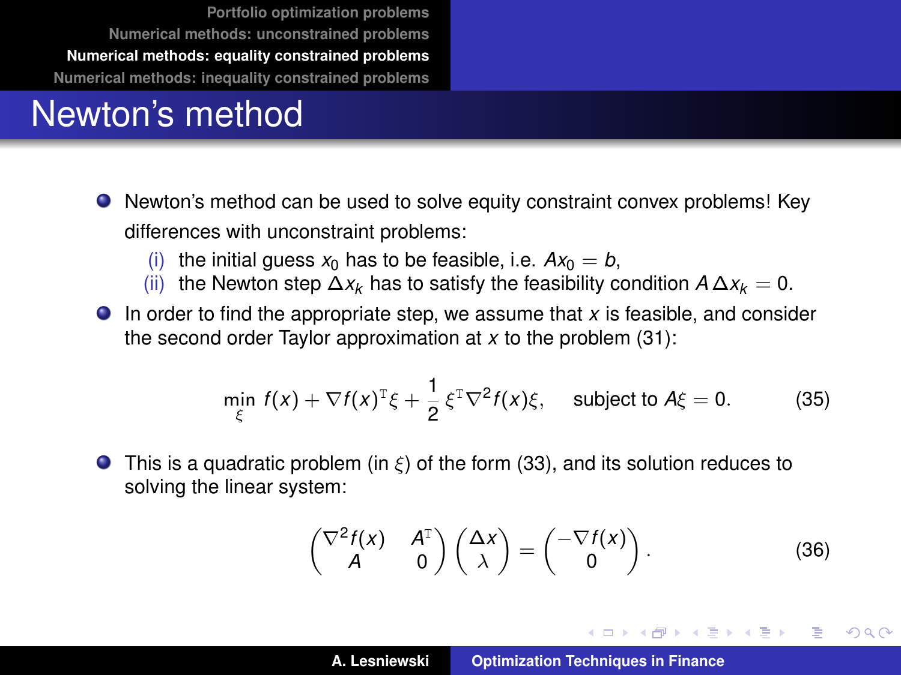# Newton's method

- Newton's method can be used to solve equity constraint convex problems! Key differences with unconstraint problems:
  - (i) the initial guess $x_0$ has to be feasible, i.e. $Ax_0 = b$,
  - (ii) the Newton step $\Delta x_k$ has to satisfy the feasibility condition $A\,\Delta x_k = 0$.
- In order to find the appropriate step, we assume that $x$ is feasible, and consider the second order Taylor approximation at $x$ to the problem (31):

$$\min_{\xi} f(x) + \nabla f(x)^{\mathrm{T}} \xi + \frac{1}{2}\, \xi^{\mathrm{T}} \nabla^2 f(x) \xi, \quad \text{subject to } A\xi = 0. \tag{35}$$

- This is a quadratic problem (in $\xi$) of the form (33), and its solution reduces to solving the linear system:

$$\begin{pmatrix} \nabla^2 f(x) & A^{\mathrm{T}} \\ A & 0 \end{pmatrix} \begin{pmatrix} \Delta x \\ \lambda \end{pmatrix} = \begin{pmatrix} -\nabla f(x) \\ 0 \end{pmatrix}. \tag{36}$$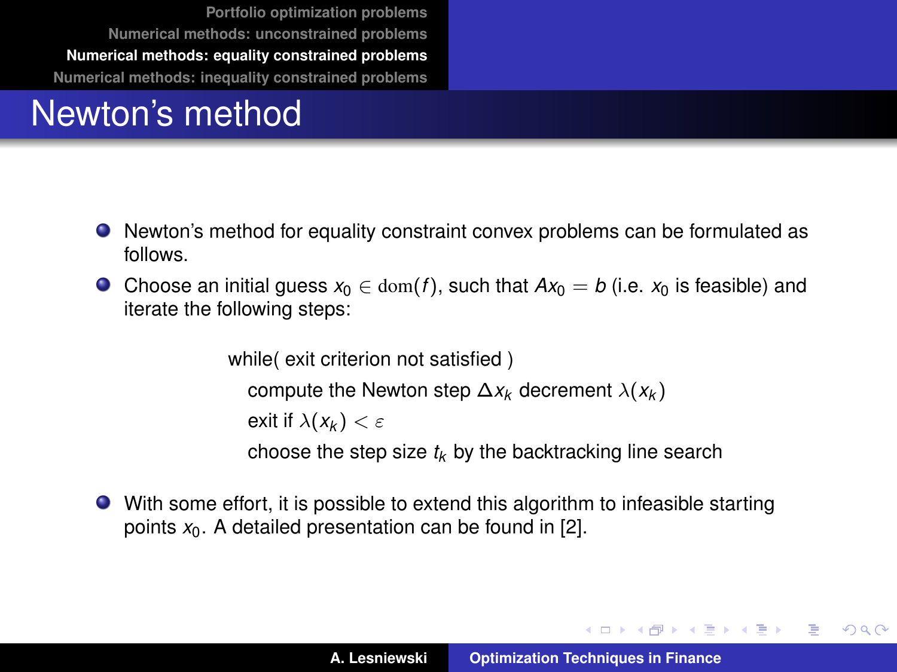# Newton's method

- Newton's method for equality constraint convex problems can be formulated as follows.
- Choose an initial guess $x_0 \in \mathrm{dom}(f)$, such that $Ax_0 = b$ (i.e. $x_0$ is feasible) and iterate the following steps:

```
while( exit criterion not satisfied )
    compute the Newton step Δx_k decrement λ(x_k)
    exit if λ(x_k) < ε
    choose the step size t_k by the backtracking line search
```

- With some effort, it is possible to extend this algorithm to infeasible starting points $x_0$. A detailed presentation can be found in [2].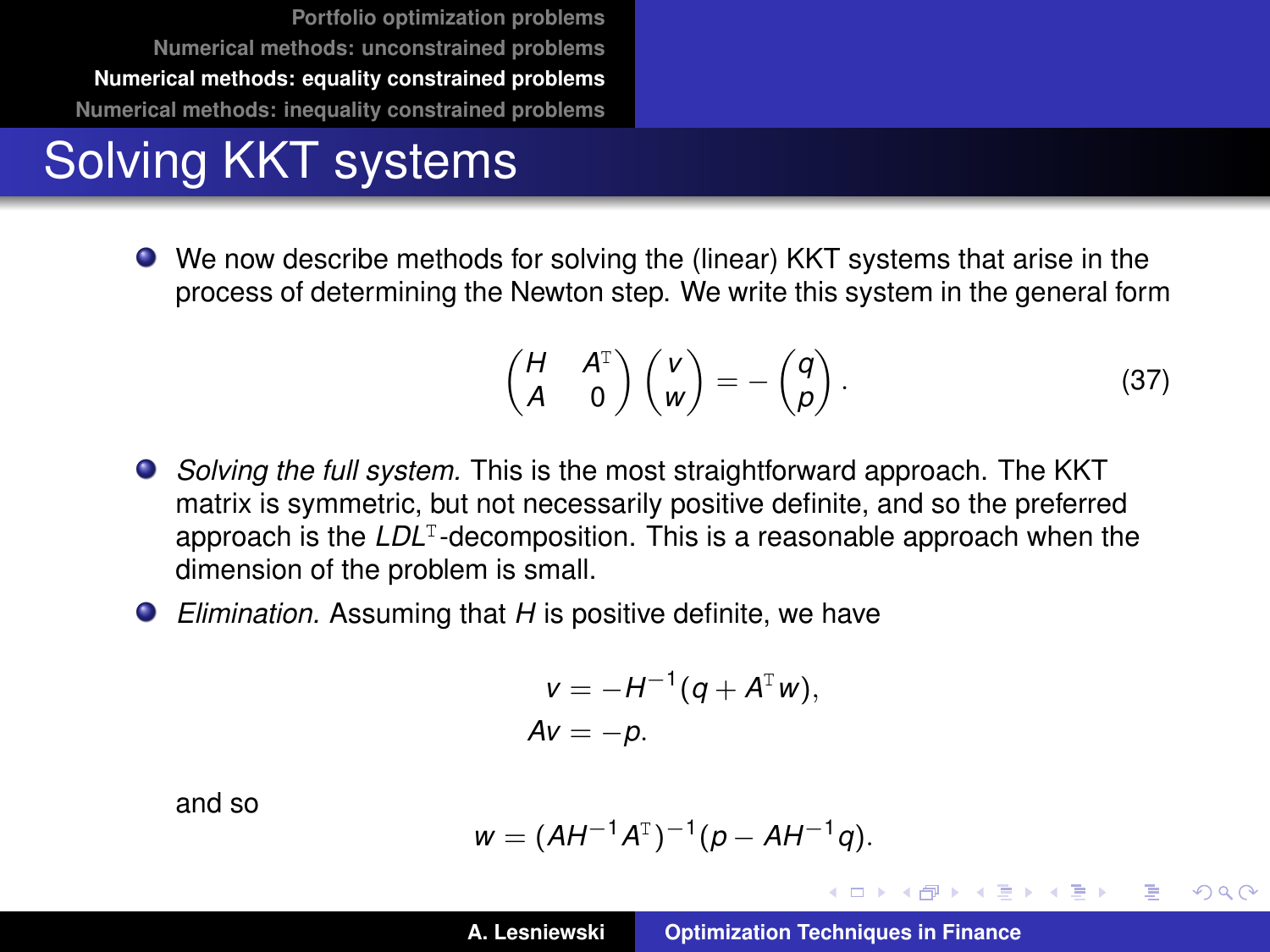# Solving KKT systems

- We now describe methods for solving the (linear) KKT systems that arise in the process of determining the Newton step. We write this system in the general form

$$\begin{pmatrix} H & A^{\mathrm{T}} \\ A & 0 \end{pmatrix} \begin{pmatrix} v \\ w \end{pmatrix} = - \begin{pmatrix} q \\ p \end{pmatrix} . \tag{37}$$

- *Solving the full system.* This is the most straightforward approach. The KKT matrix is symmetric, but not necessarily positive definite, and so the preferred approach is the $LDL^{\mathrm{T}}$-decomposition. This is a reasonable approach when the dimension of the problem is small.
- *Elimination.* Assuming that $H$ is positive definite, we have

$$\begin{aligned} v &= -H^{-1}(q + A^{\mathrm{T}} w), \\ Av &= -p. \end{aligned}$$

and so

$$w = (AH^{-1}A^{\mathrm{T}})^{-1}(p - AH^{-1}q).$$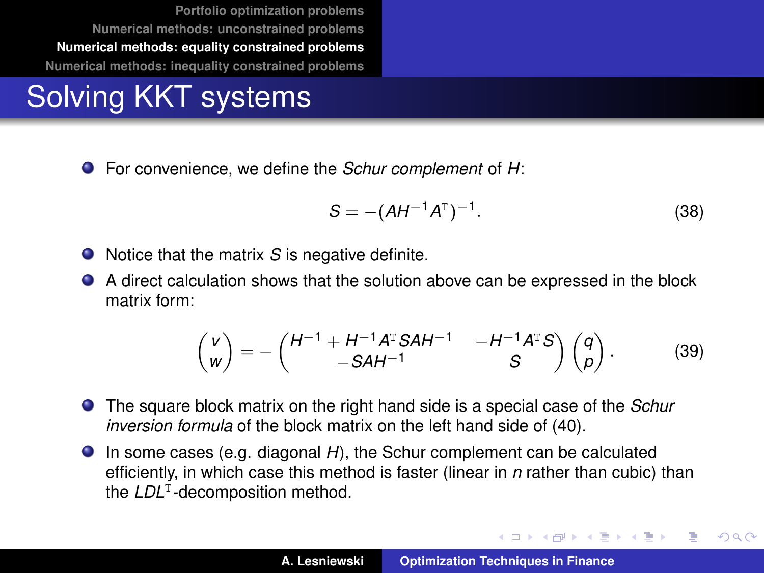# Solving KKT systems

- For convenience, we define the *Schur complement* of $H$:

$$S = -(AH^{-1}A^{\mathrm{T}})^{-1}. \tag{38}$$

- Notice that the matrix $S$ is negative definite.
- A direct calculation shows that the solution above can be expressed in the block matrix form:

$$\begin{pmatrix} v \\ w \end{pmatrix} = -\begin{pmatrix} H^{-1} + H^{-1}A^{\mathrm{T}}SAH^{-1} & -H^{-1}A^{\mathrm{T}}S \\ -SAH^{-1} & S \end{pmatrix} \begin{pmatrix} q \\ p \end{pmatrix}. \tag{39}$$

- The square block matrix on the right hand side is a special case of the *Schur inversion formula* of the block matrix on the left hand side of (40).
- In some cases (e.g. diagonal $H$), the Schur complement can be calculated efficiently, in which case this method is faster (linear in $n$ rather than cubic) than the $LDL^{\mathrm{T}}$-decomposition method.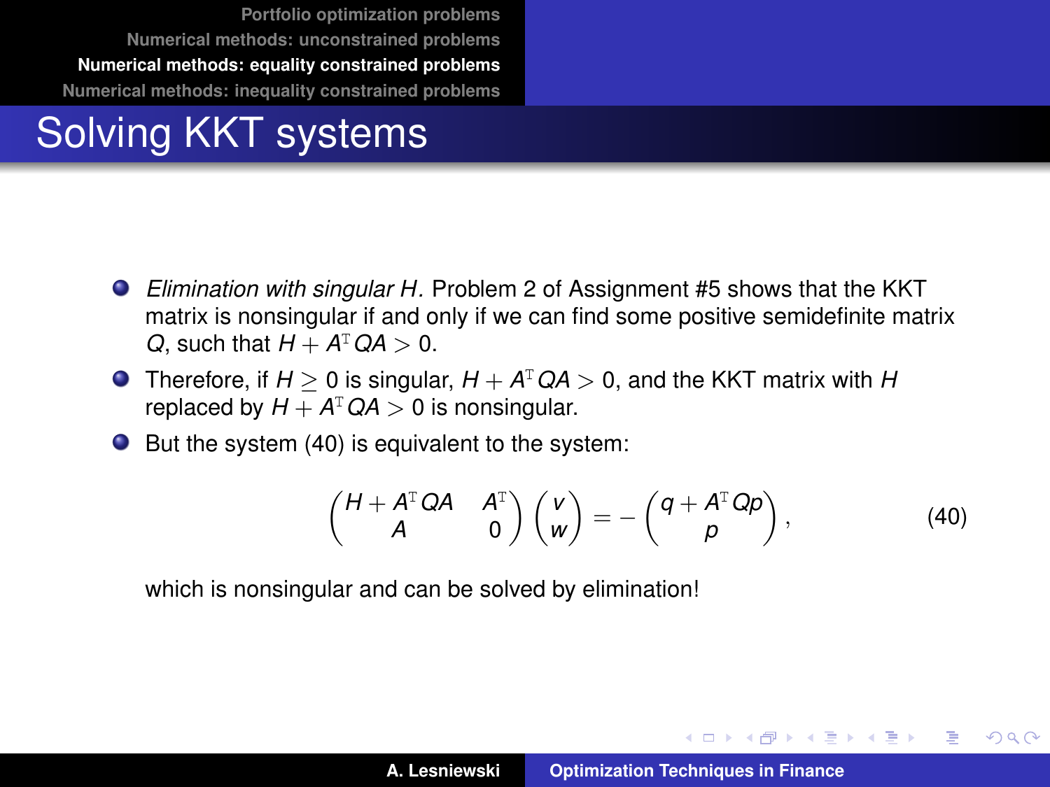# Solving KKT systems

- *Elimination with singular H.* Problem 2 of Assignment #5 shows that the KKT matrix is nonsingular if and only if we can find some positive semidefinite matrix $Q$, such that $H + A^{\mathrm{T}}QA > 0$.
- Therefore, if $H \geq 0$ is singular, $H + A^{\mathrm{T}}QA > 0$, and the KKT matrix with $H$ replaced by $H + A^{\mathrm{T}}QA > 0$ is nonsingular.
- But the system (40) is equivalent to the system:

$$\begin{pmatrix} H + A^{\mathrm{T}}QA & A^{\mathrm{T}} \\ A & 0 \end{pmatrix} \begin{pmatrix} v \\ w \end{pmatrix} = - \begin{pmatrix} q + A^{\mathrm{T}}Qp \\ p \end{pmatrix}, \qquad (40)$$

which is nonsingular and can be solved by elimination!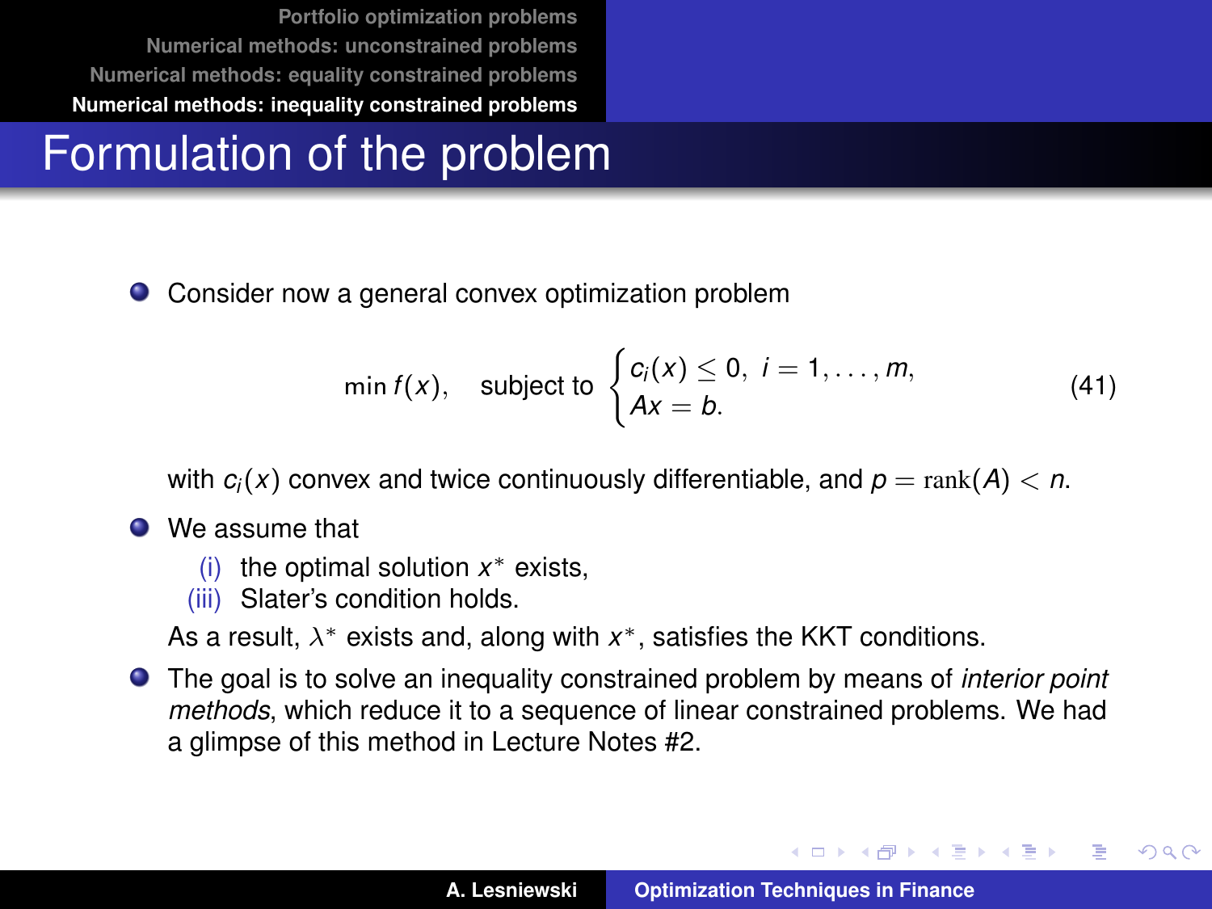# Formulation of the problem

- Consider now a general convex optimization problem

$$\min f(x), \quad \text{subject to } \begin{cases} c_i(x) \leq 0, \; i = 1, \ldots, m, \\ Ax = b. \end{cases} \tag{41}$$

with $c_i(x)$ convex and twice continuously differentiable, and $p = \mathrm{rank}(A) < n$.

- We assume that
  - (i) the optimal solution $x^*$ exists,
  - (iii) Slater's condition holds.

  As a result, $\lambda^*$ exists and, along with $x^*$, satisfies the KKT conditions.

- The goal is to solve an inequality constrained problem by means of *interior point methods*, which reduce it to a sequence of linear constrained problems. We had a glimpse of this method in Lecture Notes #2.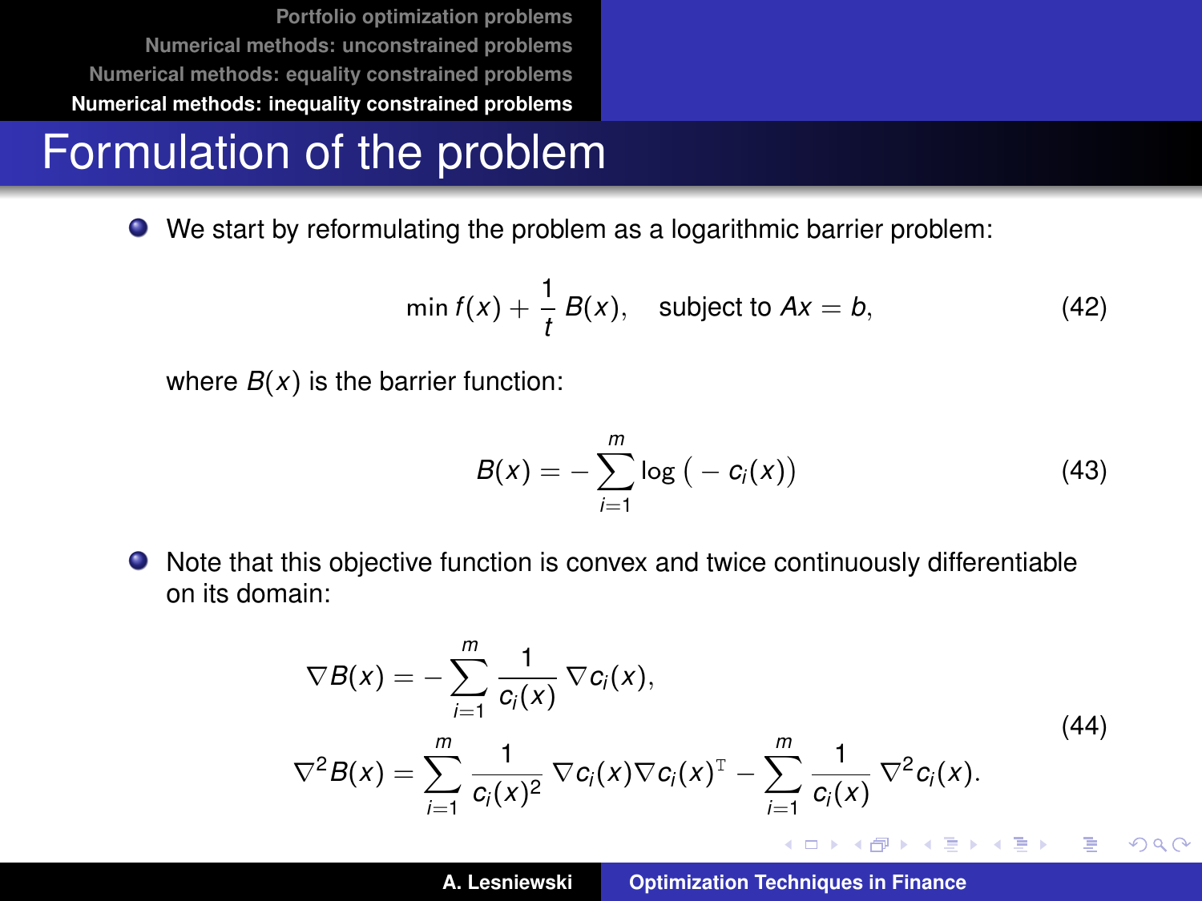# Formulation of the problem

- We start by reformulating the problem as a logarithmic barrier problem:

$$\min f(x) + \frac{1}{t} B(x), \quad \text{subject to } Ax = b, \tag{42}$$

  where $B(x)$ is the barrier function:

$$B(x) = -\sum_{i=1}^{m} \log\big( - c_i(x)\big) \tag{43}$$

- Note that this objective function is convex and twice continuously differentiable on its domain:

$$\begin{aligned} \nabla B(x) &= -\sum_{i=1}^{m} \frac{1}{c_i(x)} \nabla c_i(x), \\ \nabla^2 B(x) &= \sum_{i=1}^{m} \frac{1}{c_i(x)^2} \nabla c_i(x) \nabla c_i(x)^{\mathrm{T}} - \sum_{i=1}^{m} \frac{1}{c_i(x)} \nabla^2 c_i(x). \end{aligned} \tag{44}$$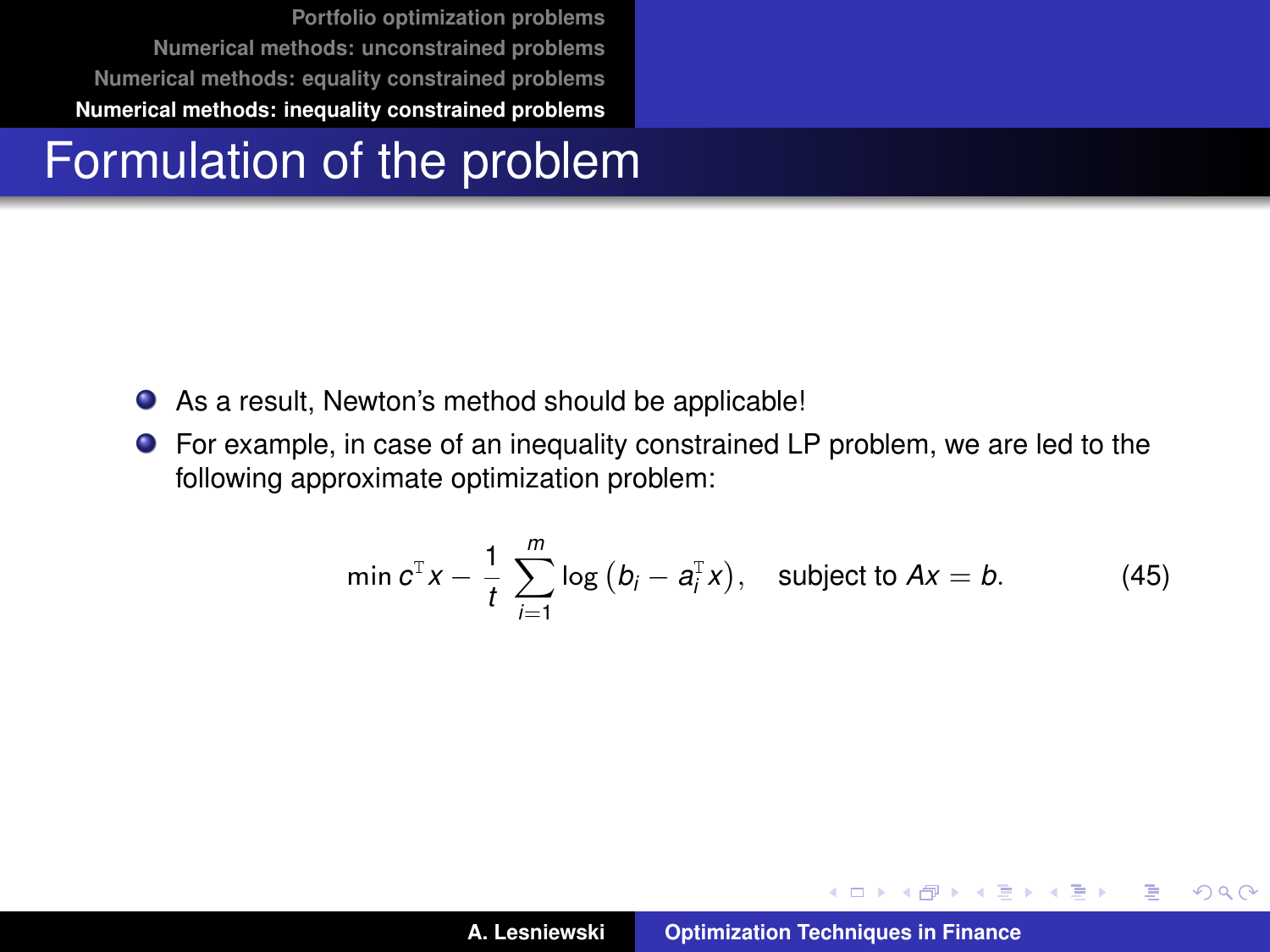# Formulation of the problem

- As a result, Newton's method should be applicable!
- For example, in case of an inequality constrained LP problem, we are led to the following approximate optimization problem:

$$\min c^{\mathrm{T}} x - \frac{1}{t} \sum_{i=1}^{m} \log \left( b_i - a_i^{\mathrm{T}} x \right), \quad \text{subject to } Ax = b. \tag{45}$$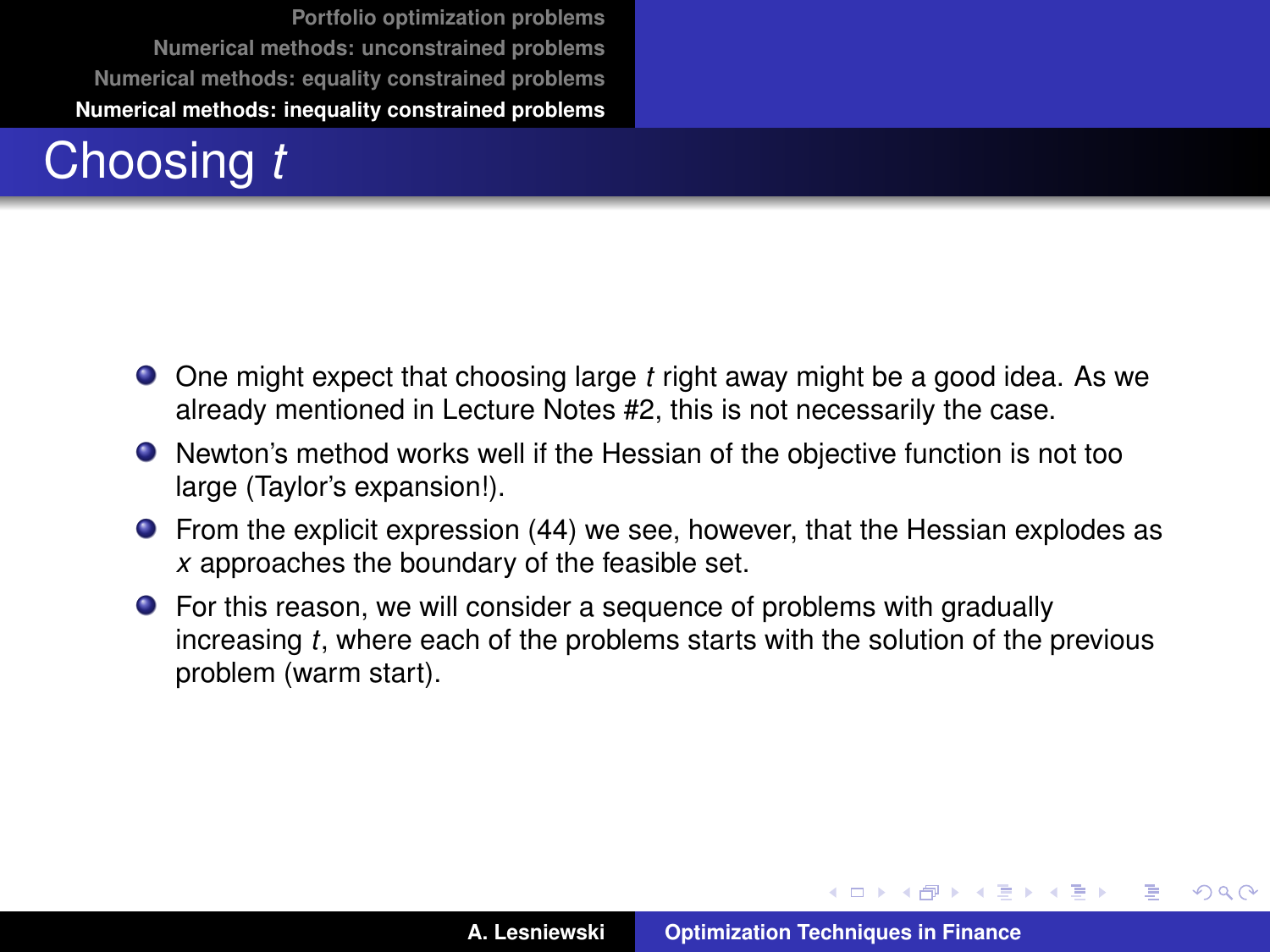# Choosing $t$

- One might expect that choosing large $t$ right away might be a good idea. As we already mentioned in Lecture Notes #2, this is not necessarily the case.
- Newton's method works well if the Hessian of the objective function is not too large (Taylor's expansion!).
- From the explicit expression (44) we see, however, that the Hessian explodes as $x$ approaches the boundary of the feasible set.
- For this reason, we will consider a sequence of problems with gradually increasing $t$, where each of the problems starts with the solution of the previous problem (warm start).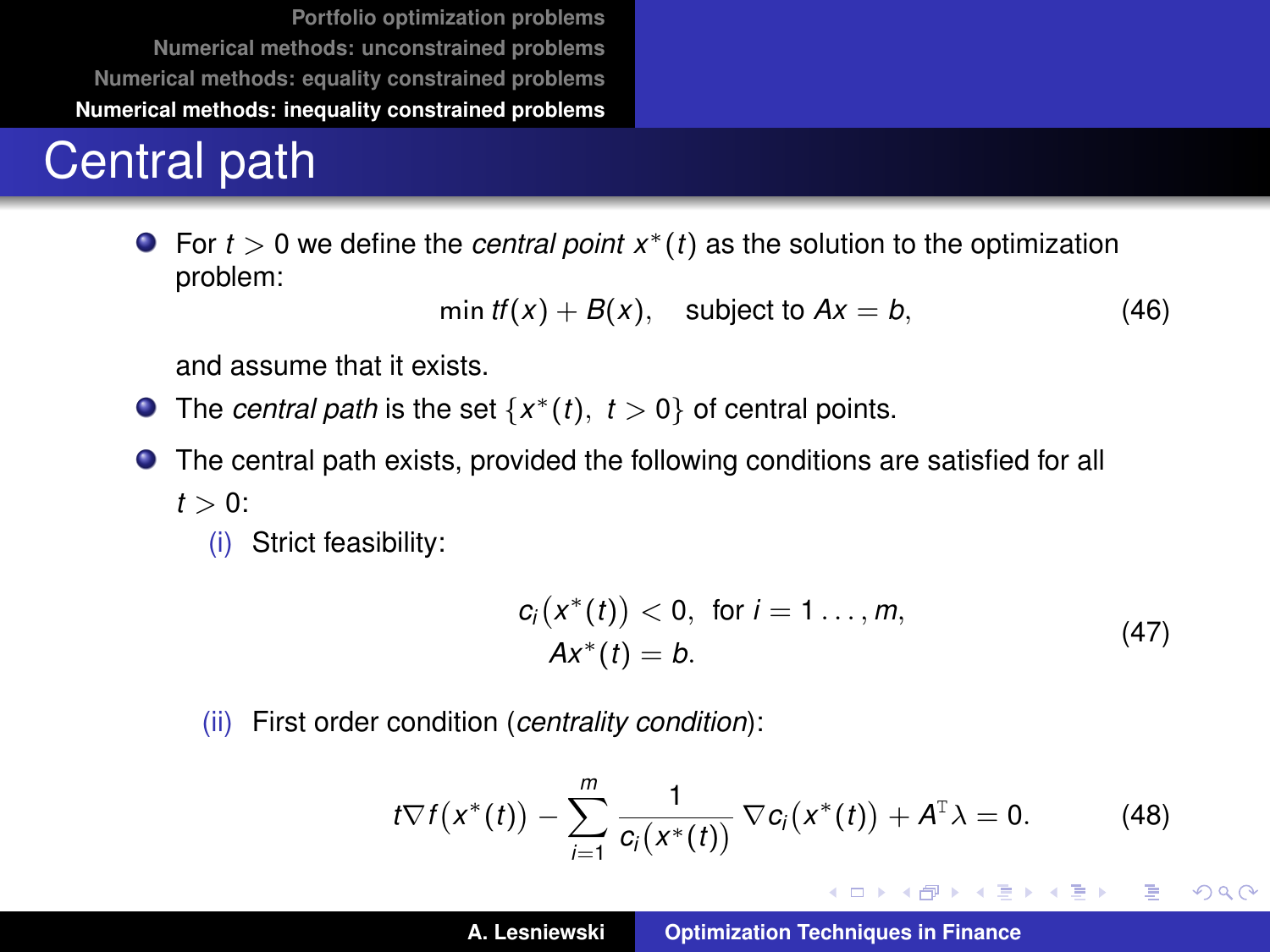# Central path

- For $t > 0$ we define the *central point* $x^*(t)$ as the solution to the optimization problem:

$$\min tf(x) + B(x), \quad \text{subject to } Ax = b, \tag{46}$$

  and assume that it exists.

- The *central path* is the set $\{x^*(t),\ t > 0\}$ of central points.

- The central path exists, provided the following conditions are satisfied for all $t > 0$:

  (i) Strict feasibility:

$$\begin{aligned} c_i(x^*(t)) &< 0, \ \text{ for } i = 1 \ldots, m, \\ Ax^*(t) &= b. \end{aligned} \tag{47}$$

  (ii) First order condition (*centrality condition*):

$$t\nabla f(x^*(t)) - \sum_{i=1}^{m} \frac{1}{c_i(x^*(t))} \nabla c_i(x^*(t)) + A^{\mathrm{T}}\lambda = 0. \tag{48}$$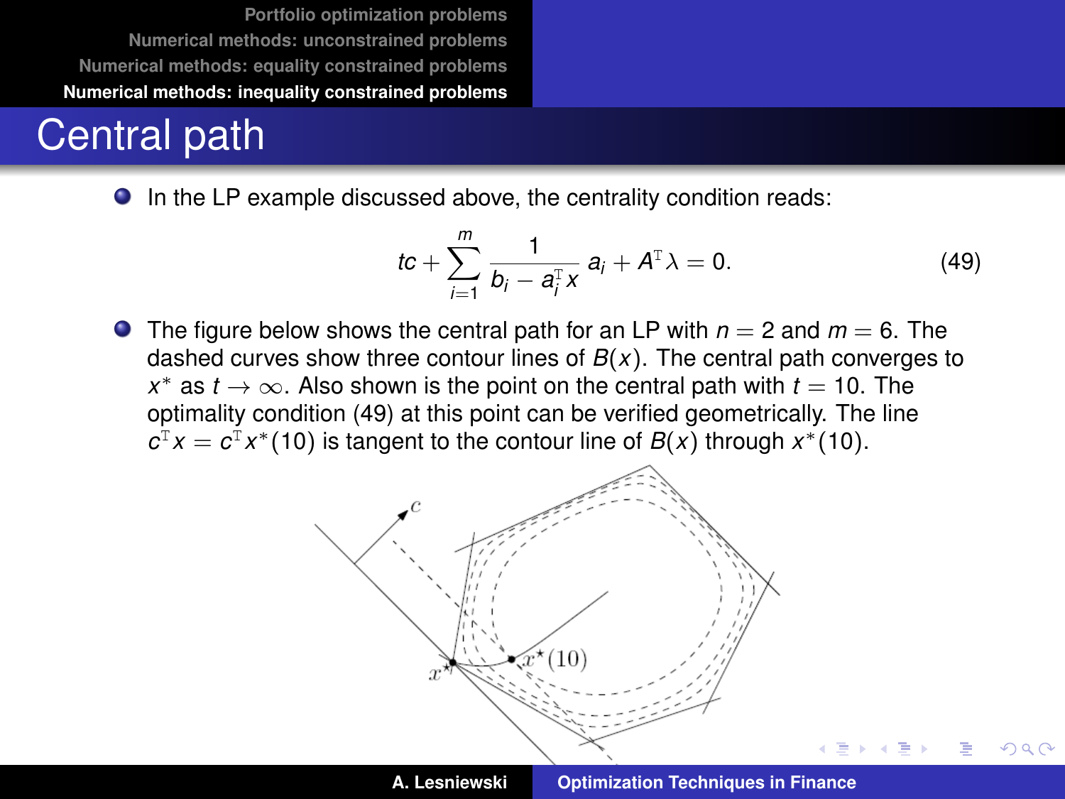# Central path

- In the LP example discussed above, the centrality condition reads:

$$tc + \sum_{i=1}^{m} \frac{1}{b_i - a_i^{\mathrm{T}} x} \, a_i + A^{\mathrm{T}} \lambda = 0. \tag{49}$$

- The figure below shows the central path for an LP with $n = 2$ and $m = 6$. The dashed curves show three contour lines of $B(x)$. The central path converges to $x^*$ as $t \to \infty$. Also shown is the point on the central path with $t = 10$. The optimality condition (49) at this point can be verified geometrically. The line $c^{\mathrm{T}} x = c^{\mathrm{T}} x^*(10)$ is tangent to the contour line of $B(x)$ through $x^*(10)$.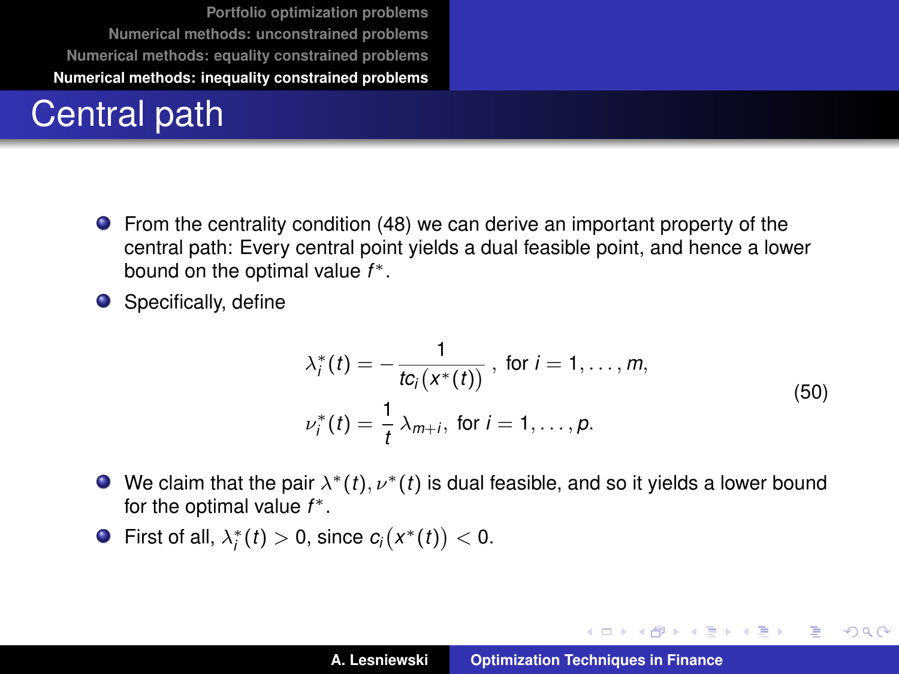# Central path

- From the centrality condition (48) we can derive an important property of the central path: Every central point yields a dual feasible point, and hence a lower bound on the optimal value $f^*$.
- Specifically, define

$$
\begin{aligned}
\lambda_i^*(t) &= -\frac{1}{tc_i\big(x^*(t)\big)}\,, \text{ for } i = 1, \ldots, m, \\
\nu_i^*(t) &= \frac{1}{t}\,\lambda_{m+i}, \text{ for } i = 1, \ldots, p.
\end{aligned}
\tag{50}
$$

- We claim that the pair $\lambda^*(t), \nu^*(t)$ is dual feasible, and so it yields a lower bound for the optimal value $f^*$.
- First of all, $\lambda_i^*(t) > 0$, since $c_i\big(x^*(t)\big) < 0$.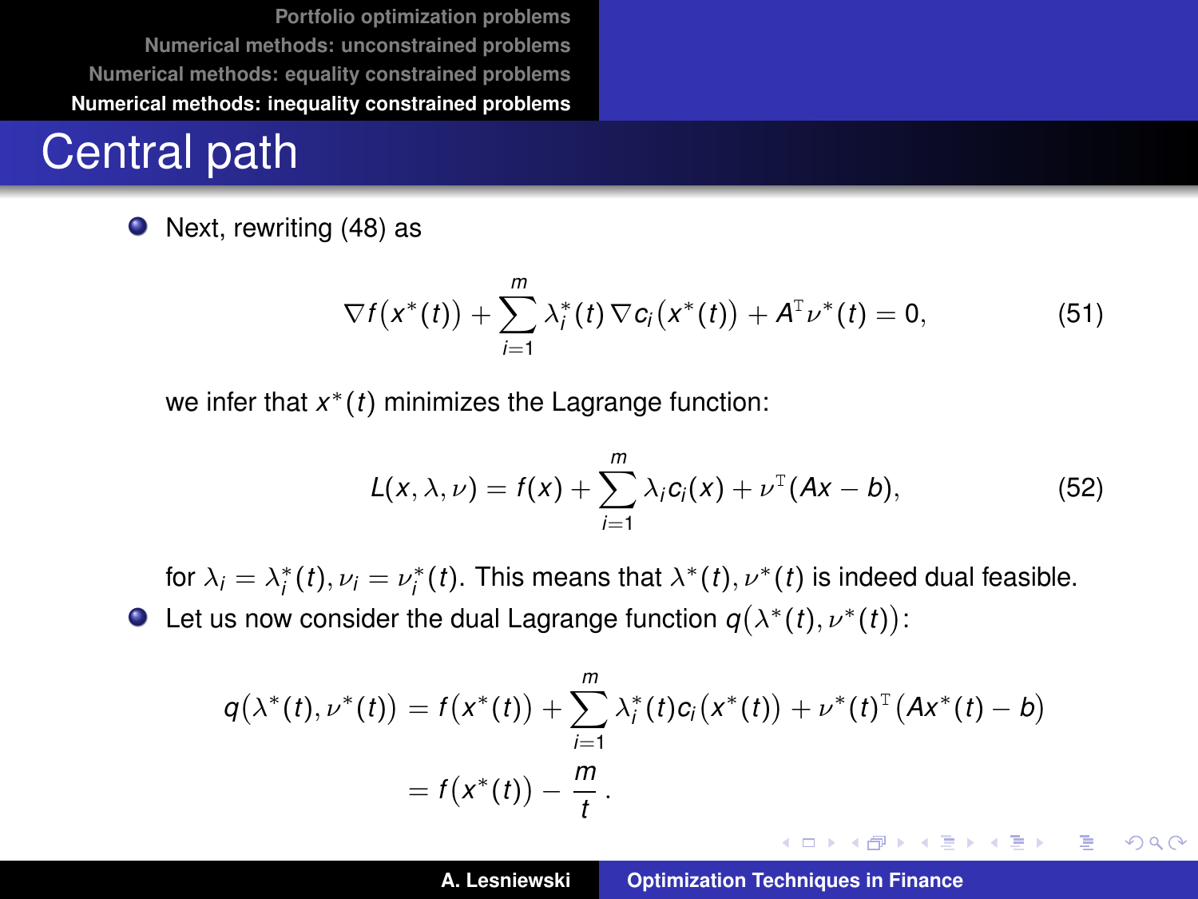## Central path

- Next, rewriting (48) as

$$\nabla f\big(x^*(t)\big) + \sum_{i=1}^{m} \lambda_i^*(t)\, \nabla c_i\big(x^*(t)\big) + A^{\mathrm{T}} \nu^*(t) = 0, \tag{51}$$

  we infer that $x^*(t)$ minimizes the Lagrange function:

$$L(x, \lambda, \nu) = f(x) + \sum_{i=1}^{m} \lambda_i c_i(x) + \nu^{\mathrm{T}}(Ax - b), \tag{52}$$

  for $\lambda_i = \lambda_i^*(t), \nu_i = \nu_i^*(t)$. This means that $\lambda^*(t), \nu^*(t)$ is indeed dual feasible.

- Let us now consider the dual Lagrange function $q\big(\lambda^*(t), \nu^*(t)\big)$:

$$\begin{aligned} q\big(\lambda^*(t), \nu^*(t)\big) &= f\big(x^*(t)\big) + \sum_{i=1}^{m} \lambda_i^*(t) c_i\big(x^*(t)\big) + \nu^*(t)^{\mathrm{T}}\big(Ax^*(t) - b\big) \\ &= f\big(x^*(t)\big) - \frac{m}{t}\,. \end{aligned}$$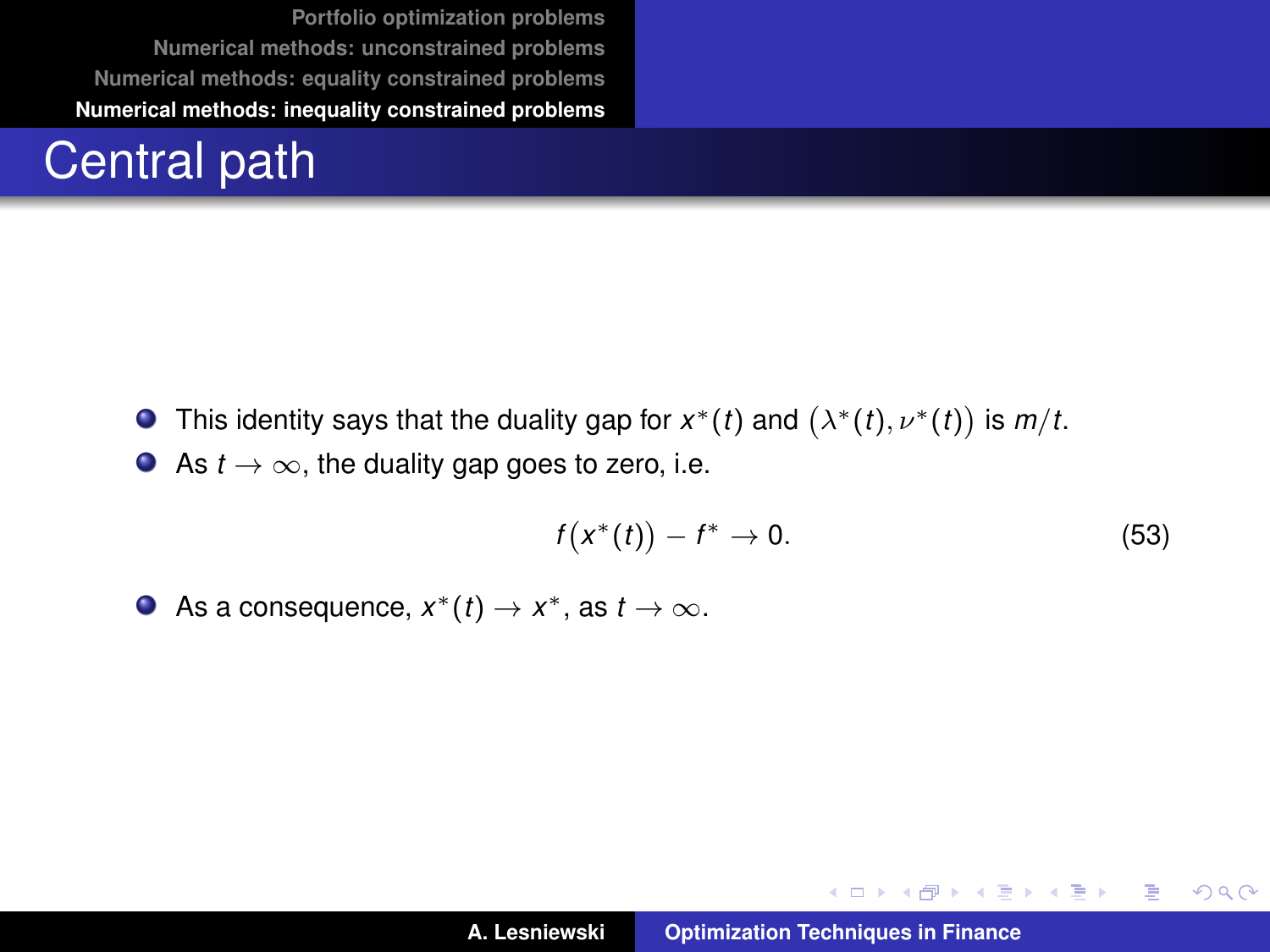# Central path

- This identity says that the duality gap for $x^*(t)$ and $\big(\lambda^*(t), \nu^*(t)\big)$ is $m/t$.
- As $t \to \infty$, the duality gap goes to zero, i.e.

$$f\big(x^*(t)\big) - f^* \to 0. \tag{53}$$

- As a consequence, $x^*(t) \to x^*$, as $t \to \infty$.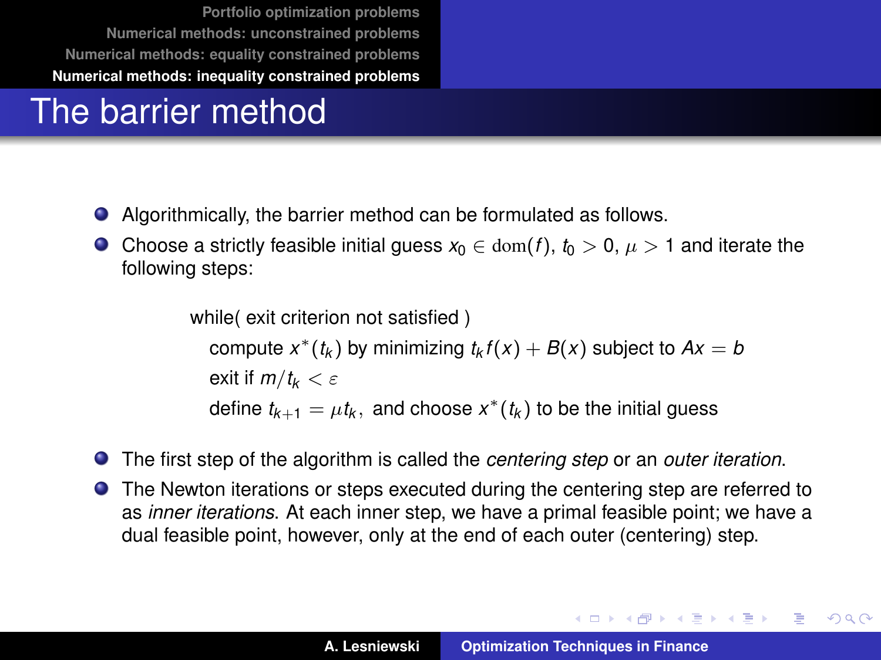# The barrier method

- Algorithmically, the barrier method can be formulated as follows.
- Choose a strictly feasible initial guess $x_0 \in \mathrm{dom}(f)$, $t_0 > 0$, $\mu > 1$ and iterate the following steps:

```
while( exit criterion not satisfied )
   compute x*(t_k) by minimizing t_k f(x) + B(x) subject to Ax = b
   exit if m/t_k < ε
   define t_{k+1} = μ t_k, and choose x*(t_k) to be the initial guess
```

- The first step of the algorithm is called the *centering step* or an *outer iteration*.
- The Newton iterations or steps executed during the centering step are referred to as *inner iterations*. At each inner step, we have a primal feasible point; we have a dual feasible point, however, only at the end of each outer (centering) step.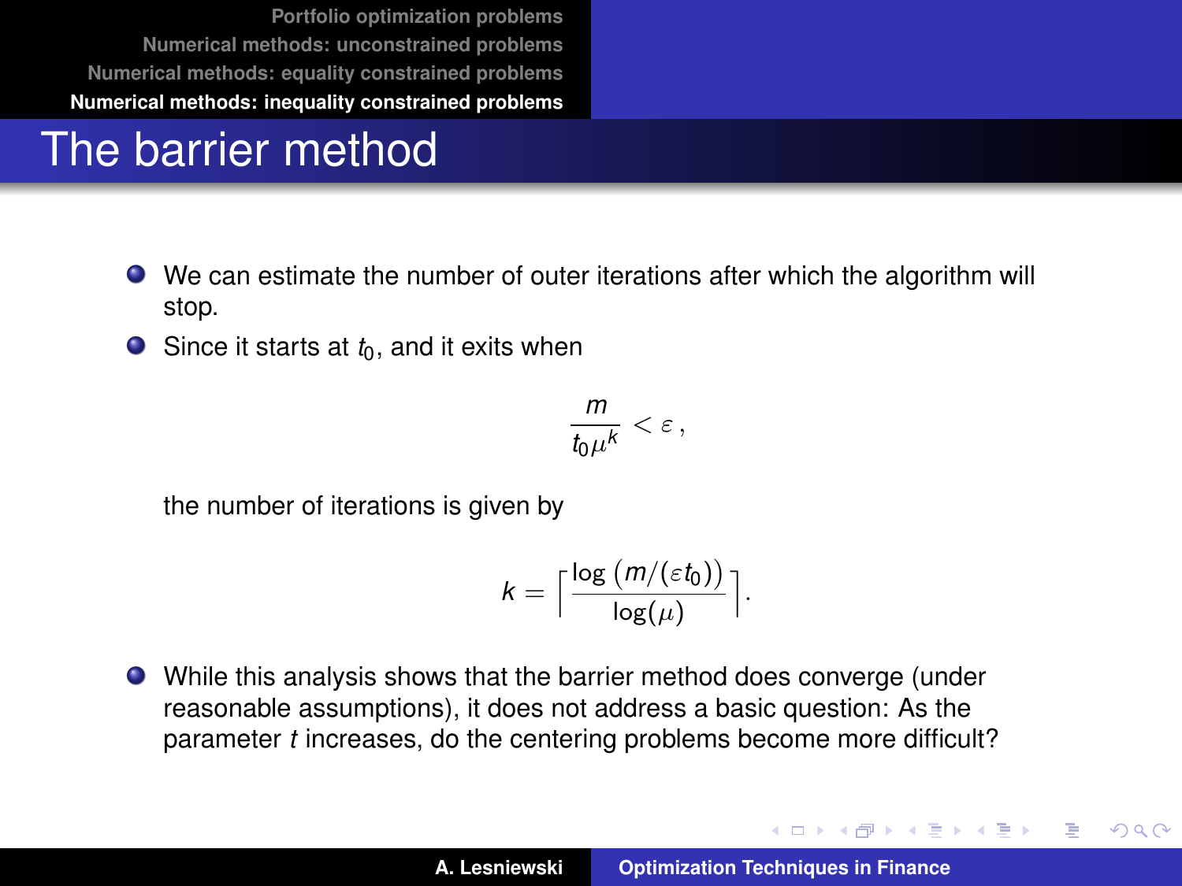# The barrier method

- We can estimate the number of outer iterations after which the algorithm will stop.
- Since it starts at $t_0$, and it exits when

$$\frac{m}{t_0 \mu^k} < \varepsilon \,,$$

the number of iterations is given by

$$k = \left\lceil \frac{\log\left(m/(\varepsilon t_0)\right)}{\log(\mu)} \right\rceil.$$

- While this analysis shows that the barrier method does converge (under reasonable assumptions), it does not address a basic question: As the parameter $t$ increases, do the centering problems become more difficult?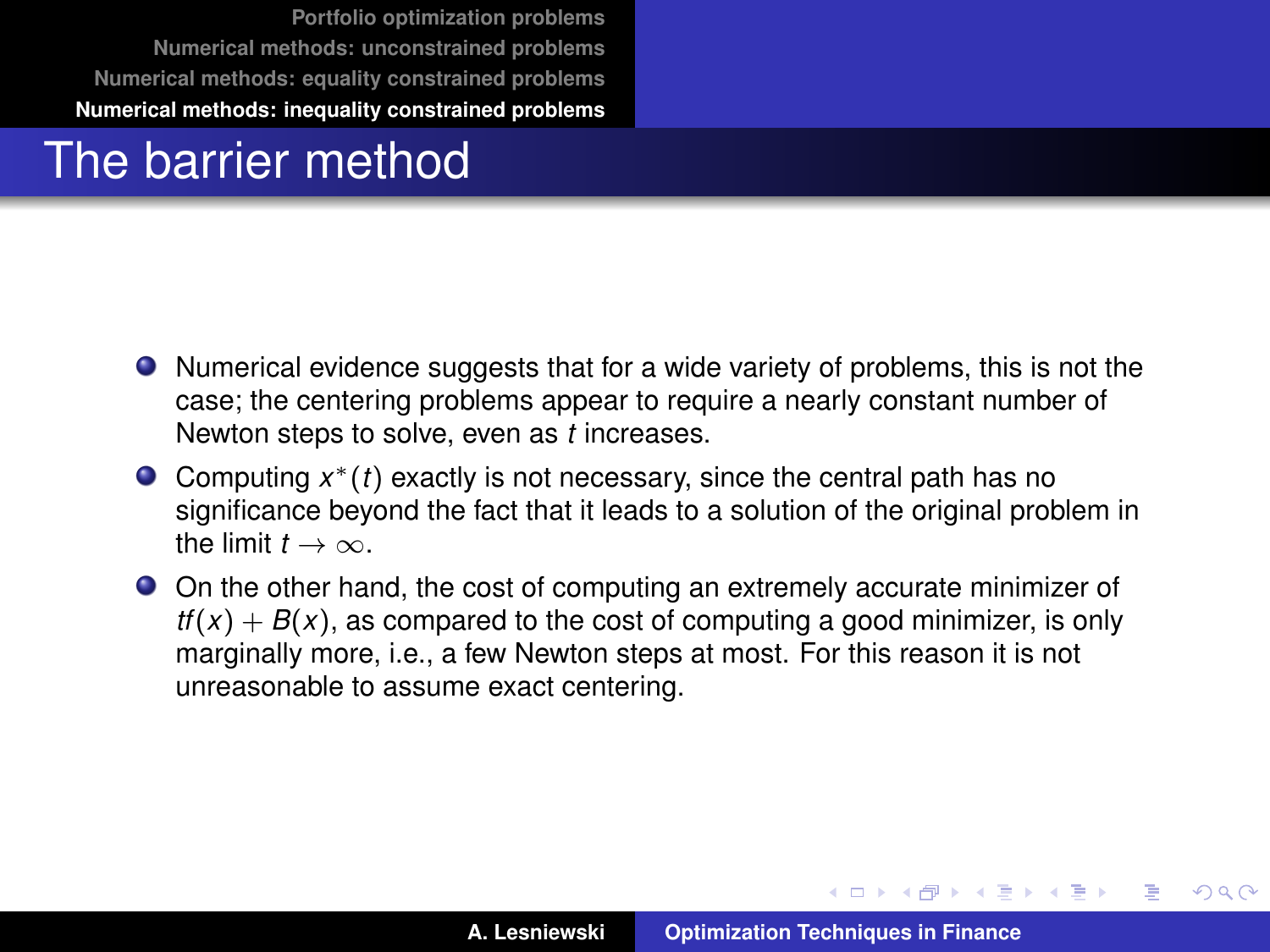# The barrier method

- Numerical evidence suggests that for a wide variety of problems, this is not the case; the centering problems appear to require a nearly constant number of Newton steps to solve, even as $t$ increases.
- Computing $x^*(t)$ exactly is not necessary, since the central path has no significance beyond the fact that it leads to a solution of the original problem in the limit $t \to \infty$.
- On the other hand, the cost of computing an extremely accurate minimizer of $tf(x) + B(x)$, as compared to the cost of computing a good minimizer, is only marginally more, i.e., a few Newton steps at most. For this reason it is not unreasonable to assume exact centering.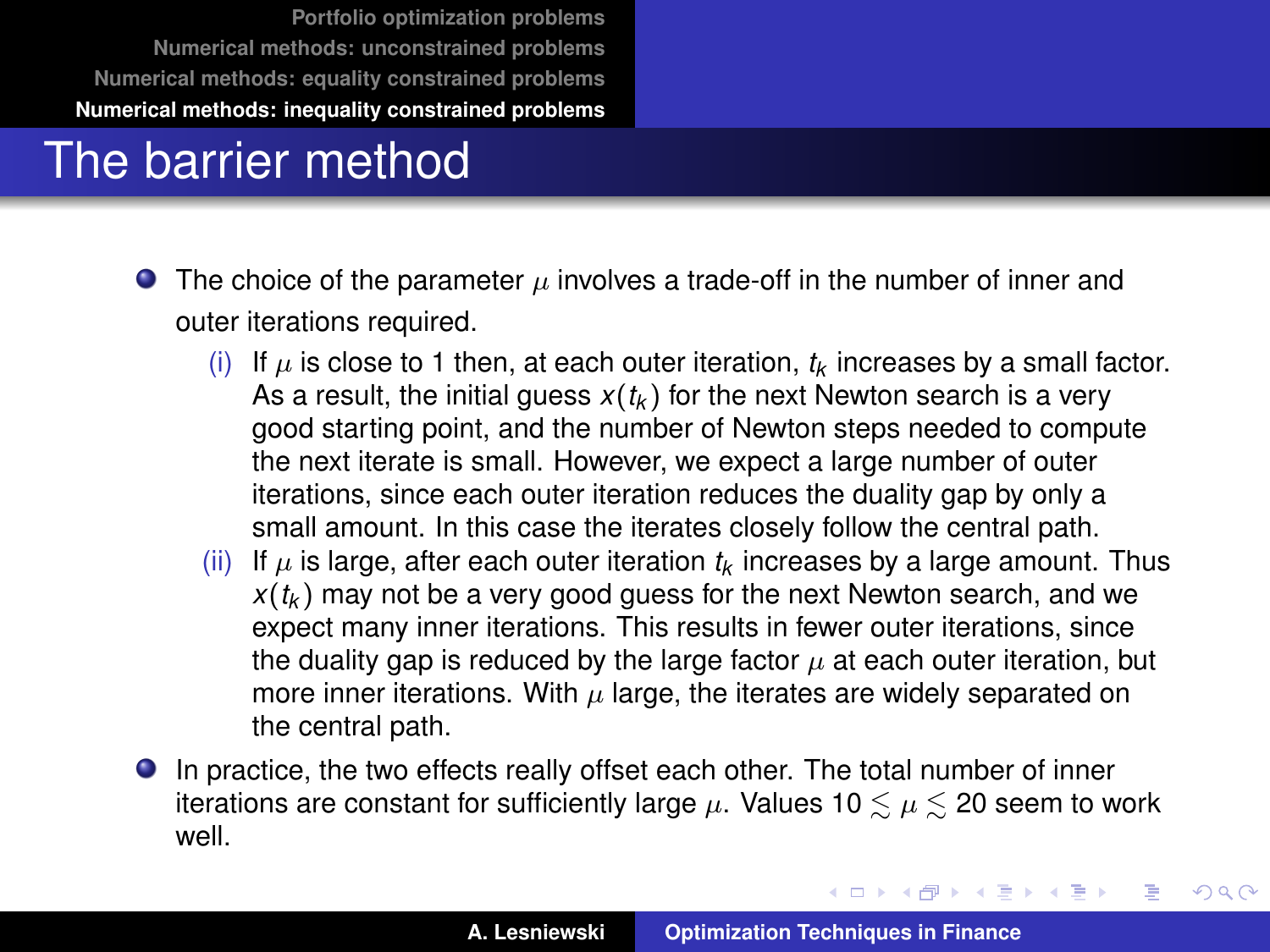# The barrier method

- The choice of the parameter $\mu$ involves a trade-off in the number of inner and outer iterations required.
  - (i) If $\mu$ is close to 1 then, at each outer iteration, $t_k$ increases by a small factor. As a result, the initial guess $x(t_k)$ for the next Newton search is a very good starting point, and the number of Newton steps needed to compute the next iterate is small. However, we expect a large number of outer iterations, since each outer iteration reduces the duality gap by only a small amount. In this case the iterates closely follow the central path.
  - (ii) If $\mu$ is large, after each outer iteration $t_k$ increases by a large amount. Thus $x(t_k)$ may not be a very good guess for the next Newton search, and we expect many inner iterations. This results in fewer outer iterations, since the duality gap is reduced by the large factor $\mu$ at each outer iteration, but more inner iterations. With $\mu$ large, the iterates are widely separated on the central path.
- In practice, the two effects really offset each other. The total number of inner iterations are constant for sufficiently large $\mu$. Values $10 \lesssim \mu \lesssim 20$ seem to work well.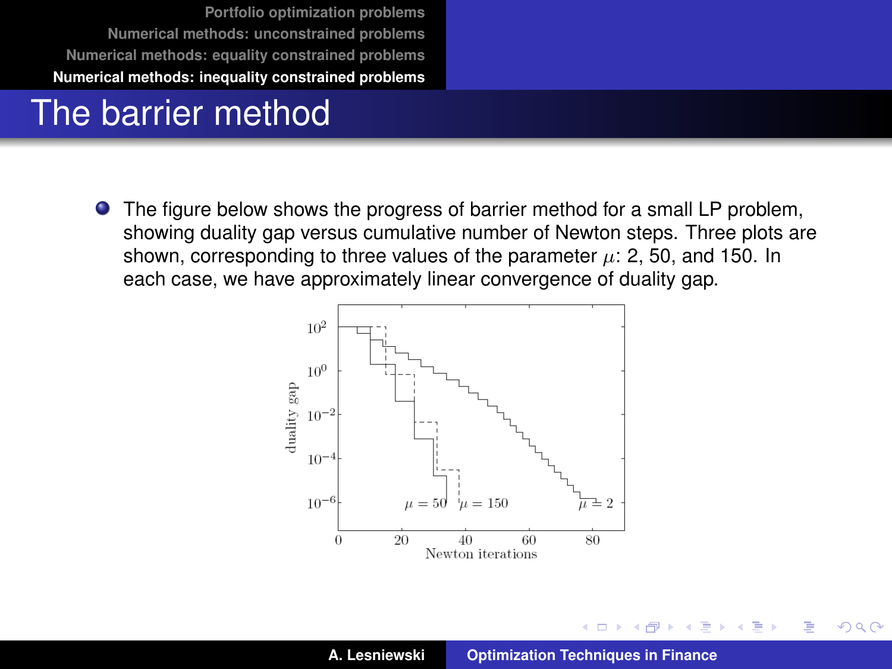# The barrier method

- The figure below shows the progress of barrier method for a small LP problem, showing duality gap versus cumulative number of Newton steps. Three plots are shown, corresponding to three values of the parameter $\mu$: 2, 50, and 150. In each case, we have approximately linear convergence of duality gap.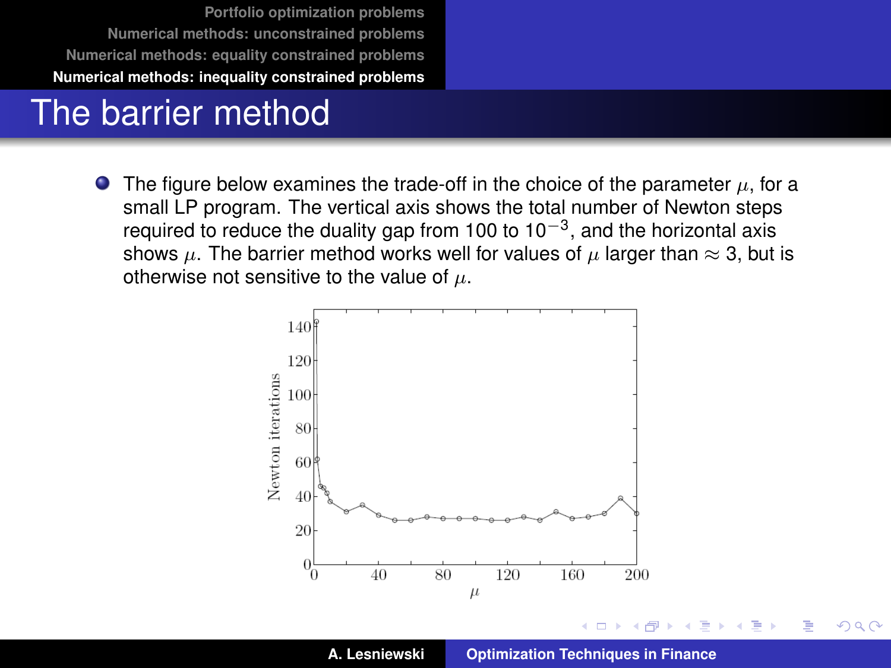# The barrier method

- The figure below examines the trade-off in the choice of the parameter $\mu$, for a small LP program. The vertical axis shows the total number of Newton steps required to reduce the duality gap from 100 to $10^{-3}$, and the horizontal axis shows $\mu$. The barrier method works well for values of $\mu$ larger than $\approx 3$, but is otherwise not sensitive to the value of $\mu$.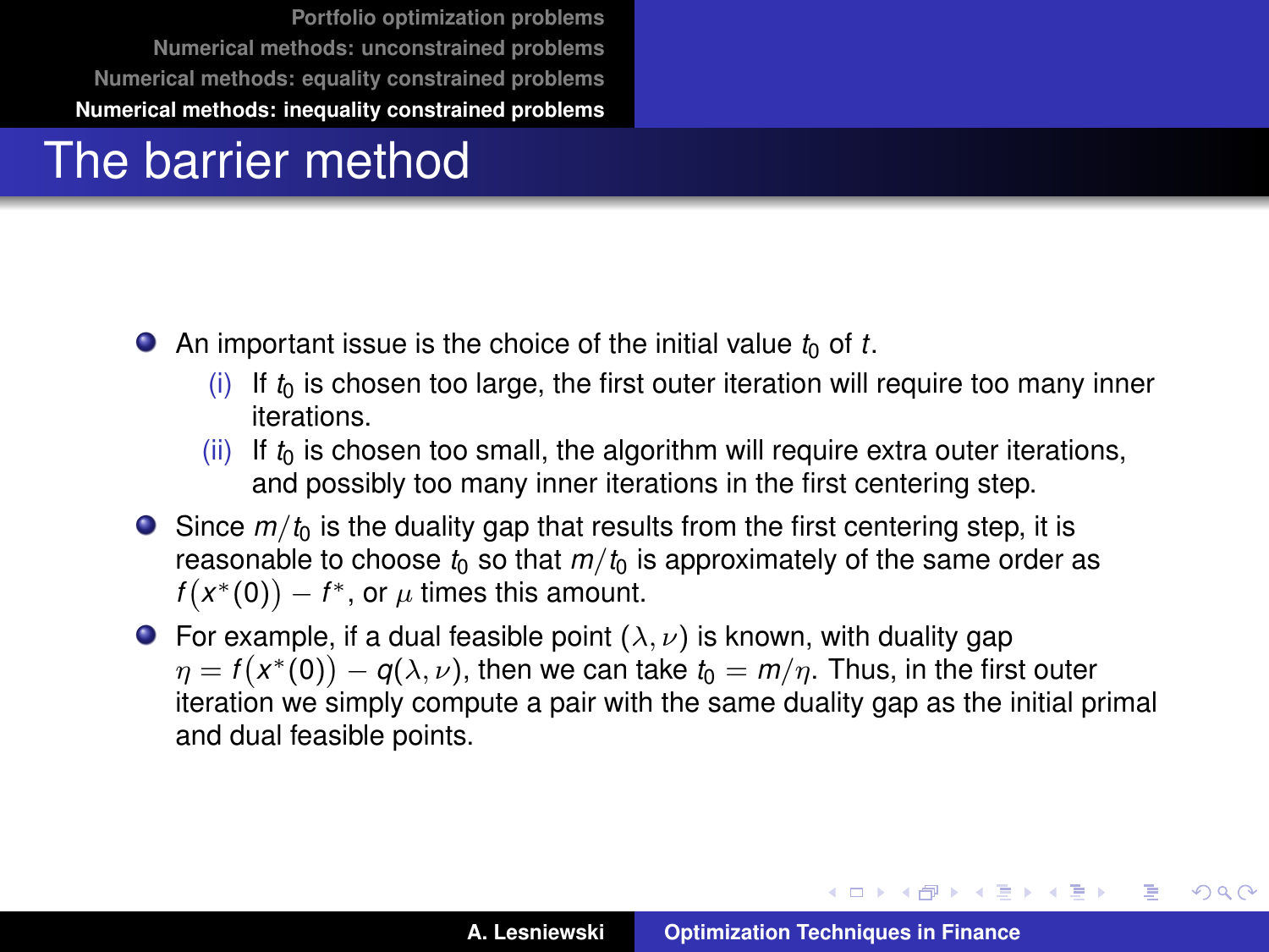# The barrier method

- An important issue is the choice of the initial value $t_0$ of $t$.
  - (i) If $t_0$ is chosen too large, the first outer iteration will require too many inner iterations.
  - (ii) If $t_0$ is chosen too small, the algorithm will require extra outer iterations, and possibly too many inner iterations in the first centering step.
- Since $m/t_0$ is the duality gap that results from the first centering step, it is reasonable to choose $t_0$ so that $m/t_0$ is approximately of the same order as $f\big(x^*(0)\big) - f^*$, or $\mu$ times this amount.
- For example, if a dual feasible point $(\lambda, \nu)$ is known, with duality gap $\eta = f\big(x^*(0)\big) - q(\lambda, \nu)$, then we can take $t_0 = m/\eta$. Thus, in the first outer iteration we simply compute a pair with the same duality gap as the initial primal and dual feasible points.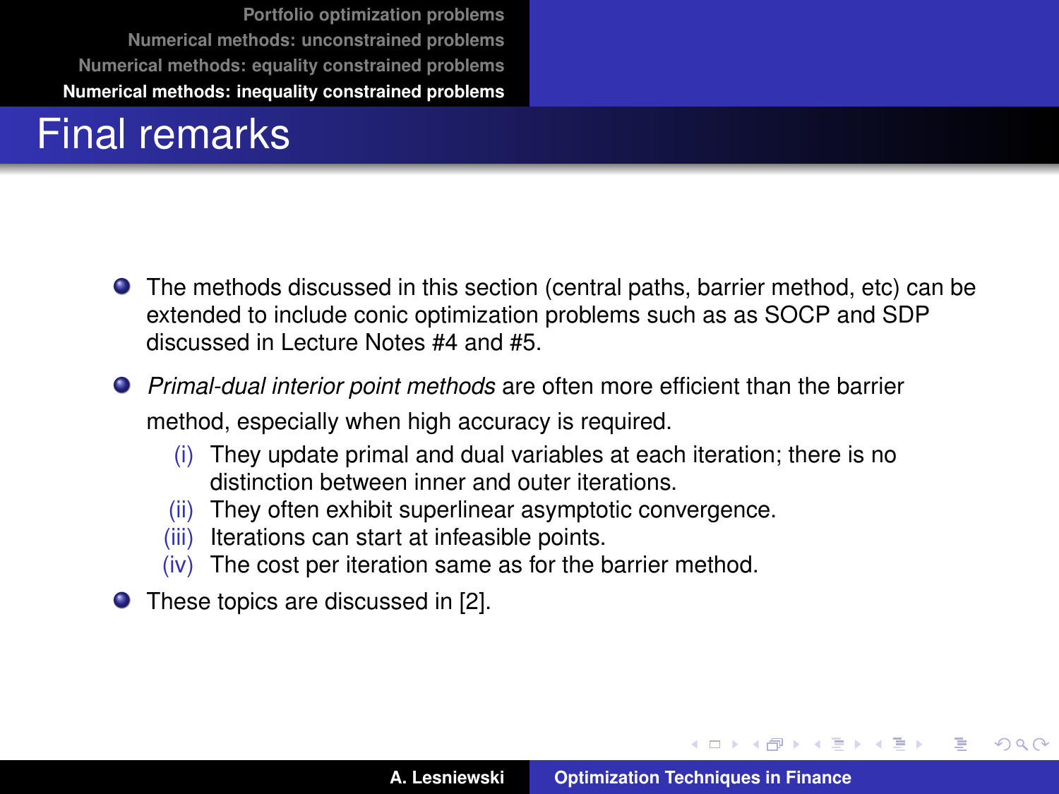# Final remarks

- The methods discussed in this section (central paths, barrier method, etc) can be extended to include conic optimization problems such as as SOCP and SDP discussed in Lecture Notes #4 and #5.
- *Primal-dual interior point methods* are often more efficient than the barrier method, especially when high accuracy is required.
  - (i) They update primal and dual variables at each iteration; there is no distinction between inner and outer iterations.
  - (ii) They often exhibit superlinear asymptotic convergence.
  - (iii) Iterations can start at infeasible points.
  - (iv) The cost per iteration same as for the barrier method.
- These topics are discussed in [2].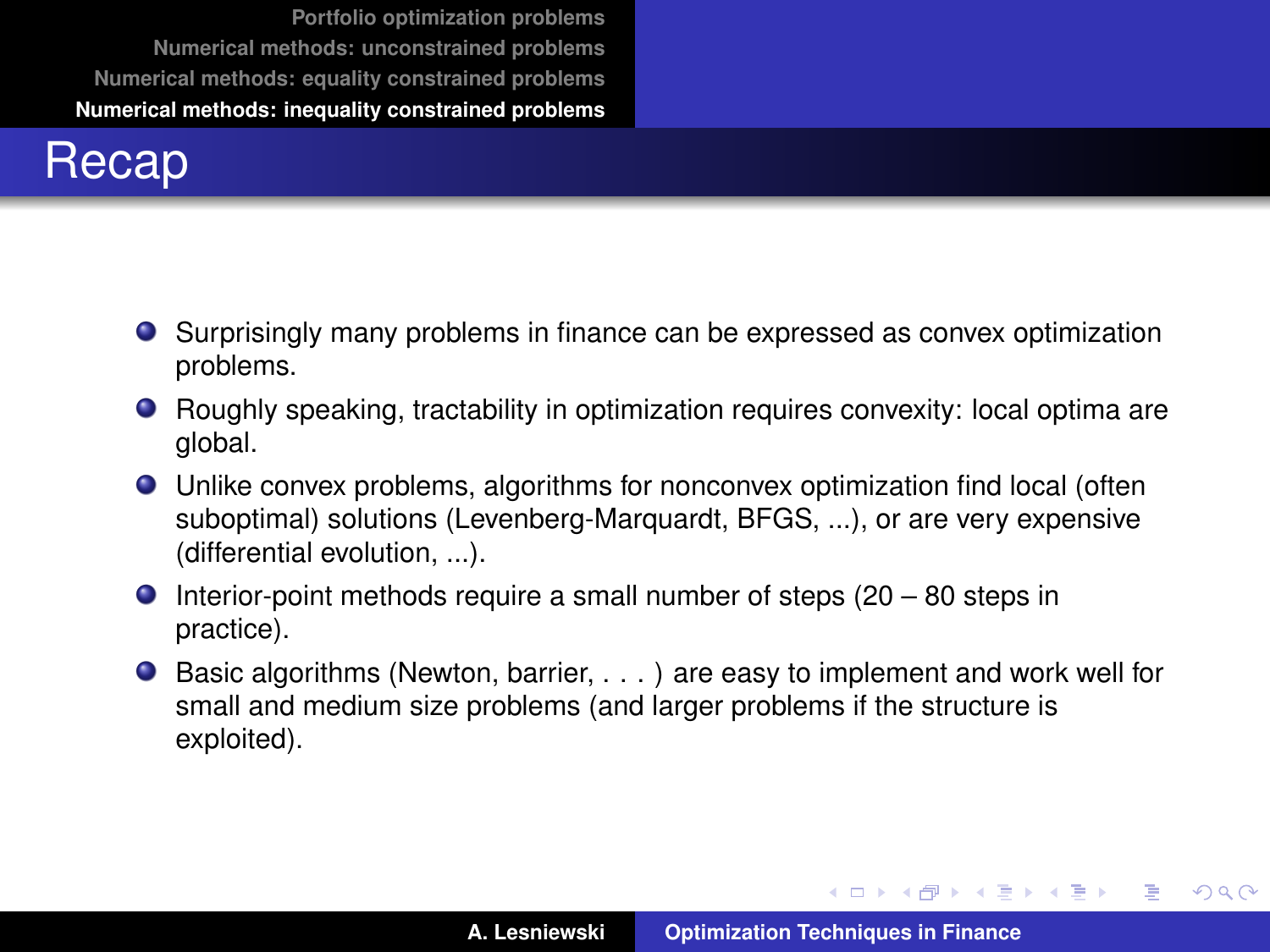# Recap

- Surprisingly many problems in finance can be expressed as convex optimization problems.
- Roughly speaking, tractability in optimization requires convexity: local optima are global.
- Unlike convex problems, algorithms for nonconvex optimization find local (often suboptimal) solutions (Levenberg-Marquardt, BFGS, ...), or are very expensive (differential evolution, ...).
- Interior-point methods require a small number of steps (20 – 80 steps in practice).
- Basic algorithms (Newton, barrier, . . . ) are easy to implement and work well for small and medium size problems (and larger problems if the structure is exploited).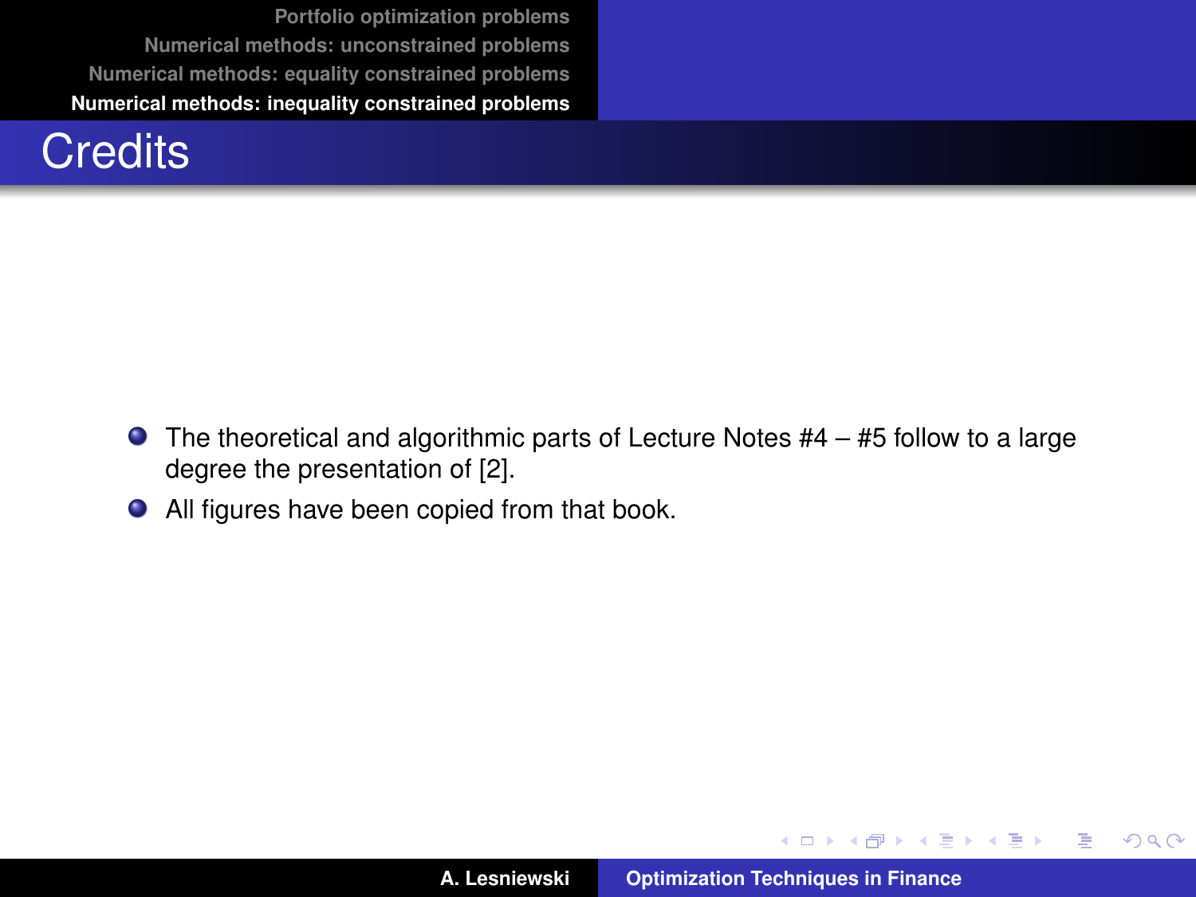# Credits

- The theoretical and algorithmic parts of Lecture Notes #4 – #5 follow to a large degree the presentation of [2].
- All figures have been copied from that book.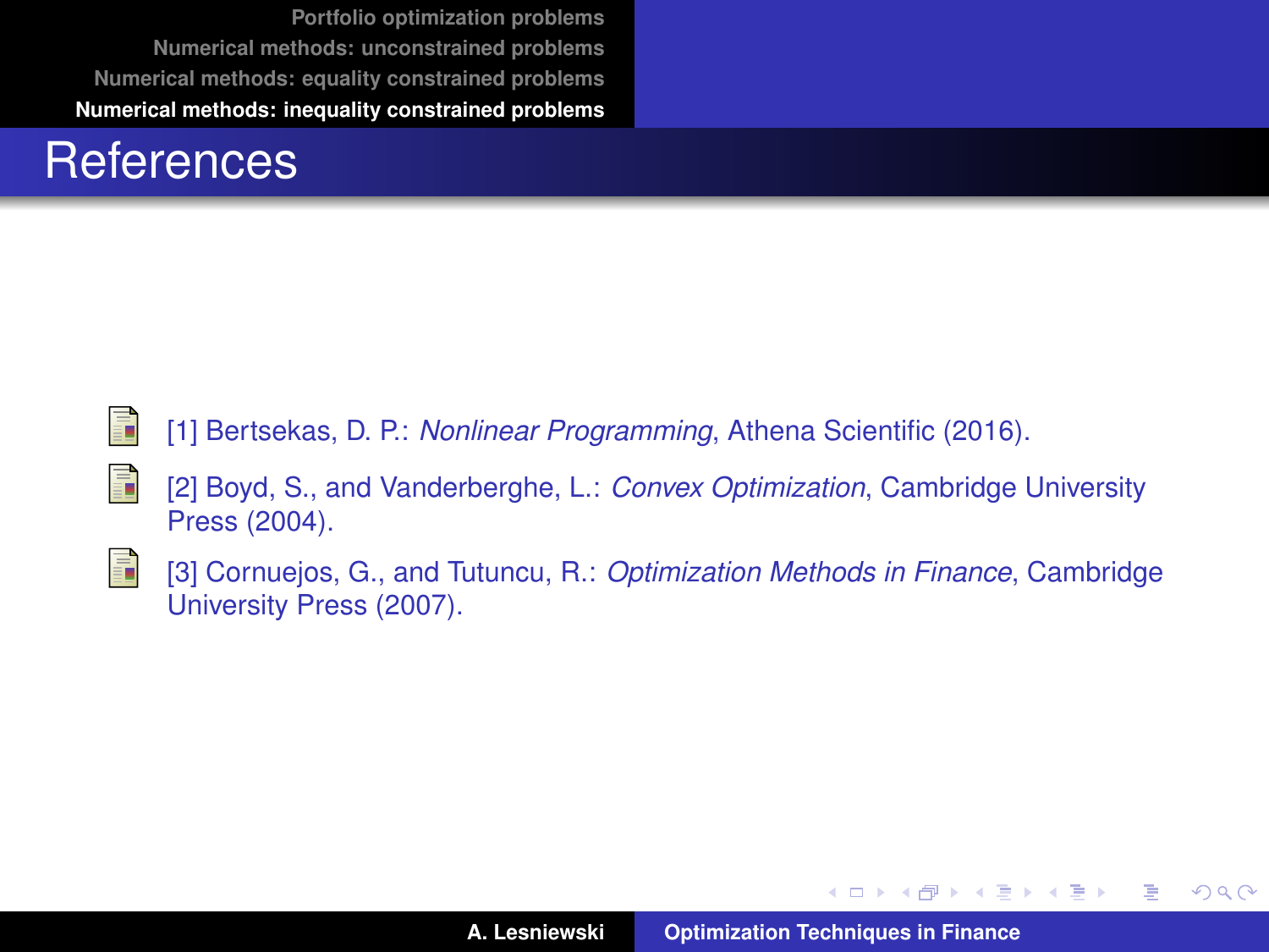# References

- [1] Bertsekas, D. P.: *Nonlinear Programming*, Athena Scientific (2016).
- [2] Boyd, S., and Vanderberghe, L.: *Convex Optimization*, Cambridge University Press (2004).
- [3] Cornuejos, G., and Tutuncu, R.: *Optimization Methods in Finance*, Cambridge University Press (2007).